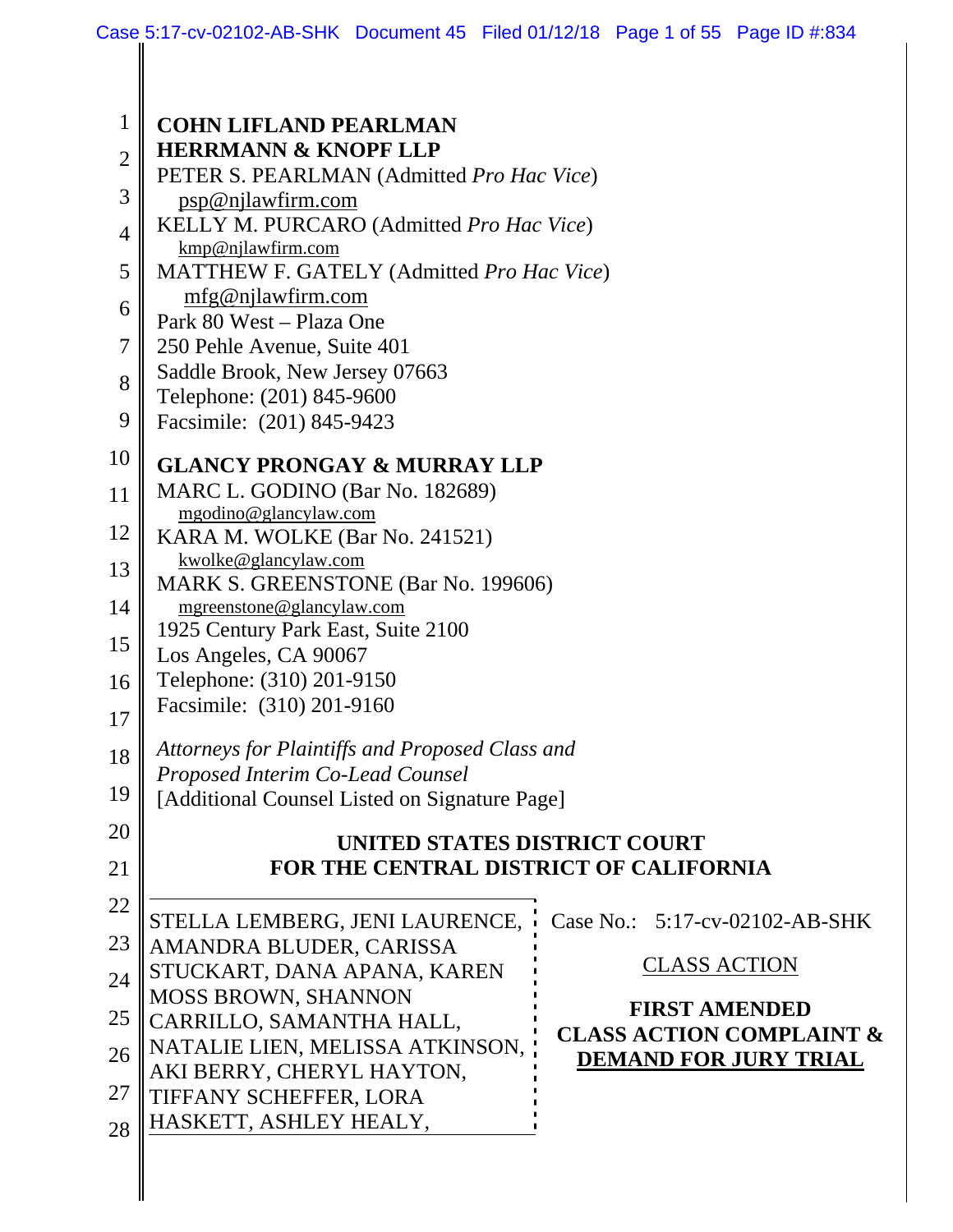**COHN LIFLAND PEARLMAN HERRMANN & KNOPF LLP**
PETER S. PEARLMAN (Admitted *Pro Hac Vice*)
psp@njlawfirm.com
KELLY M. PURCARO (Admitted *Pro Hac Vice*)
kmp@njlawfirm.com
MATTHEW F. GATELY (Admitted *Pro Hac Vice*)
mfg@njlawfirm.com
Park 80 West – Plaza One
250 Pehle Avenue, Suite 401
Saddle Brook, New Jersey 07663
Telephone: (201) 845-9600
Facsimile: (201) 845-9423

**GLANCY PRONGAY & MURRAY LLP**
MARC L. GODINO (Bar No. 182689)
mgodino@glancylaw.com
KARA M. WOLKE (Bar No. 241521)
kwolke@glancylaw.com
MARK S. GREENSTONE (Bar No. 199606)
mgreenstone@glancylaw.com
1925 Century Park East, Suite 2100
Los Angeles, CA 90067
Telephone: (310) 201-9150
Facsimile: (310) 201-9160

*Attorneys for Plaintiffs and Proposed Class and Proposed Interim Co-Lead Counsel*
[Additional Counsel Listed on Signature Page]

**UNITED STATES DISTRICT COURT**
**FOR THE CENTRAL DISTRICT OF CALIFORNIA**

STELLA LEMBERG, JENI LAURENCE, AMANDRA BLUDER, CARISSA STUCKART, DANA APANA, KAREN MOSS BROWN, SHANNON CARRILLO, SAMANTHA HALL, NATALIE LIEN, MELISSA ATKINSON, AKI BERRY, CHERYL HAYTON, TIFFANY SCHEFFER, LORA HASKETT, ASHLEY HEALY,

Case No.: 5:17-cv-02102-AB-SHK

CLASS ACTION

**FIRST AMENDED CLASS ACTION COMPLAINT & DEMAND FOR JURY TRIAL**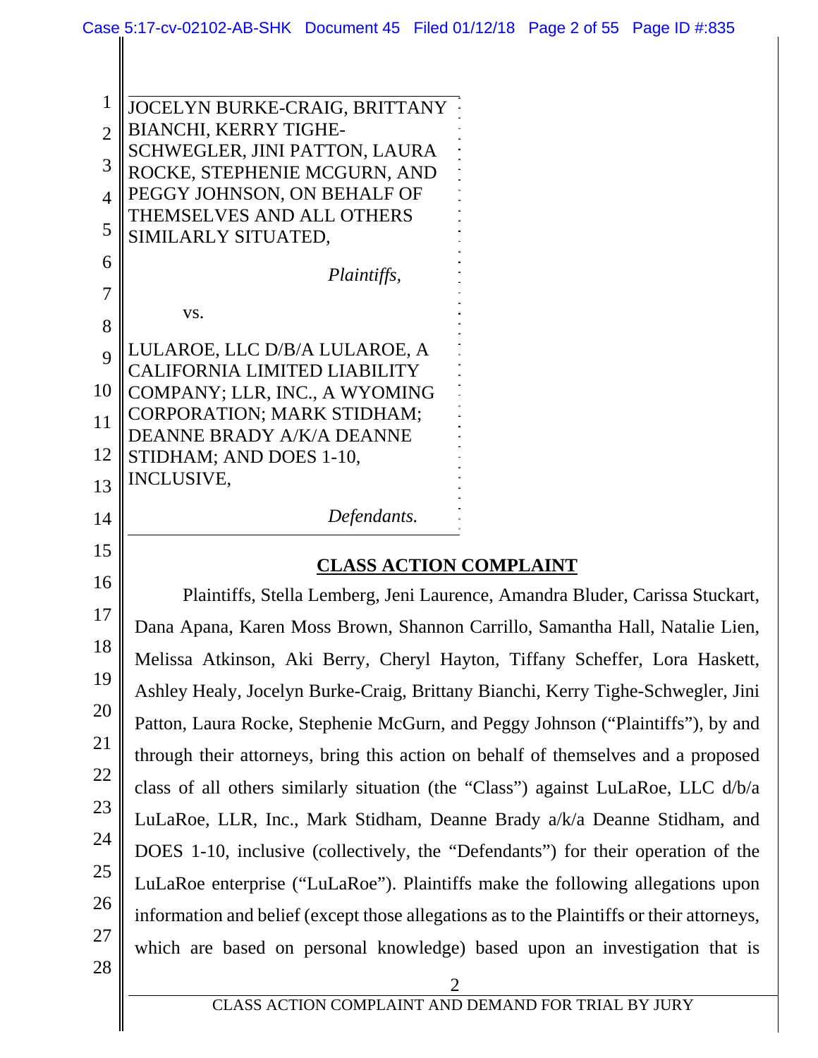JOCELYN BURKE-CRAIG, BRITTANY BIANCHI, KERRY TIGHE-SCHWEGLER, JINI PATTON, LAURA ROCKE, STEPHENIE MCGURN, AND PEGGY JOHNSON, ON BEHALF OF THEMSELVES AND ALL OTHERS SIMILARLY SITUATED,

*Plaintiffs,*

vs.

LULAROE, LLC D/B/A LULAROE, A CALIFORNIA LIMITED LIABILITY COMPANY; LLR, INC., A WYOMING CORPORATION; MARK STIDHAM; DEANNE BRADY A/K/A DEANNE STIDHAM; AND DOES 1-10, INCLUSIVE,

*Defendants.*

## CLASS ACTION COMPLAINT

Plaintiffs, Stella Lemberg, Jeni Laurence, Amandra Bluder, Carissa Stuckart, Dana Apana, Karen Moss Brown, Shannon Carrillo, Samantha Hall, Natalie Lien, Melissa Atkinson, Aki Berry, Cheryl Hayton, Tiffany Scheffer, Lora Haskett, Ashley Healy, Jocelyn Burke-Craig, Brittany Bianchi, Kerry Tighe-Schwegler, Jini Patton, Laura Rocke, Stephenie McGurn, and Peggy Johnson ("Plaintiffs"), by and through their attorneys, bring this action on behalf of themselves and a proposed class of all others similarly situation (the "Class") against LuLaRoe, LLC d/b/a LuLaRoe, LLR, Inc., Mark Stidham, Deanne Brady a/k/a Deanne Stidham, and DOES 1-10, inclusive (collectively, the "Defendants") for their operation of the LuLaRoe enterprise ("LuLaRoe"). Plaintiffs make the following allegations upon information and belief (except those allegations as to the Plaintiffs or their attorneys, which are based on personal knowledge) based upon an investigation that is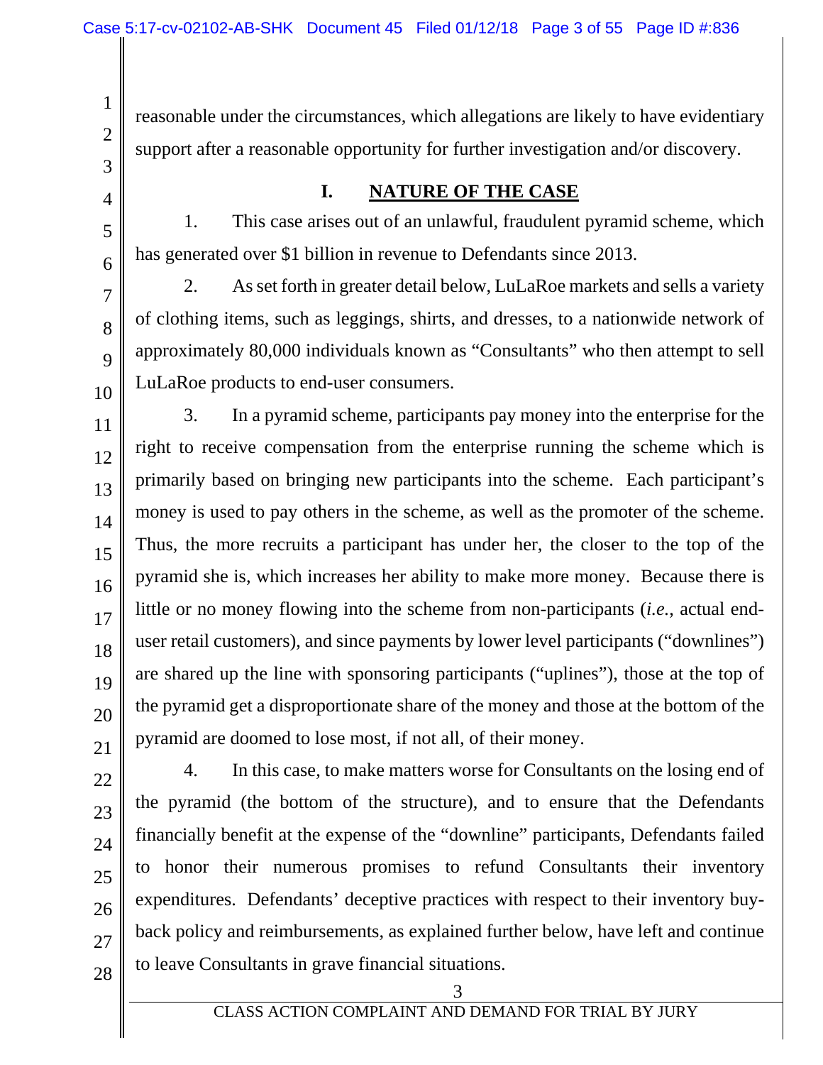reasonable under the circumstances, which allegations are likely to have evidentiary support after a reasonable opportunity for further investigation and/or discovery.

## I. NATURE OF THE CASE

1. This case arises out of an unlawful, fraudulent pyramid scheme, which has generated over $1 billion in revenue to Defendants since 2013.

2. As set forth in greater detail below, LuLaRoe markets and sells a variety of clothing items, such as leggings, shirts, and dresses, to a nationwide network of approximately 80,000 individuals known as "Consultants" who then attempt to sell LuLaRoe products to end-user consumers.

3. In a pyramid scheme, participants pay money into the enterprise for the right to receive compensation from the enterprise running the scheme which is primarily based on bringing new participants into the scheme. Each participant's money is used to pay others in the scheme, as well as the promoter of the scheme. Thus, the more recruits a participant has under her, the closer to the top of the pyramid she is, which increases her ability to make more money. Because there is little or no money flowing into the scheme from non-participants (*i.e.*, actual end-user retail customers), and since payments by lower level participants ("downlines") are shared up the line with sponsoring participants ("uplines"), those at the top of the pyramid get a disproportionate share of the money and those at the bottom of the pyramid are doomed to lose most, if not all, of their money.

4. In this case, to make matters worse for Consultants on the losing end of the pyramid (the bottom of the structure), and to ensure that the Defendants financially benefit at the expense of the "downline" participants, Defendants failed to honor their numerous promises to refund Consultants their inventory expenditures. Defendants' deceptive practices with respect to their inventory buy-back policy and reimbursements, as explained further below, have left and continue to leave Consultants in grave financial situations.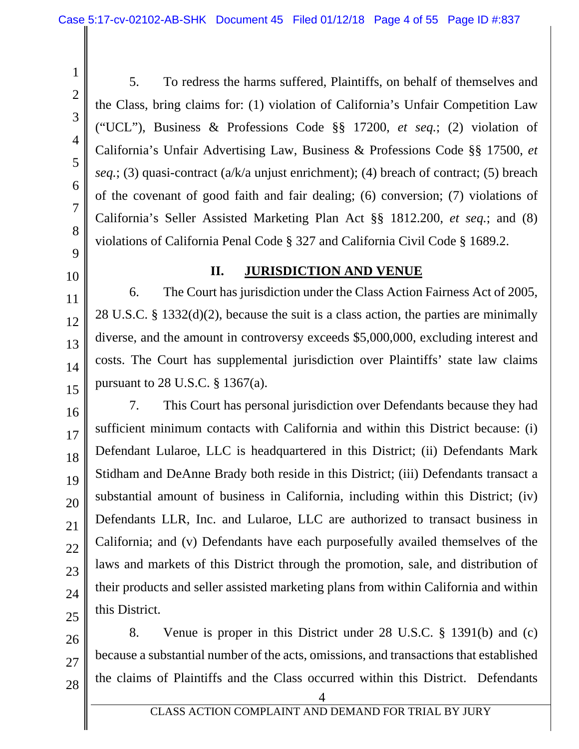5. To redress the harms suffered, Plaintiffs, on behalf of themselves and the Class, bring claims for: (1) violation of California's Unfair Competition Law ("UCL"), Business & Professions Code §§ 17200, *et seq.*; (2) violation of California's Unfair Advertising Law, Business & Professions Code §§ 17500, *et seq.*; (3) quasi-contract (a/k/a unjust enrichment); (4) breach of contract; (5) breach of the covenant of good faith and fair dealing; (6) conversion; (7) violations of California's Seller Assisted Marketing Plan Act §§ 1812.200, *et seq.*; and (8) violations of California Penal Code § 327 and California Civil Code § 1689.2.

## II. JURISDICTION AND VENUE

6. The Court has jurisdiction under the Class Action Fairness Act of 2005, 28 U.S.C. § 1332(d)(2), because the suit is a class action, the parties are minimally diverse, and the amount in controversy exceeds $5,000,000, excluding interest and costs. The Court has supplemental jurisdiction over Plaintiffs' state law claims pursuant to 28 U.S.C. § 1367(a).

7. This Court has personal jurisdiction over Defendants because they had sufficient minimum contacts with California and within this District because: (i) Defendant Lularoe, LLC is headquartered in this District; (ii) Defendants Mark Stidham and DeAnne Brady both reside in this District; (iii) Defendants transact a substantial amount of business in California, including within this District; (iv) Defendants LLR, Inc. and Lularoe, LLC are authorized to transact business in California; and (v) Defendants have each purposefully availed themselves of the laws and markets of this District through the promotion, sale, and distribution of their products and seller assisted marketing plans from within California and within this District.

8. Venue is proper in this District under 28 U.S.C. § 1391(b) and (c) because a substantial number of the acts, omissions, and transactions that established the claims of Plaintiffs and the Class occurred within this District. Defendants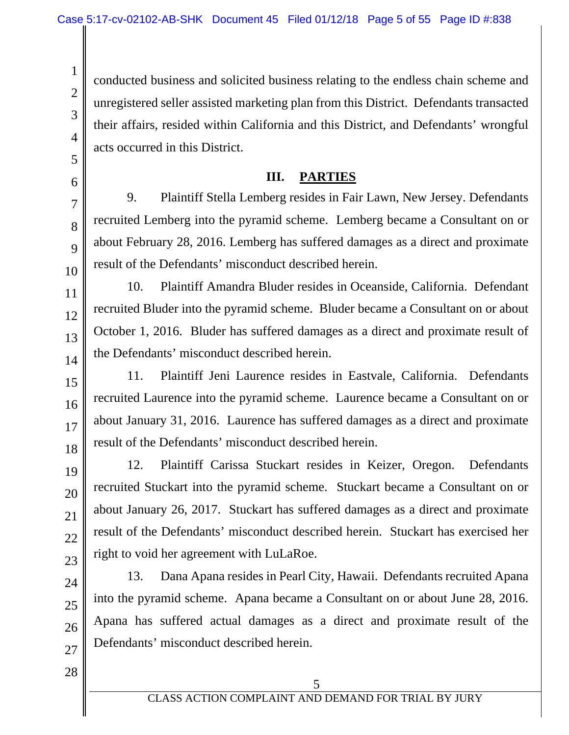conducted business and solicited business relating to the endless chain scheme and unregistered seller assisted marketing plan from this District. Defendants transacted their affairs, resided within California and this District, and Defendants' wrongful acts occurred in this District.

## III. PARTIES

9. Plaintiff Stella Lemberg resides in Fair Lawn, New Jersey. Defendants recruited Lemberg into the pyramid scheme. Lemberg became a Consultant on or about February 28, 2016. Lemberg has suffered damages as a direct and proximate result of the Defendants' misconduct described herein.

10. Plaintiff Amandra Bluder resides in Oceanside, California. Defendant recruited Bluder into the pyramid scheme. Bluder became a Consultant on or about October 1, 2016. Bluder has suffered damages as a direct and proximate result of the Defendants' misconduct described herein.

11. Plaintiff Jeni Laurence resides in Eastvale, California. Defendants recruited Laurence into the pyramid scheme. Laurence became a Consultant on or about January 31, 2016. Laurence has suffered damages as a direct and proximate result of the Defendants' misconduct described herein.

12. Plaintiff Carissa Stuckart resides in Keizer, Oregon. Defendants recruited Stuckart into the pyramid scheme. Stuckart became a Consultant on or about January 26, 2017. Stuckart has suffered damages as a direct and proximate result of the Defendants' misconduct described herein. Stuckart has exercised her right to void her agreement with LuLaRoe.

13. Dana Apana resides in Pearl City, Hawaii. Defendants recruited Apana into the pyramid scheme. Apana became a Consultant on or about June 28, 2016. Apana has suffered actual damages as a direct and proximate result of the Defendants' misconduct described herein.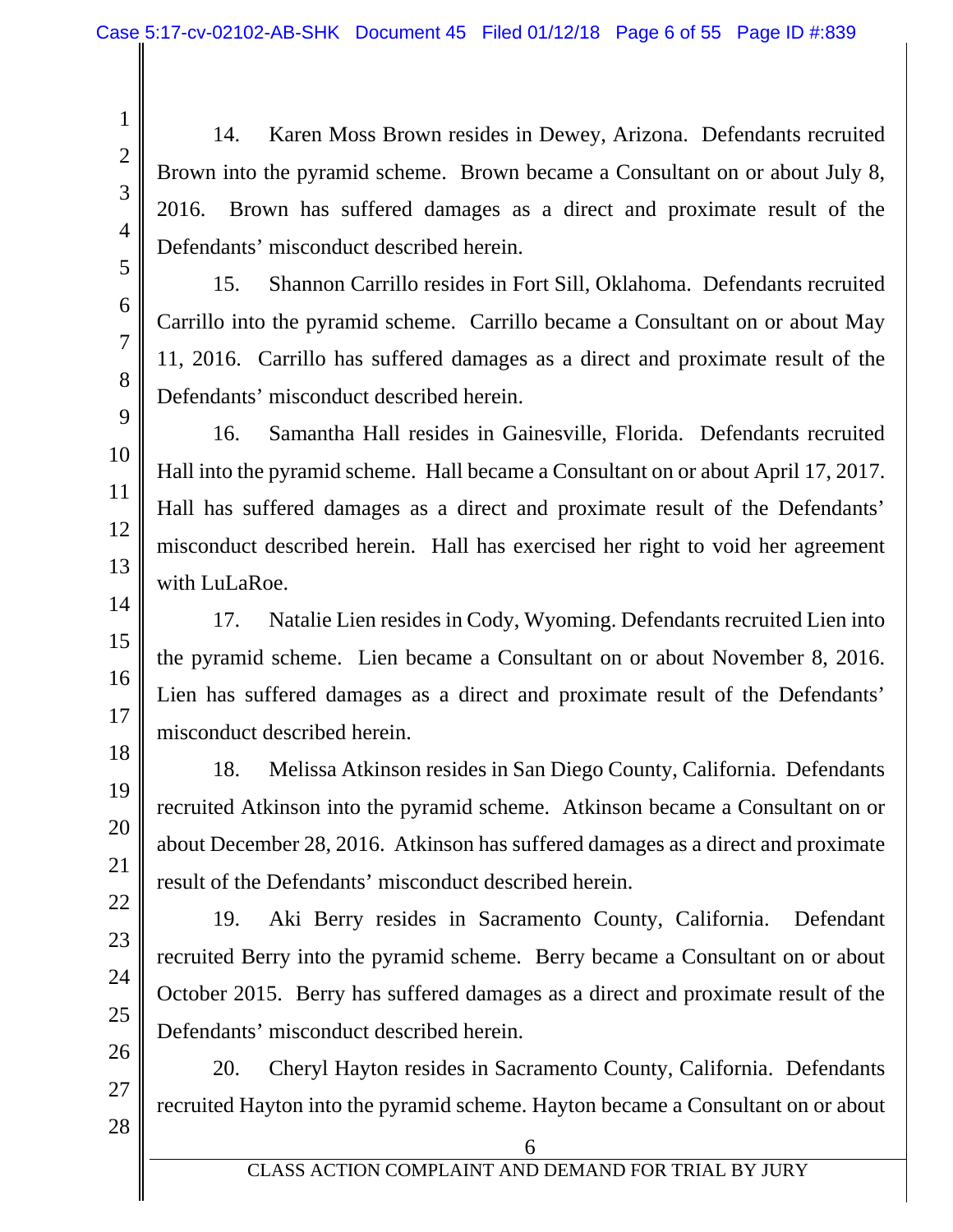14. Karen Moss Brown resides in Dewey, Arizona. Defendants recruited Brown into the pyramid scheme. Brown became a Consultant on or about July 8, 2016. Brown has suffered damages as a direct and proximate result of the Defendants' misconduct described herein.

15. Shannon Carrillo resides in Fort Sill, Oklahoma. Defendants recruited Carrillo into the pyramid scheme. Carrillo became a Consultant on or about May 11, 2016. Carrillo has suffered damages as a direct and proximate result of the Defendants' misconduct described herein.

16. Samantha Hall resides in Gainesville, Florida. Defendants recruited Hall into the pyramid scheme. Hall became a Consultant on or about April 17, 2017. Hall has suffered damages as a direct and proximate result of the Defendants' misconduct described herein. Hall has exercised her right to void her agreement with LuLaRoe.

17. Natalie Lien resides in Cody, Wyoming. Defendants recruited Lien into the pyramid scheme. Lien became a Consultant on or about November 8, 2016. Lien has suffered damages as a direct and proximate result of the Defendants' misconduct described herein.

18. Melissa Atkinson resides in San Diego County, California. Defendants recruited Atkinson into the pyramid scheme. Atkinson became a Consultant on or about December 28, 2016. Atkinson has suffered damages as a direct and proximate result of the Defendants' misconduct described herein.

19. Aki Berry resides in Sacramento County, California. Defendant recruited Berry into the pyramid scheme. Berry became a Consultant on or about October 2015. Berry has suffered damages as a direct and proximate result of the Defendants' misconduct described herein.

20. Cheryl Hayton resides in Sacramento County, California. Defendants recruited Hayton into the pyramid scheme. Hayton became a Consultant on or about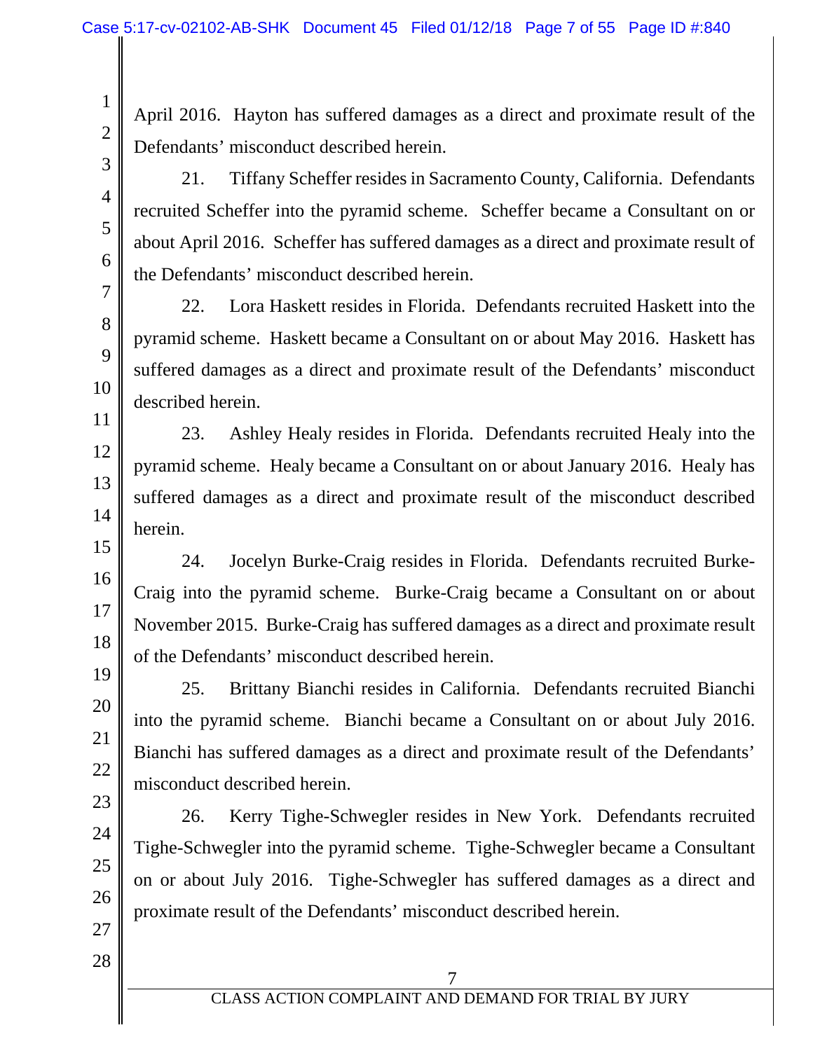April 2016. Hayton has suffered damages as a direct and proximate result of the Defendants' misconduct described herein.

21. Tiffany Scheffer resides in Sacramento County, California. Defendants recruited Scheffer into the pyramid scheme. Scheffer became a Consultant on or about April 2016. Scheffer has suffered damages as a direct and proximate result of the Defendants' misconduct described herein.

22. Lora Haskett resides in Florida. Defendants recruited Haskett into the pyramid scheme. Haskett became a Consultant on or about May 2016. Haskett has suffered damages as a direct and proximate result of the Defendants' misconduct described herein.

23. Ashley Healy resides in Florida. Defendants recruited Healy into the pyramid scheme. Healy became a Consultant on or about January 2016. Healy has suffered damages as a direct and proximate result of the misconduct described herein.

24. Jocelyn Burke-Craig resides in Florida. Defendants recruited Burke-Craig into the pyramid scheme. Burke-Craig became a Consultant on or about November 2015. Burke-Craig has suffered damages as a direct and proximate result of the Defendants' misconduct described herein.

25. Brittany Bianchi resides in California. Defendants recruited Bianchi into the pyramid scheme. Bianchi became a Consultant on or about July 2016. Bianchi has suffered damages as a direct and proximate result of the Defendants' misconduct described herein.

26. Kerry Tighe-Schwegler resides in New York. Defendants recruited Tighe-Schwegler into the pyramid scheme. Tighe-Schwegler became a Consultant on or about July 2016. Tighe-Schwegler has suffered damages as a direct and proximate result of the Defendants' misconduct described herein.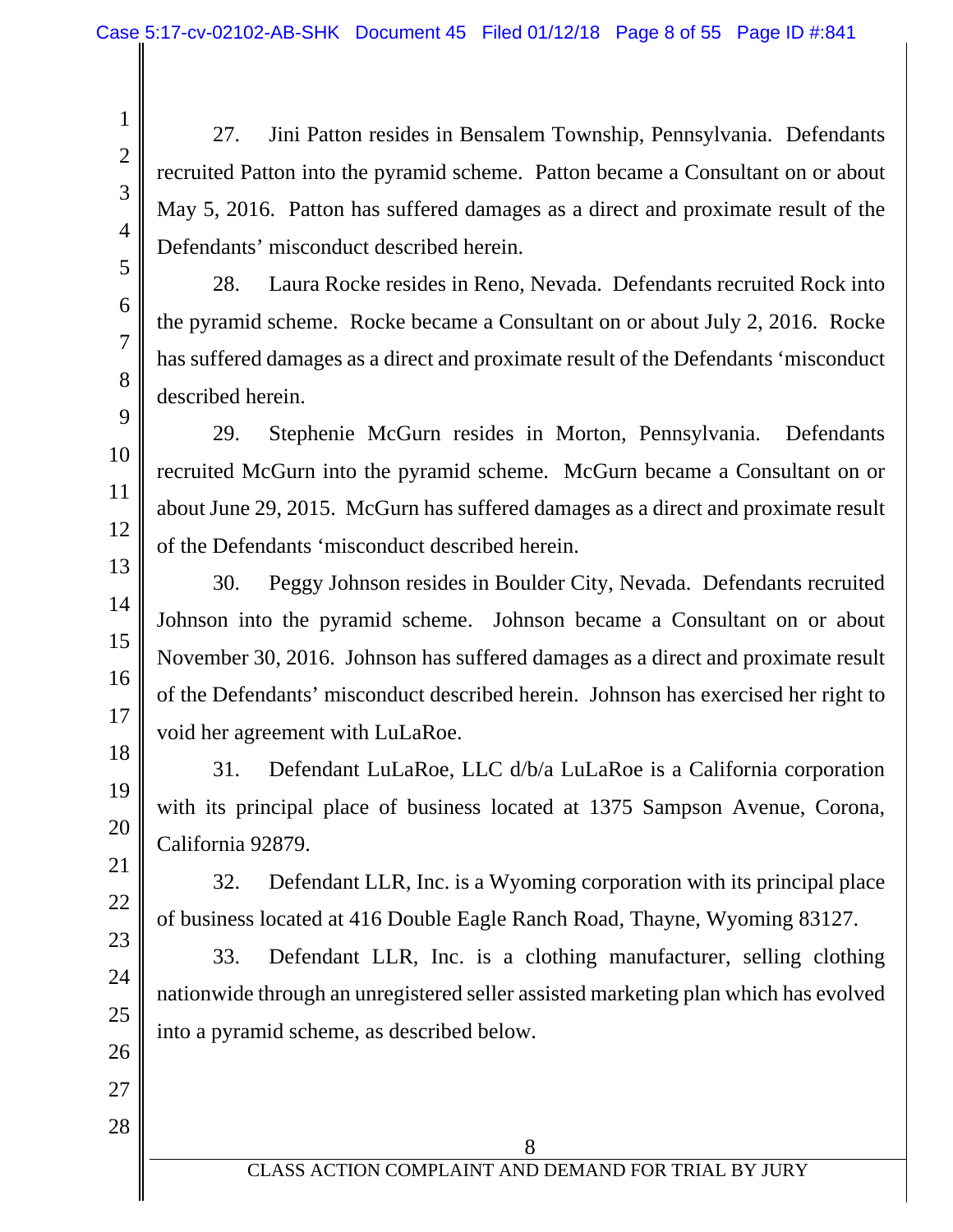27. Jini Patton resides in Bensalem Township, Pennsylvania. Defendants recruited Patton into the pyramid scheme. Patton became a Consultant on or about May 5, 2016. Patton has suffered damages as a direct and proximate result of the Defendants' misconduct described herein.

28. Laura Rocke resides in Reno, Nevada. Defendants recruited Rock into the pyramid scheme. Rocke became a Consultant on or about July 2, 2016. Rocke has suffered damages as a direct and proximate result of the Defendants 'misconduct described herein.

29. Stephenie McGurn resides in Morton, Pennsylvania. Defendants recruited McGurn into the pyramid scheme. McGurn became a Consultant on or about June 29, 2015. McGurn has suffered damages as a direct and proximate result of the Defendants 'misconduct described herein.

30. Peggy Johnson resides in Boulder City, Nevada. Defendants recruited Johnson into the pyramid scheme. Johnson became a Consultant on or about November 30, 2016. Johnson has suffered damages as a direct and proximate result of the Defendants' misconduct described herein. Johnson has exercised her right to void her agreement with LuLaRoe.

31. Defendant LuLaRoe, LLC d/b/a LuLaRoe is a California corporation with its principal place of business located at 1375 Sampson Avenue, Corona, California 92879.

32. Defendant LLR, Inc. is a Wyoming corporation with its principal place of business located at 416 Double Eagle Ranch Road, Thayne, Wyoming 83127.

33. Defendant LLR, Inc. is a clothing manufacturer, selling clothing nationwide through an unregistered seller assisted marketing plan which has evolved into a pyramid scheme, as described below.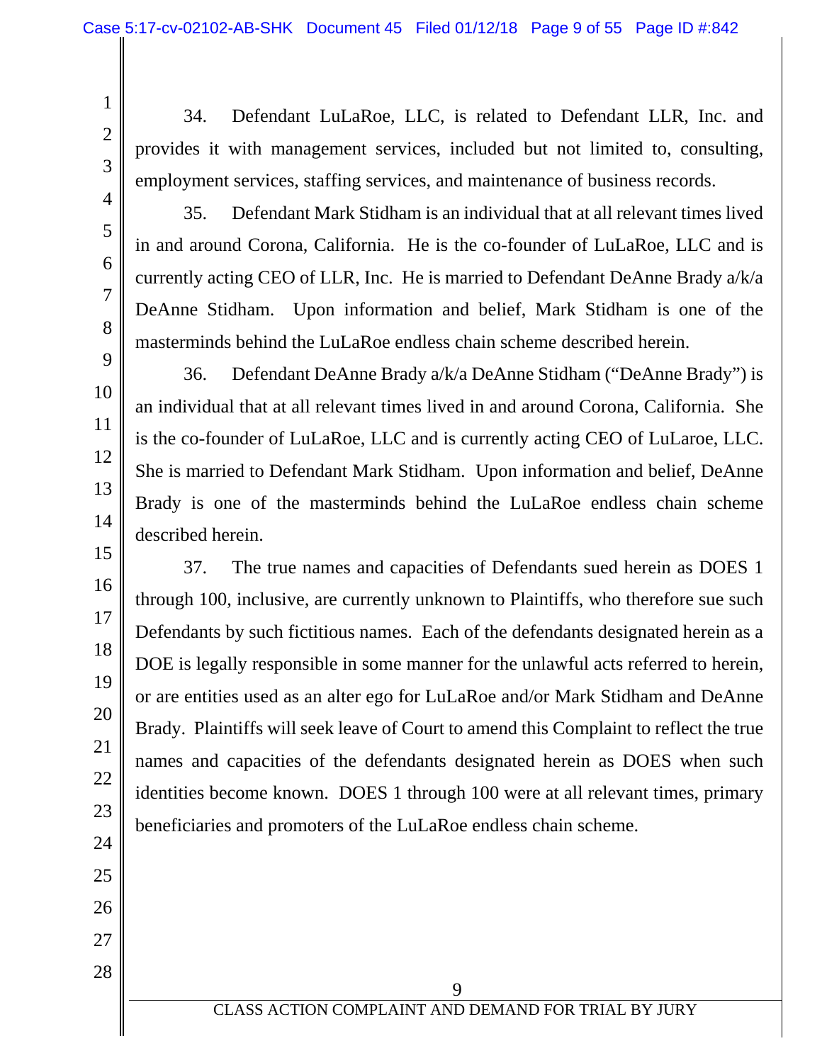34. Defendant LuLaRoe, LLC, is related to Defendant LLR, Inc. and provides it with management services, included but not limited to, consulting, employment services, staffing services, and maintenance of business records.

35. Defendant Mark Stidham is an individual that at all relevant times lived in and around Corona, California. He is the co-founder of LuLaRoe, LLC and is currently acting CEO of LLR, Inc. He is married to Defendant DeAnne Brady a/k/a DeAnne Stidham. Upon information and belief, Mark Stidham is one of the masterminds behind the LuLaRoe endless chain scheme described herein.

36. Defendant DeAnne Brady a/k/a DeAnne Stidham ("DeAnne Brady") is an individual that at all relevant times lived in and around Corona, California. She is the co-founder of LuLaRoe, LLC and is currently acting CEO of LuLaroe, LLC. She is married to Defendant Mark Stidham. Upon information and belief, DeAnne Brady is one of the masterminds behind the LuLaRoe endless chain scheme described herein.

37. The true names and capacities of Defendants sued herein as DOES 1 through 100, inclusive, are currently unknown to Plaintiffs, who therefore sue such Defendants by such fictitious names. Each of the defendants designated herein as a DOE is legally responsible in some manner for the unlawful acts referred to herein, or are entities used as an alter ego for LuLaRoe and/or Mark Stidham and DeAnne Brady. Plaintiffs will seek leave of Court to amend this Complaint to reflect the true names and capacities of the defendants designated herein as DOES when such identities become known. DOES 1 through 100 were at all relevant times, primary beneficiaries and promoters of the LuLaRoe endless chain scheme.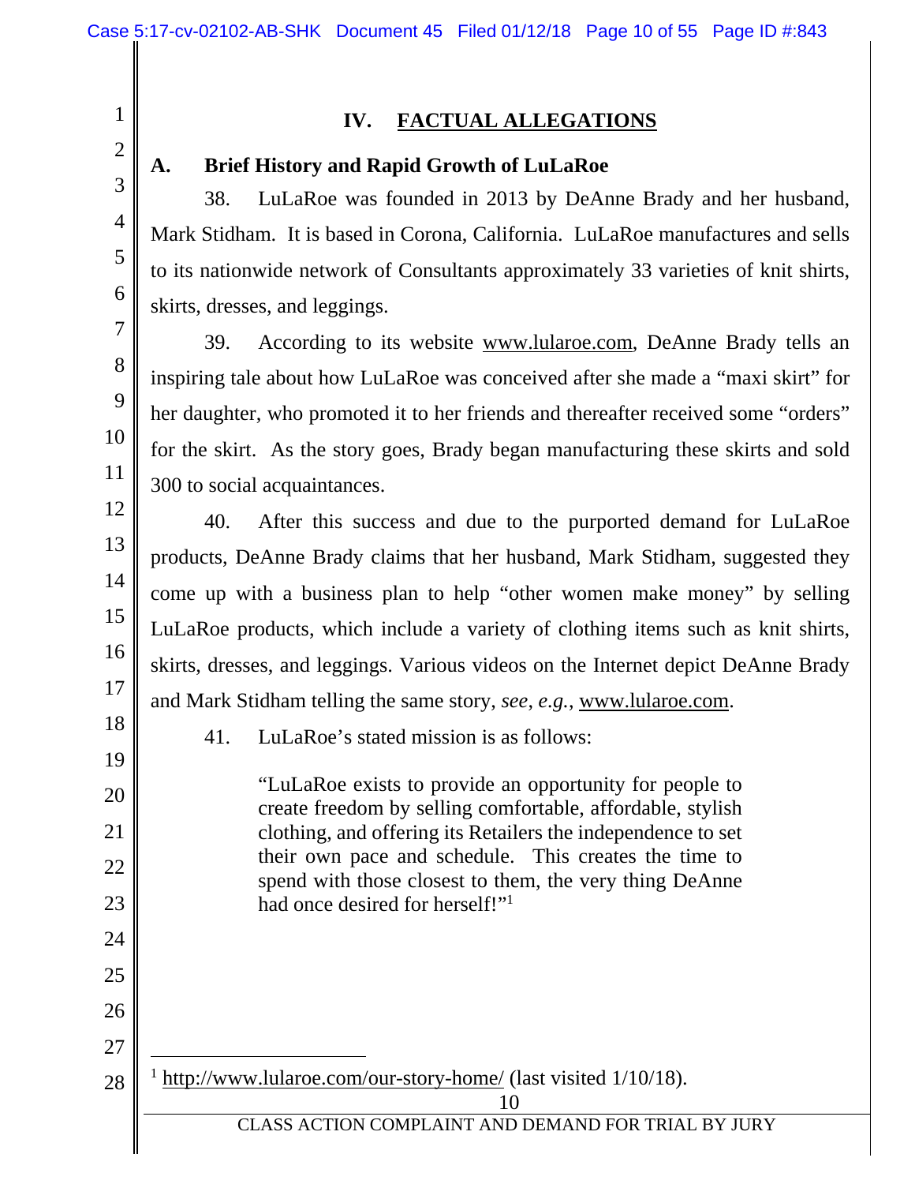## IV. FACTUAL ALLEGATIONS

### A. Brief History and Rapid Growth of LuLaRoe

38. LuLaRoe was founded in 2013 by DeAnne Brady and her husband, Mark Stidham. It is based in Corona, California. LuLaRoe manufactures and sells to its nationwide network of Consultants approximately 33 varieties of knit shirts, skirts, dresses, and leggings.

39. According to its website www.lularoe.com, DeAnne Brady tells an inspiring tale about how LuLaRoe was conceived after she made a "maxi skirt" for her daughter, who promoted it to her friends and thereafter received some "orders" for the skirt. As the story goes, Brady began manufacturing these skirts and sold 300 to social acquaintances.

40. After this success and due to the purported demand for LuLaRoe products, DeAnne Brady claims that her husband, Mark Stidham, suggested they come up with a business plan to help "other women make money" by selling LuLaRoe products, which include a variety of clothing items such as knit shirts, skirts, dresses, and leggings. Various videos on the Internet depict DeAnne Brady and Mark Stidham telling the same story, *see, e.g.*, www.lularoe.com.

41. LuLaRoe's stated mission is as follows:

> "LuLaRoe exists to provide an opportunity for people to create freedom by selling comfortable, affordable, stylish clothing, and offering its Retailers the independence to set their own pace and schedule. This creates the time to spend with those closest to them, the very thing DeAnne had once desired for herself!"[1]

---

[1] http://www.lularoe.com/our-story-home/ (last visited 1/10/18).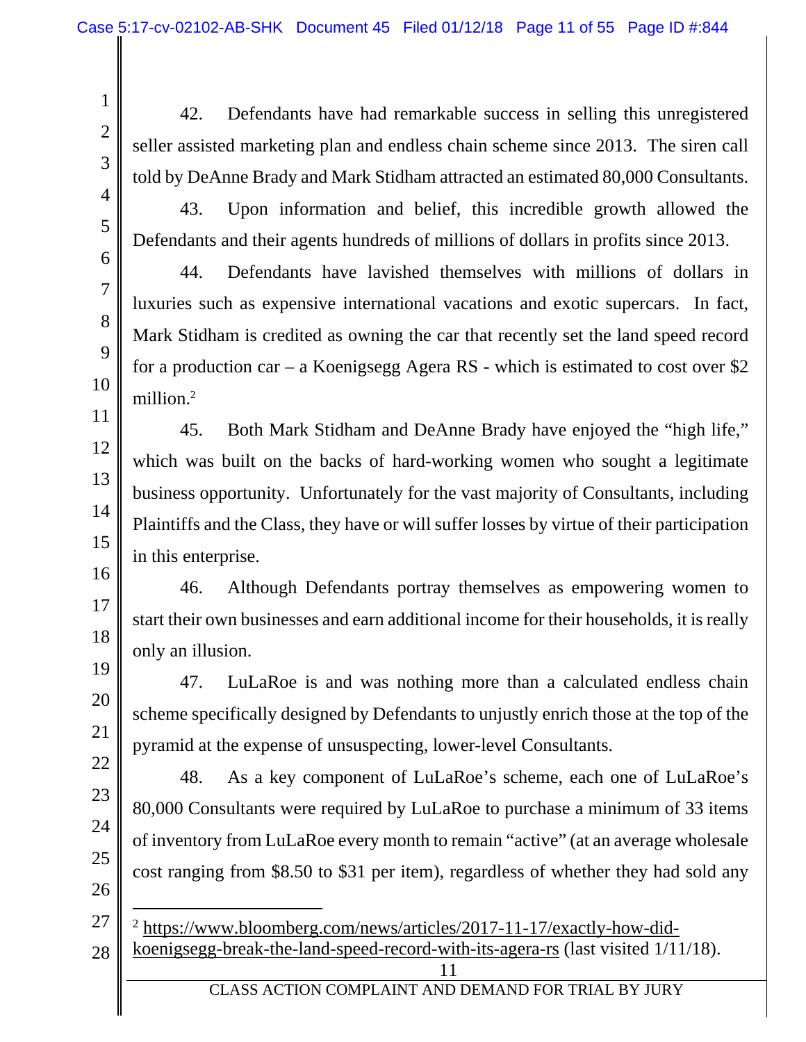42. Defendants have had remarkable success in selling this unregistered seller assisted marketing plan and endless chain scheme since 2013. The siren call told by DeAnne Brady and Mark Stidham attracted an estimated 80,000 Consultants.

43. Upon information and belief, this incredible growth allowed the Defendants and their agents hundreds of millions of dollars in profits since 2013.

44. Defendants have lavished themselves with millions of dollars in luxuries such as expensive international vacations and exotic supercars. In fact, Mark Stidham is credited as owning the car that recently set the land speed record for a production car – a Koenigsegg Agera RS - which is estimated to cost over $2 million.[2]

45. Both Mark Stidham and DeAnne Brady have enjoyed the "high life," which was built on the backs of hard-working women who sought a legitimate business opportunity. Unfortunately for the vast majority of Consultants, including Plaintiffs and the Class, they have or will suffer losses by virtue of their participation in this enterprise.

46. Although Defendants portray themselves as empowering women to start their own businesses and earn additional income for their households, it is really only an illusion.

47. LuLaRoe is and was nothing more than a calculated endless chain scheme specifically designed by Defendants to unjustly enrich those at the top of the pyramid at the expense of unsuspecting, lower-level Consultants.

48. As a key component of LuLaRoe's scheme, each one of LuLaRoe's 80,000 Consultants were required by LuLaRoe to purchase a minimum of 33 items of inventory from LuLaRoe every month to remain "active" (at an average wholesale cost ranging from $8.50 to $31 per item), regardless of whether they had sold any

---

[2] https://www.bloomberg.com/news/articles/2017-11-17/exactly-how-did-koenigsegg-break-the-land-speed-record-with-its-agera-rs (last visited 1/11/18).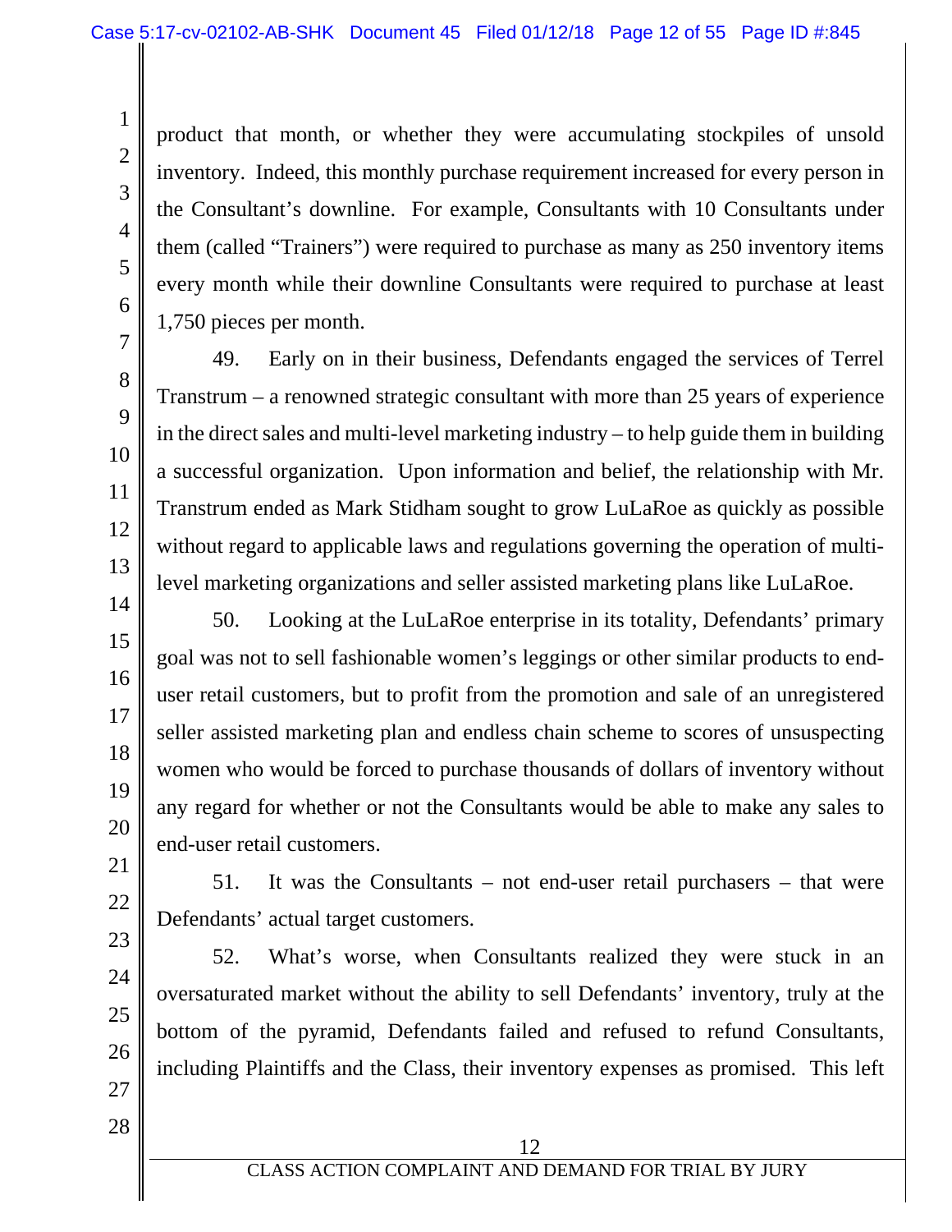product that month, or whether they were accumulating stockpiles of unsold inventory. Indeed, this monthly purchase requirement increased for every person in the Consultant's downline. For example, Consultants with 10 Consultants under them (called "Trainers") were required to purchase as many as 250 inventory items every month while their downline Consultants were required to purchase at least 1,750 pieces per month.

49. Early on in their business, Defendants engaged the services of Terrel Transtrum – a renowned strategic consultant with more than 25 years of experience in the direct sales and multi-level marketing industry – to help guide them in building a successful organization. Upon information and belief, the relationship with Mr. Transtrum ended as Mark Stidham sought to grow LuLaRoe as quickly as possible without regard to applicable laws and regulations governing the operation of multi-level marketing organizations and seller assisted marketing plans like LuLaRoe.

50. Looking at the LuLaRoe enterprise in its totality, Defendants' primary goal was not to sell fashionable women's leggings or other similar products to end-user retail customers, but to profit from the promotion and sale of an unregistered seller assisted marketing plan and endless chain scheme to scores of unsuspecting women who would be forced to purchase thousands of dollars of inventory without any regard for whether or not the Consultants would be able to make any sales to end-user retail customers.

51. It was the Consultants – not end-user retail purchasers – that were Defendants' actual target customers.

52. What's worse, when Consultants realized they were stuck in an oversaturated market without the ability to sell Defendants' inventory, truly at the bottom of the pyramid, Defendants failed and refused to refund Consultants, including Plaintiffs and the Class, their inventory expenses as promised. This left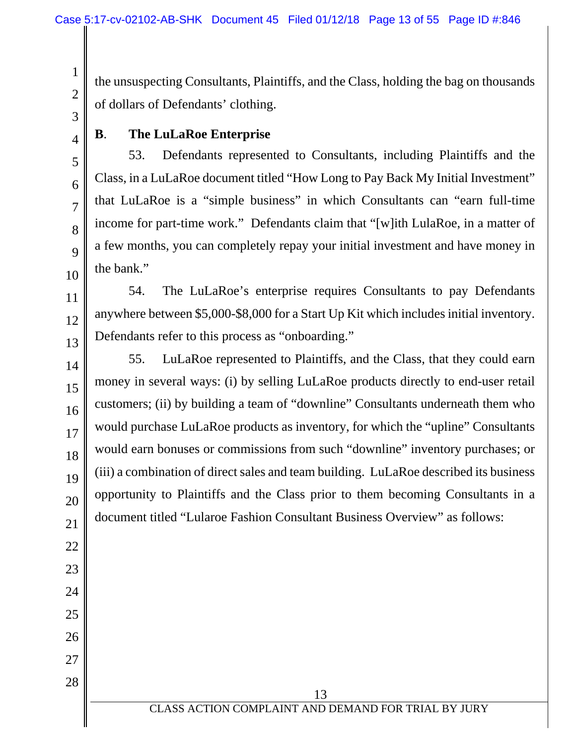the unsuspecting Consultants, Plaintiffs, and the Class, holding the bag on thousands of dollars of Defendants' clothing.

## B. The LuLaRoe Enterprise

53. Defendants represented to Consultants, including Plaintiffs and the Class, in a LuLaRoe document titled "How Long to Pay Back My Initial Investment" that LuLaRoe is a "simple business" in which Consultants can "earn full-time income for part-time work." Defendants claim that "[w]ith LulaRoe, in a matter of a few months, you can completely repay your initial investment and have money in the bank."

54. The LuLaRoe's enterprise requires Consultants to pay Defendants anywhere between $5,000-$8,000 for a Start Up Kit which includes initial inventory. Defendants refer to this process as "onboarding."

55. LuLaRoe represented to Plaintiffs, and the Class, that they could earn money in several ways: (i) by selling LuLaRoe products directly to end-user retail customers; (ii) by building a team of "downline" Consultants underneath them who would purchase LuLaRoe products as inventory, for which the "upline" Consultants would earn bonuses or commissions from such "downline" inventory purchases; or (iii) a combination of direct sales and team building. LuLaRoe described its business opportunity to Plaintiffs and the Class prior to them becoming Consultants in a document titled "Lularoe Fashion Consultant Business Overview" as follows: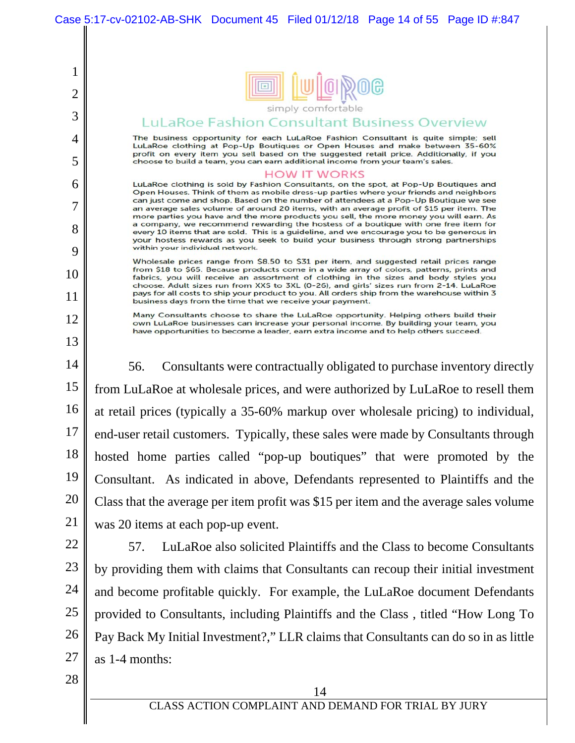LuLaRoe

simply comfortable

## LuLaRoe Fashion Consultant Business Overview

The business opportunity for each LuLaRoe Fashion Consultant is quite simple; sell LuLaRoe clothing at Pop-Up Boutiques or Open Houses and make between 35-60% profit on every item you sell based on the suggested retail price. Additionally, if you choose to build a team, you can earn additional income from your team's sales.

### HOW IT WORKS

LuLaRoe clothing is sold by Fashion Consultants, on the spot, at Pop-Up Boutiques and Open Houses. Think of them as mobile dress-up parties where your friends and neighbors can just come and shop. Based on the number of attendees at a Pop-Up Boutique we see an average sales volume of around 20 items, with an average profit of $15 per item. The more parties you have and the more products you sell, the more money you will earn. As a company, we recommend rewarding the hostess of a boutique with one free item for every 10 items that are sold. This is a guideline, and we encourage you to be generous in your hostess rewards as you seek to build your business through strong partnerships within your individual network.

Wholesale prices range from $8.50 to $31 per item, and suggested retail prices range from $18 to $65. Because products come in a wide array of colors, patterns, prints and fabrics, you will receive an assortment of clothing in the sizes and body styles you choose. Adult sizes run from XXS to 3XL (0-26), and girls' sizes run from 2-14. LuLaRoe pays for all costs to ship your product to you. All orders ship from the warehouse within 3 business days from the time that we receive your payment.

Many Consultants choose to share the LuLaRoe opportunity. Helping others build their own LuLaRoe businesses can increase your personal income. By building your team, you have opportunities to become a leader, earn extra income and to help others succeed.

56. Consultants were contractually obligated to purchase inventory directly from LuLaRoe at wholesale prices, and were authorized by LuLaRoe to resell them at retail prices (typically a 35-60% markup over wholesale pricing) to individual, end-user retail customers. Typically, these sales were made by Consultants through hosted home parties called "pop-up boutiques" that were promoted by the Consultant. As indicated in above, Defendants represented to Plaintiffs and the Class that the average per item profit was $15 per item and the average sales volume was 20 items at each pop-up event.

57. LuLaRoe also solicited Plaintiffs and the Class to become Consultants by providing them with claims that Consultants can recoup their initial investment and become profitable quickly. For example, the LuLaRoe document Defendants provided to Consultants, including Plaintiffs and the Class , titled "How Long To Pay Back My Initial Investment?," LLR claims that Consultants can do so in as little as 1-4 months: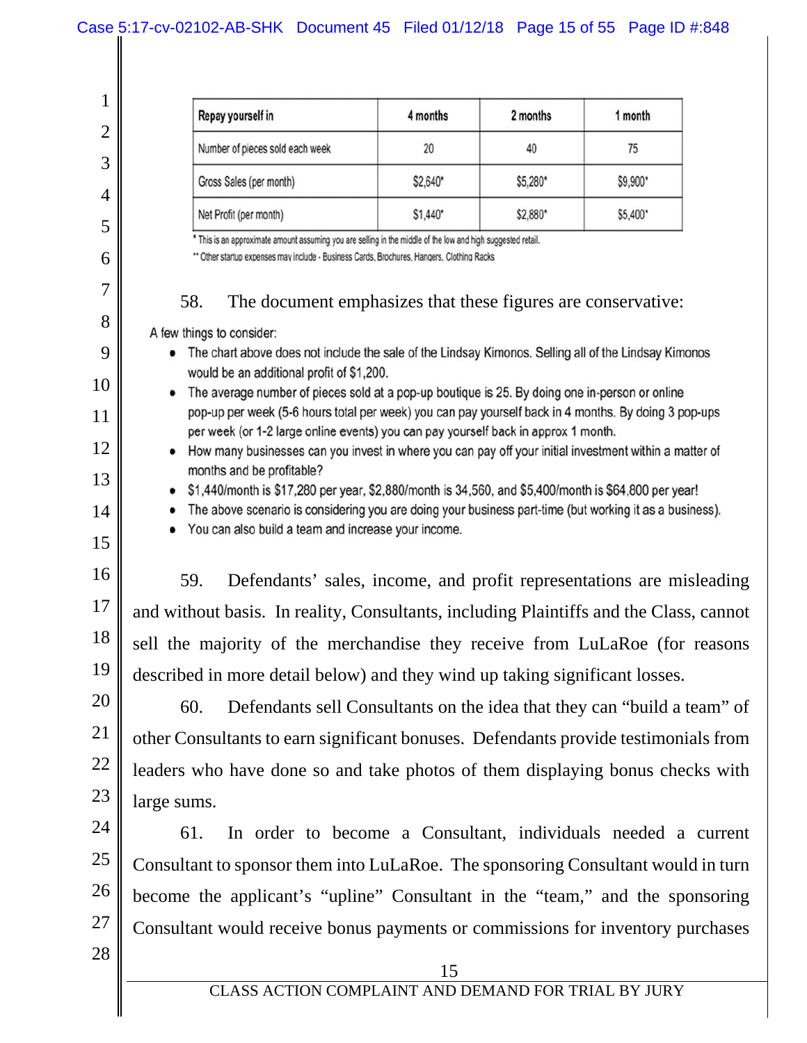| Repay yourself in | 4 months | 2 months | 1 month |
|---|---|---|---|
| Number of pieces sold each week | 20 | 40 | 75 |
| Gross Sales (per month) | $2,640* | $5,280* | $9,900* |
| Net Profit (per month) | $1,440* | $2,880* | $5,400* |

* This is an approximate amount assuming you are selling in the middle of the low and high suggested retail.
** Other startup expenses may include - Business Cards, Brochures, Hangers, Clothing Racks

58. The document emphasizes that these figures are conservative:

A few things to consider:

- The chart above does not include the sale of the Lindsay Kimonos. Selling all of the Lindsay Kimonos would be an additional profit of $1,200.
- The average number of pieces sold at a pop-up boutique is 25. By doing one in-person or online pop-up per week (5-6 hours total per week) you can pay yourself back in 4 months. By doing 3 pop-ups per week (or 1-2 large online events) you can pay yourself back in approx 1 month.
- How many businesses can you invest in where you can pay off your initial investment within a matter of months and be profitable?
- $1,440/month is $17,280 per year, $2,880/month is 34,560, and $5,400/month is $64,800 per year!
- The above scenario is considering you are doing your business part-time (but working it as a business).
- You can also build a team and increase your income.

59. Defendants' sales, income, and profit representations are misleading and without basis. In reality, Consultants, including Plaintiffs and the Class, cannot sell the majority of the merchandise they receive from LuLaRoe (for reasons described in more detail below) and they wind up taking significant losses.

60. Defendants sell Consultants on the idea that they can "build a team" of other Consultants to earn significant bonuses. Defendants provide testimonials from leaders who have done so and take photos of them displaying bonus checks with large sums.

61. In order to become a Consultant, individuals needed a current Consultant to sponsor them into LuLaRoe. The sponsoring Consultant would in turn become the applicant's "upline" Consultant in the "team," and the sponsoring Consultant would receive bonus payments or commissions for inventory purchases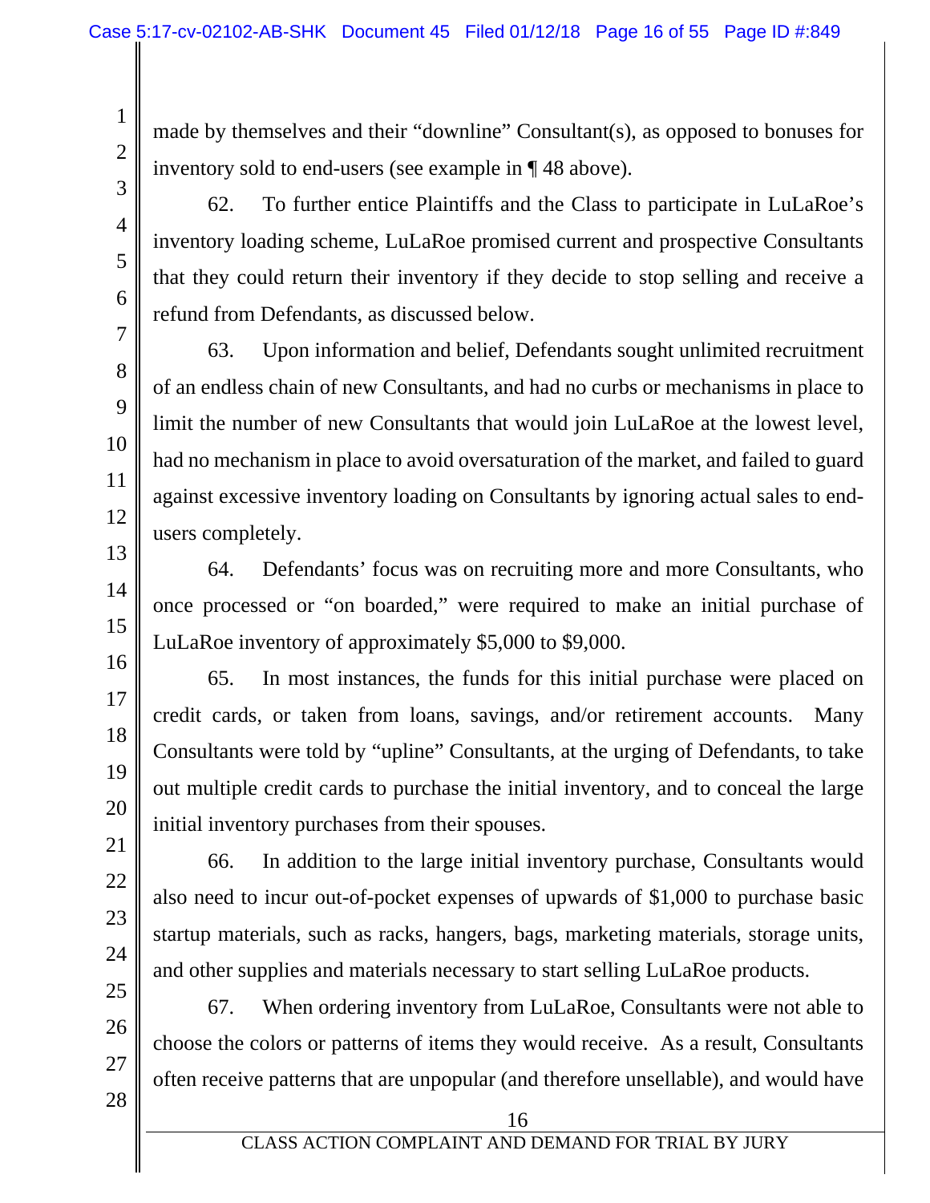made by themselves and their "downline" Consultant(s), as opposed to bonuses for inventory sold to end-users (see example in ¶ 48 above).

62. To further entice Plaintiffs and the Class to participate in LuLaRoe's inventory loading scheme, LuLaRoe promised current and prospective Consultants that they could return their inventory if they decide to stop selling and receive a refund from Defendants, as discussed below.

63. Upon information and belief, Defendants sought unlimited recruitment of an endless chain of new Consultants, and had no curbs or mechanisms in place to limit the number of new Consultants that would join LuLaRoe at the lowest level, had no mechanism in place to avoid oversaturation of the market, and failed to guard against excessive inventory loading on Consultants by ignoring actual sales to end-users completely.

64. Defendants' focus was on recruiting more and more Consultants, who once processed or "on boarded," were required to make an initial purchase of LuLaRoe inventory of approximately $5,000 to $9,000.

65. In most instances, the funds for this initial purchase were placed on credit cards, or taken from loans, savings, and/or retirement accounts. Many Consultants were told by "upline" Consultants, at the urging of Defendants, to take out multiple credit cards to purchase the initial inventory, and to conceal the large initial inventory purchases from their spouses.

66. In addition to the large initial inventory purchase, Consultants would also need to incur out-of-pocket expenses of upwards of $1,000 to purchase basic startup materials, such as racks, hangers, bags, marketing materials, storage units, and other supplies and materials necessary to start selling LuLaRoe products.

67. When ordering inventory from LuLaRoe, Consultants were not able to choose the colors or patterns of items they would receive. As a result, Consultants often receive patterns that are unpopular (and therefore unsellable), and would have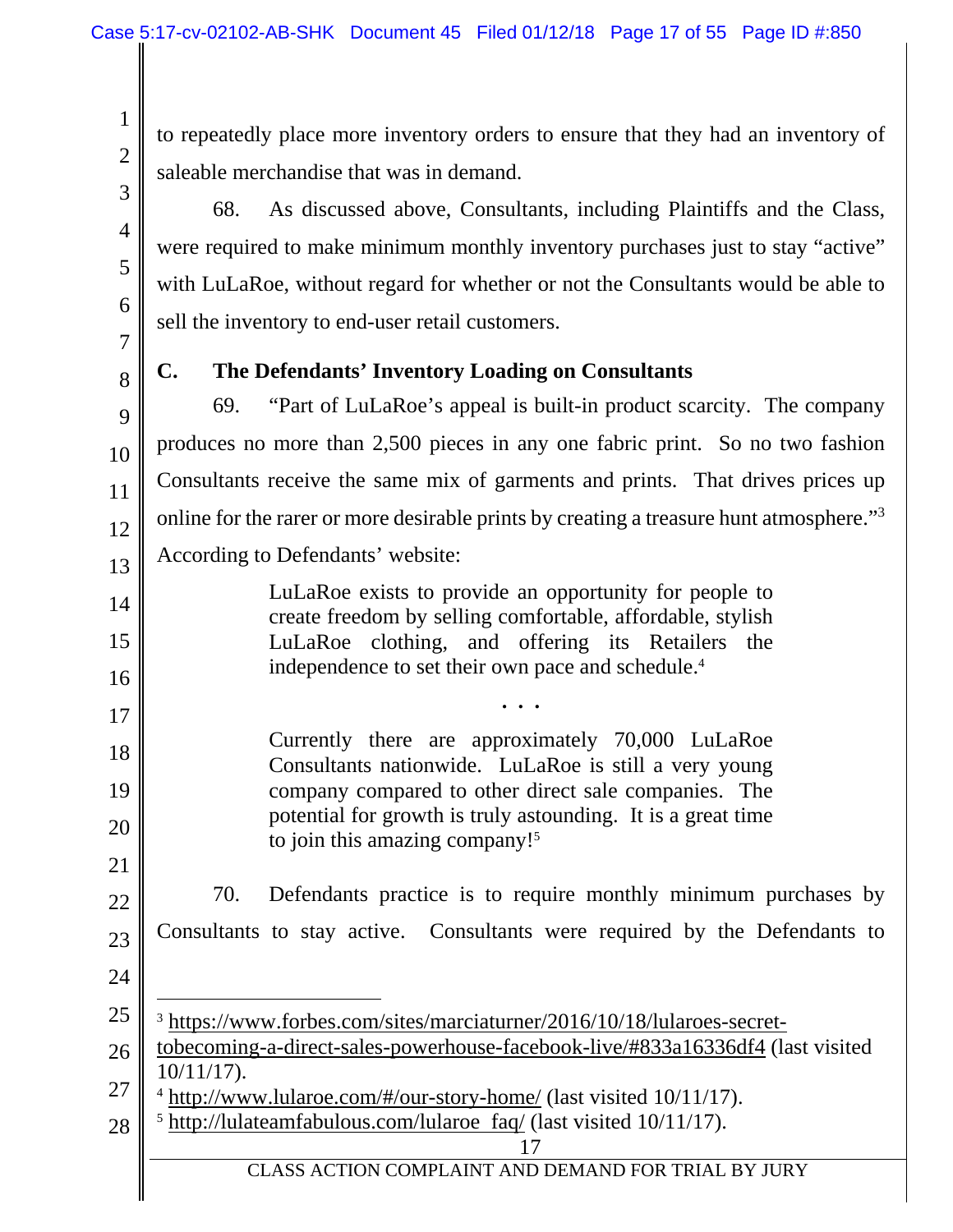to repeatedly place more inventory orders to ensure that they had an inventory of saleable merchandise that was in demand.

68. As discussed above, Consultants, including Plaintiffs and the Class, were required to make minimum monthly inventory purchases just to stay "active" with LuLaRoe, without regard for whether or not the Consultants would be able to sell the inventory to end-user retail customers.

### C. The Defendants' Inventory Loading on Consultants

69. "Part of LuLaRoe's appeal is built-in product scarcity. The company produces no more than 2,500 pieces in any one fabric print. So no two fashion Consultants receive the same mix of garments and prints. That drives prices up online for the rarer or more desirable prints by creating a treasure hunt atmosphere."[3] According to Defendants' website:

> LuLaRoe exists to provide an opportunity for people to create freedom by selling comfortable, affordable, stylish LuLaRoe clothing, and offering its Retailers the independence to set their own pace and schedule.[4]
>
> . . .
>
> Currently there are approximately 70,000 LuLaRoe Consultants nationwide. LuLaRoe is still a very young company compared to other direct sale companies. The potential for growth is truly astounding. It is a great time to join this amazing company![5]

70. Defendants practice is to require monthly minimum purchases by Consultants to stay active. Consultants were required by the Defendants to

---

[3] https://www.forbes.com/sites/marciaturner/2016/10/18/lularoes-secret-tobecoming-a-direct-sales-powerhouse-facebook-live/#833a16336df4 (last visited 10/11/17).

[4] http://www.lularoe.com/#/our-story-home/ (last visited 10/11/17).

[5] http://lulateamfabulous.com/lularoe_faq/ (last visited 10/11/17).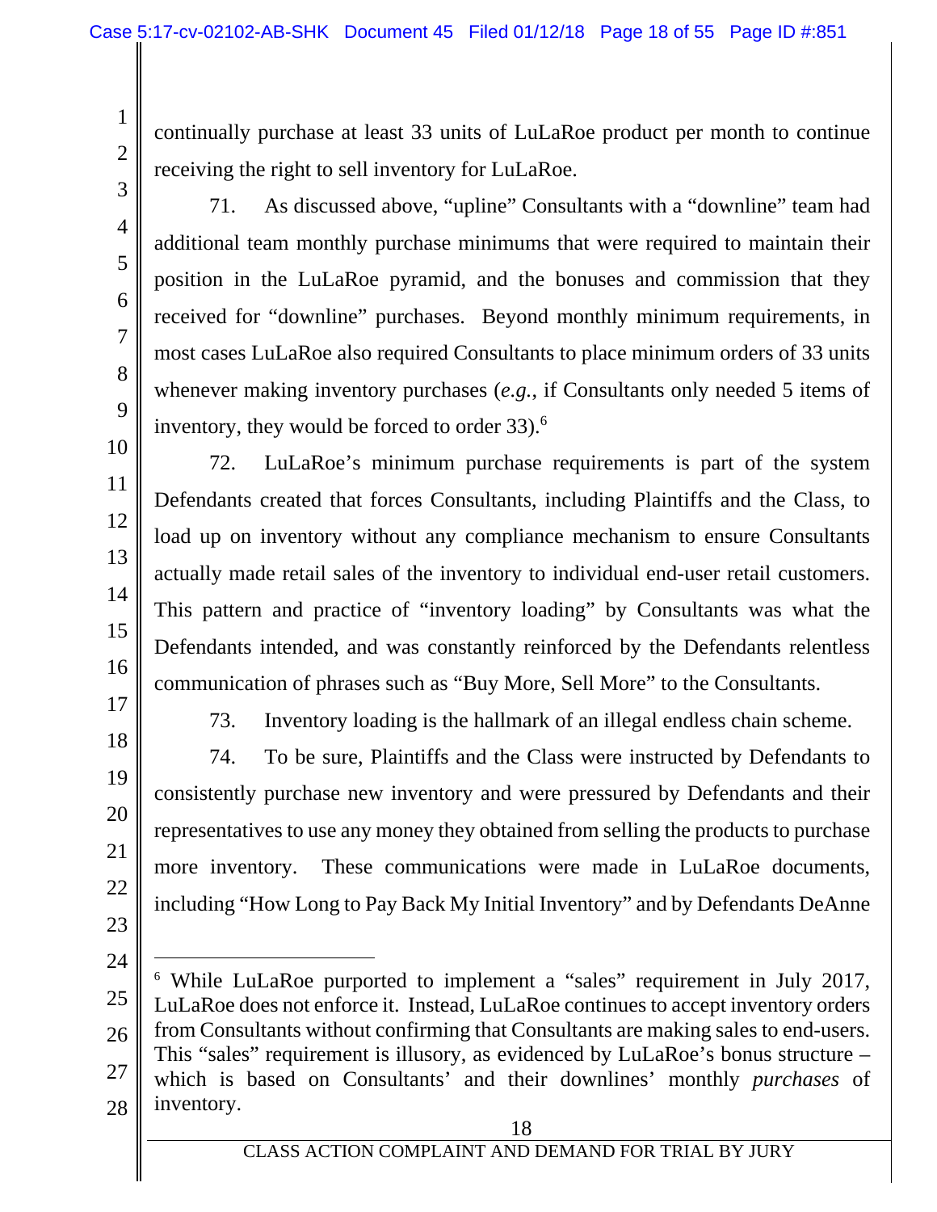continually purchase at least 33 units of LuLaRoe product per month to continue receiving the right to sell inventory for LuLaRoe.

71. As discussed above, "upline" Consultants with a "downline" team had additional team monthly purchase minimums that were required to maintain their position in the LuLaRoe pyramid, and the bonuses and commission that they received for "downline" purchases. Beyond monthly minimum requirements, in most cases LuLaRoe also required Consultants to place minimum orders of 33 units whenever making inventory purchases (*e.g.*, if Consultants only needed 5 items of inventory, they would be forced to order 33).[6]

72. LuLaRoe's minimum purchase requirements is part of the system Defendants created that forces Consultants, including Plaintiffs and the Class, to load up on inventory without any compliance mechanism to ensure Consultants actually made retail sales of the inventory to individual end-user retail customers. This pattern and practice of "inventory loading" by Consultants was what the Defendants intended, and was constantly reinforced by the Defendants relentless communication of phrases such as "Buy More, Sell More" to the Consultants.

73. Inventory loading is the hallmark of an illegal endless chain scheme.

74. To be sure, Plaintiffs and the Class were instructed by Defendants to consistently purchase new inventory and were pressured by Defendants and their representatives to use any money they obtained from selling the products to purchase more inventory. These communications were made in LuLaRoe documents, including "How Long to Pay Back My Initial Inventory" and by Defendants DeAnne

---

[6] While LuLaRoe purported to implement a "sales" requirement in July 2017, LuLaRoe does not enforce it. Instead, LuLaRoe continues to accept inventory orders from Consultants without confirming that Consultants are making sales to end-users. This "sales" requirement is illusory, as evidenced by LuLaRoe's bonus structure – which is based on Consultants' and their downlines' monthly *purchases* of inventory.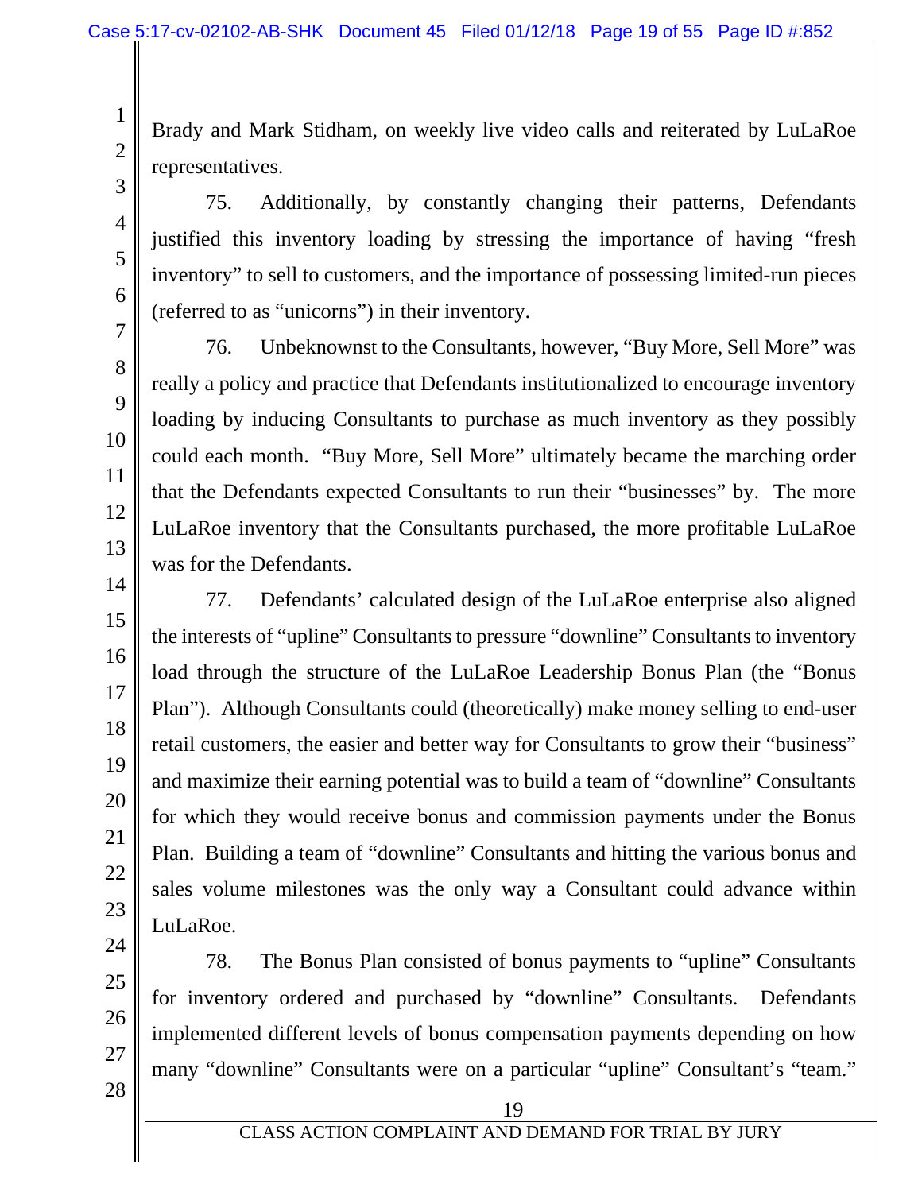Brady and Mark Stidham, on weekly live video calls and reiterated by LuLaRoe representatives.

75. Additionally, by constantly changing their patterns, Defendants justified this inventory loading by stressing the importance of having "fresh inventory" to sell to customers, and the importance of possessing limited-run pieces (referred to as "unicorns") in their inventory.

76. Unbeknownst to the Consultants, however, "Buy More, Sell More" was really a policy and practice that Defendants institutionalized to encourage inventory loading by inducing Consultants to purchase as much inventory as they possibly could each month. "Buy More, Sell More" ultimately became the marching order that the Defendants expected Consultants to run their "businesses" by. The more LuLaRoe inventory that the Consultants purchased, the more profitable LuLaRoe was for the Defendants.

77. Defendants' calculated design of the LuLaRoe enterprise also aligned the interests of "upline" Consultants to pressure "downline" Consultants to inventory load through the structure of the LuLaRoe Leadership Bonus Plan (the "Bonus Plan"). Although Consultants could (theoretically) make money selling to end-user retail customers, the easier and better way for Consultants to grow their "business" and maximize their earning potential was to build a team of "downline" Consultants for which they would receive bonus and commission payments under the Bonus Plan. Building a team of "downline" Consultants and hitting the various bonus and sales volume milestones was the only way a Consultant could advance within LuLaRoe.

78. The Bonus Plan consisted of bonus payments to "upline" Consultants for inventory ordered and purchased by "downline" Consultants. Defendants implemented different levels of bonus compensation payments depending on how many "downline" Consultants were on a particular "upline" Consultant's "team."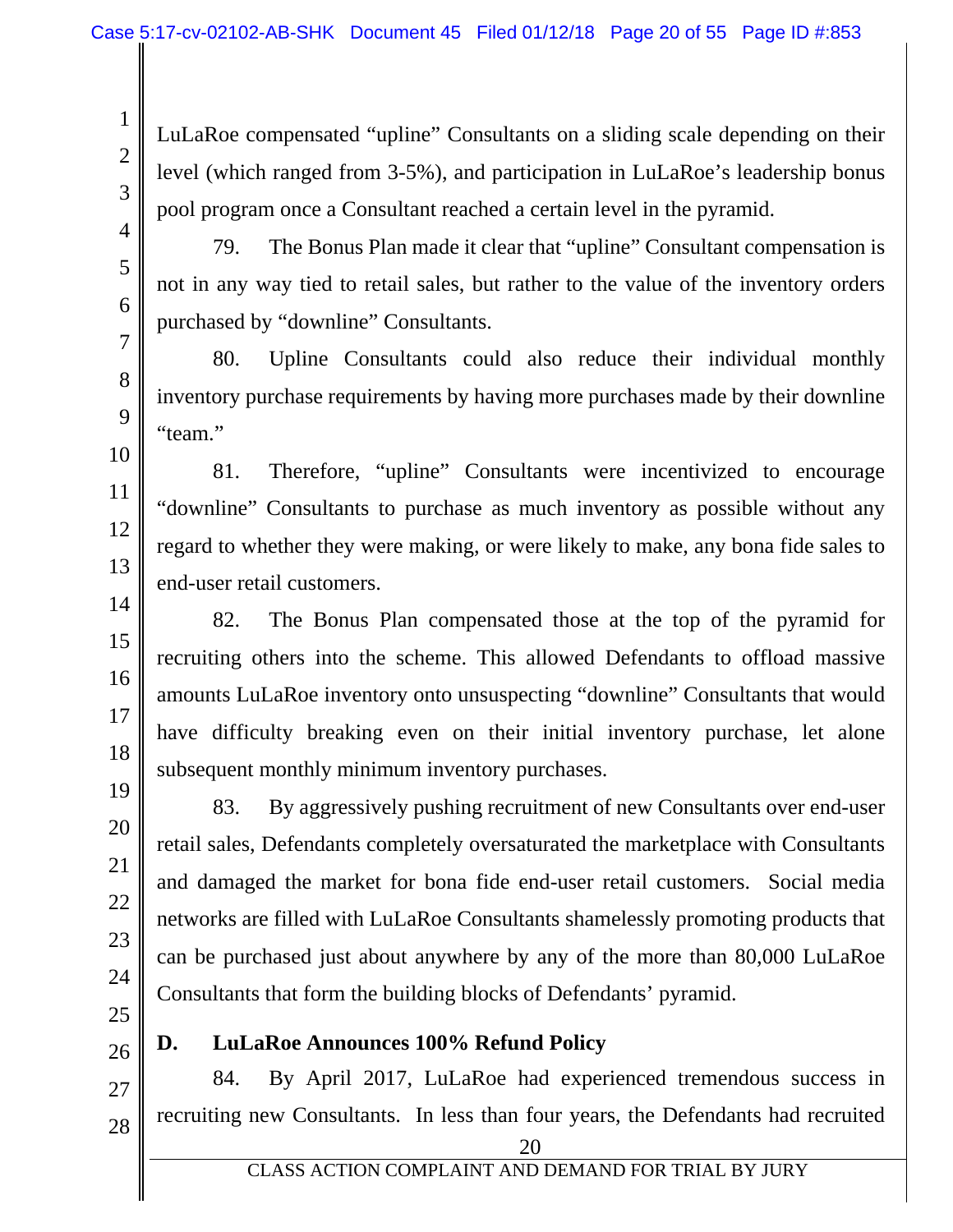LuLaRoe compensated "upline" Consultants on a sliding scale depending on their level (which ranged from 3-5%), and participation in LuLaRoe's leadership bonus pool program once a Consultant reached a certain level in the pyramid.

79. The Bonus Plan made it clear that "upline" Consultant compensation is not in any way tied to retail sales, but rather to the value of the inventory orders purchased by "downline" Consultants.

80. Upline Consultants could also reduce their individual monthly inventory purchase requirements by having more purchases made by their downline "team."

81. Therefore, "upline" Consultants were incentivized to encourage "downline" Consultants to purchase as much inventory as possible without any regard to whether they were making, or were likely to make, any bona fide sales to end-user retail customers.

82. The Bonus Plan compensated those at the top of the pyramid for recruiting others into the scheme. This allowed Defendants to offload massive amounts LuLaRoe inventory onto unsuspecting "downline" Consultants that would have difficulty breaking even on their initial inventory purchase, let alone subsequent monthly minimum inventory purchases.

83. By aggressively pushing recruitment of new Consultants over end-user retail sales, Defendants completely oversaturated the marketplace with Consultants and damaged the market for bona fide end-user retail customers. Social media networks are filled with LuLaRoe Consultants shamelessly promoting products that can be purchased just about anywhere by any of the more than 80,000 LuLaRoe Consultants that form the building blocks of Defendants' pyramid.

### D. LuLaRoe Announces 100% Refund Policy

84. By April 2017, LuLaRoe had experienced tremendous success in recruiting new Consultants. In less than four years, the Defendants had recruited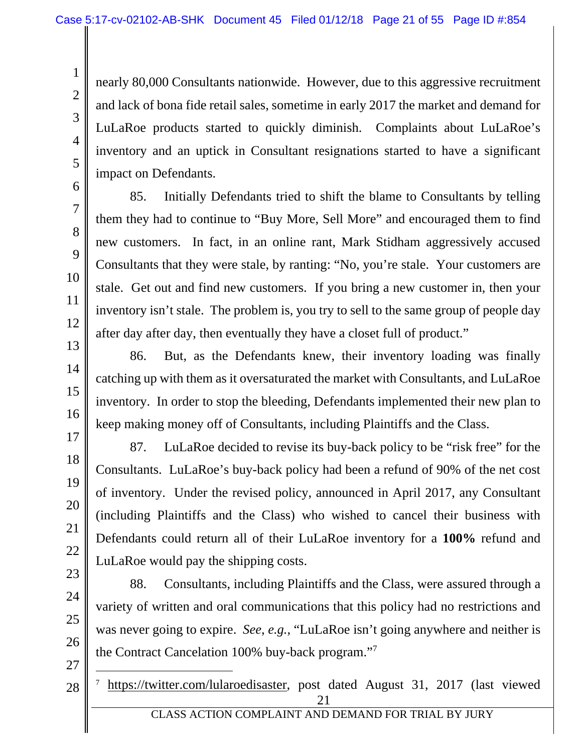nearly 80,000 Consultants nationwide. However, due to this aggressive recruitment and lack of bona fide retail sales, sometime in early 2017 the market and demand for LuLaRoe products started to quickly diminish. Complaints about LuLaRoe's inventory and an uptick in Consultant resignations started to have a significant impact on Defendants.

85. Initially Defendants tried to shift the blame to Consultants by telling them they had to continue to "Buy More, Sell More" and encouraged them to find new customers. In fact, in an online rant, Mark Stidham aggressively accused Consultants that they were stale, by ranting: "No, you're stale. Your customers are stale. Get out and find new customers. If you bring a new customer in, then your inventory isn't stale. The problem is, you try to sell to the same group of people day after day after day, then eventually they have a closet full of product."

86. But, as the Defendants knew, their inventory loading was finally catching up with them as it oversaturated the market with Consultants, and LuLaRoe inventory. In order to stop the bleeding, Defendants implemented their new plan to keep making money off of Consultants, including Plaintiffs and the Class.

87. LuLaRoe decided to revise its buy-back policy to be "risk free" for the Consultants. LuLaRoe's buy-back policy had been a refund of 90% of the net cost of inventory. Under the revised policy, announced in April 2017, any Consultant (including Plaintiffs and the Class) who wished to cancel their business with Defendants could return all of their LuLaRoe inventory for a **100%** refund and LuLaRoe would pay the shipping costs.

88. Consultants, including Plaintiffs and the Class, were assured through a variety of written and oral communications that this policy had no restrictions and was never going to expire. *See, e.g.*, "LuLaRoe isn't going anywhere and neither is the Contract Cancelation 100% buy-back program."[7]

---

[7] https://twitter.com/lularoedisaster, post dated August 31, 2017 (last viewed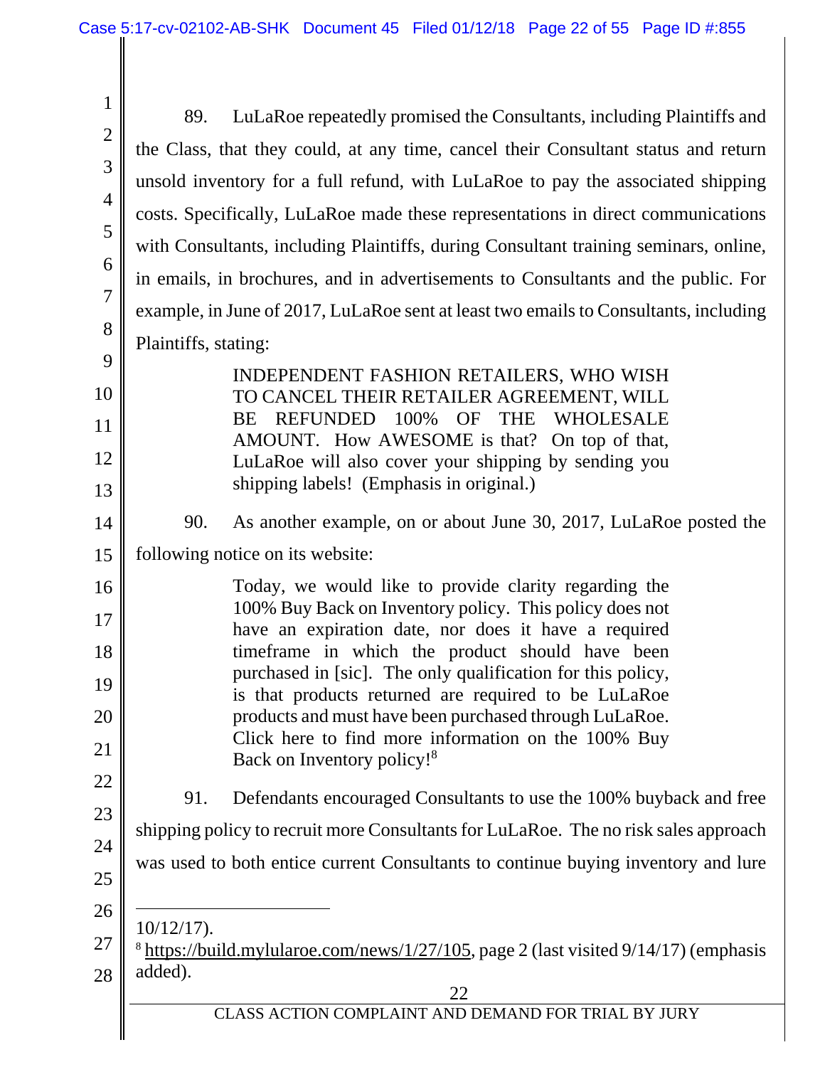89. LuLaRoe repeatedly promised the Consultants, including Plaintiffs and the Class, that they could, at any time, cancel their Consultant status and return unsold inventory for a full refund, with LuLaRoe to pay the associated shipping costs. Specifically, LuLaRoe made these representations in direct communications with Consultants, including Plaintiffs, during Consultant training seminars, online, in emails, in brochures, and in advertisements to Consultants and the public. For example, in June of 2017, LuLaRoe sent at least two emails to Consultants, including Plaintiffs, stating:

> INDEPENDENT FASHION RETAILERS, WHO WISH TO CANCEL THEIR RETAILER AGREEMENT, WILL BE REFUNDED 100% OF THE WHOLESALE AMOUNT. How AWESOME is that? On top of that, LuLaRoe will also cover your shipping by sending you shipping labels! (Emphasis in original.)

90. As another example, on or about June 30, 2017, LuLaRoe posted the following notice on its website:

> Today, we would like to provide clarity regarding the 100% Buy Back on Inventory policy. This policy does not have an expiration date, nor does it have a required timeframe in which the product should have been purchased in [sic]. The only qualification for this policy, is that products returned are required to be LuLaRoe products and must have been purchased through LuLaRoe. Click here to find more information on the 100% Buy Back on Inventory policy![8]

91. Defendants encouraged Consultants to use the 100% buyback and free shipping policy to recruit more Consultants for LuLaRoe. The no risk sales approach was used to both entice current Consultants to continue buying inventory and lure

---

10/12/17).

[8] https://build.mylularoe.com/news/1/27/105, page 2 (last visited 9/14/17) (emphasis added).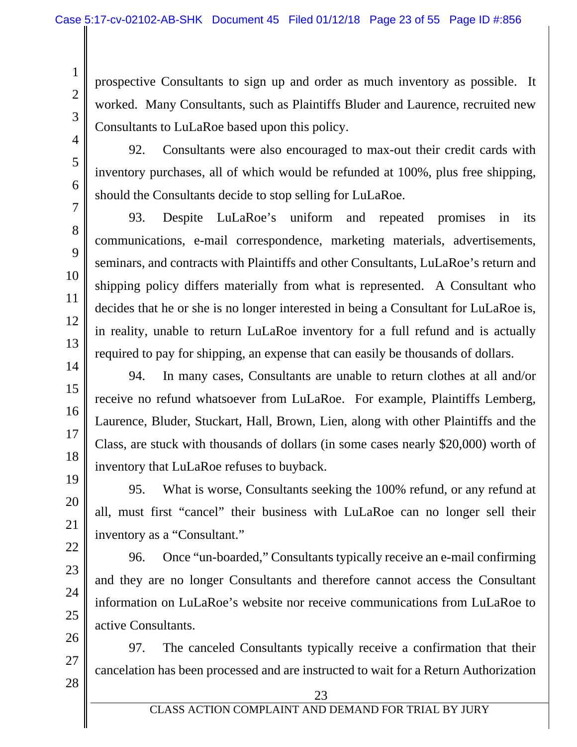prospective Consultants to sign up and order as much inventory as possible. It worked. Many Consultants, such as Plaintiffs Bluder and Laurence, recruited new Consultants to LuLaRoe based upon this policy.

92. Consultants were also encouraged to max-out their credit cards with inventory purchases, all of which would be refunded at 100%, plus free shipping, should the Consultants decide to stop selling for LuLaRoe.

93. Despite LuLaRoe's uniform and repeated promises in its communications, e-mail correspondence, marketing materials, advertisements, seminars, and contracts with Plaintiffs and other Consultants, LuLaRoe's return and shipping policy differs materially from what is represented. A Consultant who decides that he or she is no longer interested in being a Consultant for LuLaRoe is, in reality, unable to return LuLaRoe inventory for a full refund and is actually required to pay for shipping, an expense that can easily be thousands of dollars.

94. In many cases, Consultants are unable to return clothes at all and/or receive no refund whatsoever from LuLaRoe. For example, Plaintiffs Lemberg, Laurence, Bluder, Stuckart, Hall, Brown, Lien, along with other Plaintiffs and the Class, are stuck with thousands of dollars (in some cases nearly $20,000) worth of inventory that LuLaRoe refuses to buyback.

95. What is worse, Consultants seeking the 100% refund, or any refund at all, must first "cancel" their business with LuLaRoe can no longer sell their inventory as a "Consultant."

96. Once "un-boarded," Consultants typically receive an e-mail confirming and they are no longer Consultants and therefore cannot access the Consultant information on LuLaRoe's website nor receive communications from LuLaRoe to active Consultants.

97. The canceled Consultants typically receive a confirmation that their cancelation has been processed and are instructed to wait for a Return Authorization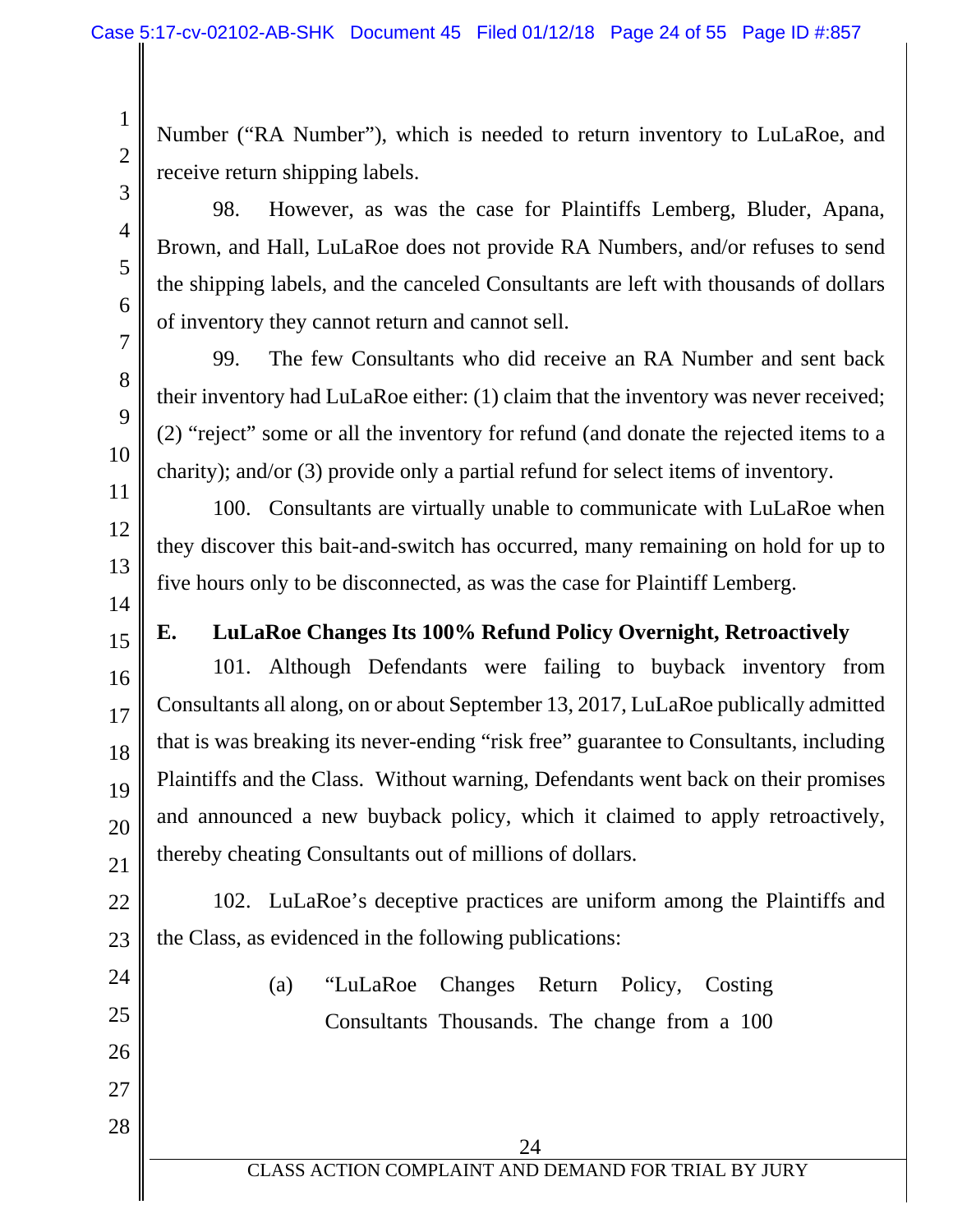Number ("RA Number"), which is needed to return inventory to LuLaRoe, and receive return shipping labels.

98. However, as was the case for Plaintiffs Lemberg, Bluder, Apana, Brown, and Hall, LuLaRoe does not provide RA Numbers, and/or refuses to send the shipping labels, and the canceled Consultants are left with thousands of dollars of inventory they cannot return and cannot sell.

99. The few Consultants who did receive an RA Number and sent back their inventory had LuLaRoe either: (1) claim that the inventory was never received; (2) "reject" some or all the inventory for refund (and donate the rejected items to a charity); and/or (3) provide only a partial refund for select items of inventory.

100. Consultants are virtually unable to communicate with LuLaRoe when they discover this bait-and-switch has occurred, many remaining on hold for up to five hours only to be disconnected, as was the case for Plaintiff Lemberg.

### E. LuLaRoe Changes Its 100% Refund Policy Overnight, Retroactively

101. Although Defendants were failing to buyback inventory from Consultants all along, on or about September 13, 2017, LuLaRoe publically admitted that is was breaking its never-ending "risk free" guarantee to Consultants, including Plaintiffs and the Class. Without warning, Defendants went back on their promises and announced a new buyback policy, which it claimed to apply retroactively, thereby cheating Consultants out of millions of dollars.

102. LuLaRoe's deceptive practices are uniform among the Plaintiffs and the Class, as evidenced in the following publications:

(a) "LuLaRoe Changes Return Policy, Costing Consultants Thousands. The change from a 100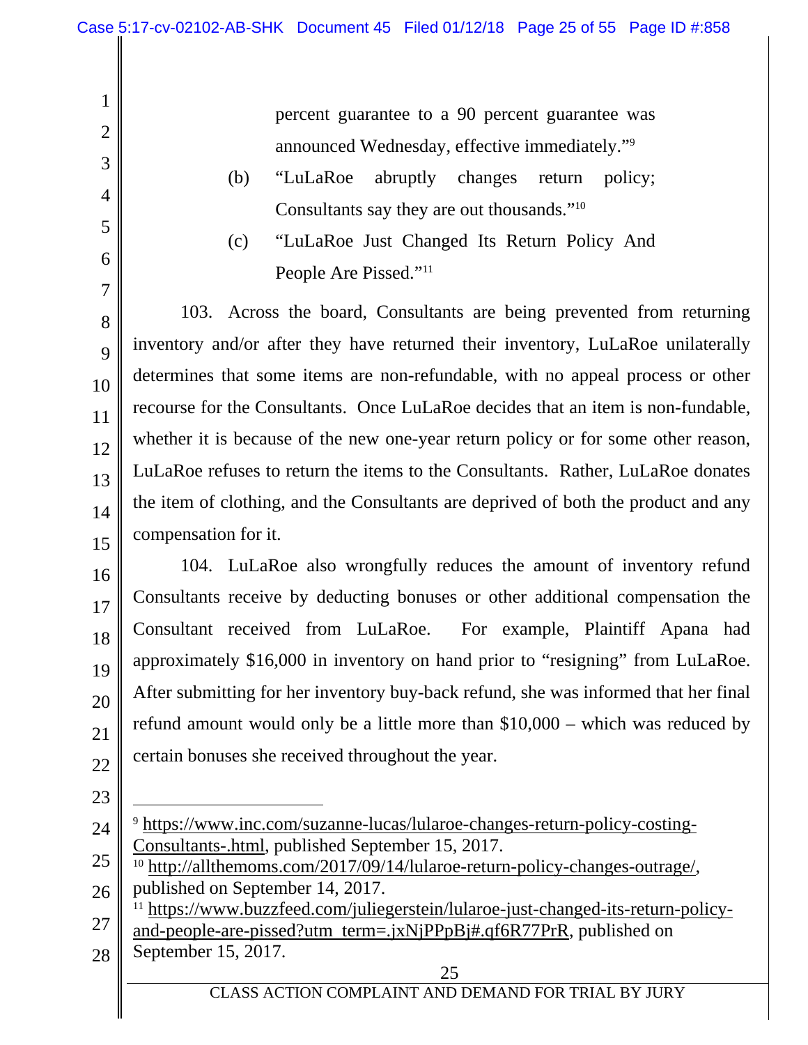percent guarantee to a 90 percent guarantee was announced Wednesday, effective immediately."[9]

(b) "LuLaRoe abruptly changes return policy; Consultants say they are out thousands."[10]

(c) "LuLaRoe Just Changed Its Return Policy And People Are Pissed."[11]

103. Across the board, Consultants are being prevented from returning inventory and/or after they have returned their inventory, LuLaRoe unilaterally determines that some items are non-refundable, with no appeal process or other recourse for the Consultants. Once LuLaRoe decides that an item is non-fundable, whether it is because of the new one-year return policy or for some other reason, LuLaRoe refuses to return the items to the Consultants. Rather, LuLaRoe donates the item of clothing, and the Consultants are deprived of both the product and any compensation for it.

104. LuLaRoe also wrongfully reduces the amount of inventory refund Consultants receive by deducting bonuses or other additional compensation the Consultant received from LuLaRoe. For example, Plaintiff Apana had approximately $16,000 in inventory on hand prior to "resigning" from LuLaRoe. After submitting for her inventory buy-back refund, she was informed that her final refund amount would only be a little more than $10,000 – which was reduced by certain bonuses she received throughout the year.

---

[9] https://www.inc.com/suzanne-lucas/lularoe-changes-return-policy-costing-Consultants-.html, published September 15, 2017.

[10] http://allthemoms.com/2017/09/14/lularoe-return-policy-changes-outrage/, published on September 14, 2017.

[11] https://www.buzzfeed.com/juliegerstein/lularoe-just-changed-its-return-policy-and-people-are-pissed?utm_term=.jxNjPPpBj#.qf6R77PrR, published on September 15, 2017.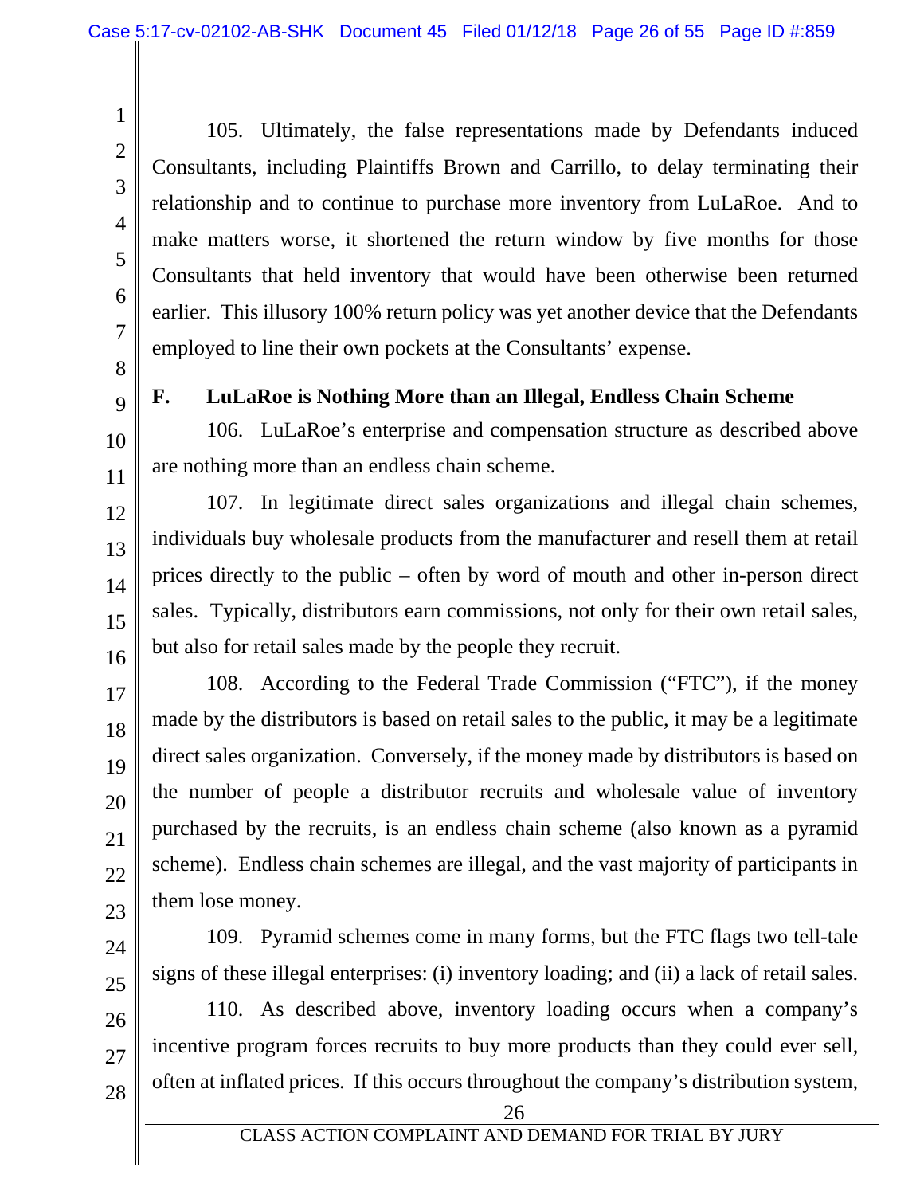105. Ultimately, the false representations made by Defendants induced Consultants, including Plaintiffs Brown and Carrillo, to delay terminating their relationship and to continue to purchase more inventory from LuLaRoe. And to make matters worse, it shortened the return window by five months for those Consultants that held inventory that would have been otherwise been returned earlier. This illusory 100% return policy was yet another device that the Defendants employed to line their own pockets at the Consultants' expense.

### F. LuLaRoe is Nothing More than an Illegal, Endless Chain Scheme

106. LuLaRoe's enterprise and compensation structure as described above are nothing more than an endless chain scheme.

107. In legitimate direct sales organizations and illegal chain schemes, individuals buy wholesale products from the manufacturer and resell them at retail prices directly to the public – often by word of mouth and other in-person direct sales. Typically, distributors earn commissions, not only for their own retail sales, but also for retail sales made by the people they recruit.

108. According to the Federal Trade Commission ("FTC"), if the money made by the distributors is based on retail sales to the public, it may be a legitimate direct sales organization. Conversely, if the money made by distributors is based on the number of people a distributor recruits and wholesale value of inventory purchased by the recruits, is an endless chain scheme (also known as a pyramid scheme). Endless chain schemes are illegal, and the vast majority of participants in them lose money.

109. Pyramid schemes come in many forms, but the FTC flags two tell-tale signs of these illegal enterprises: (i) inventory loading; and (ii) a lack of retail sales.

110. As described above, inventory loading occurs when a company's incentive program forces recruits to buy more products than they could ever sell, often at inflated prices. If this occurs throughout the company's distribution system,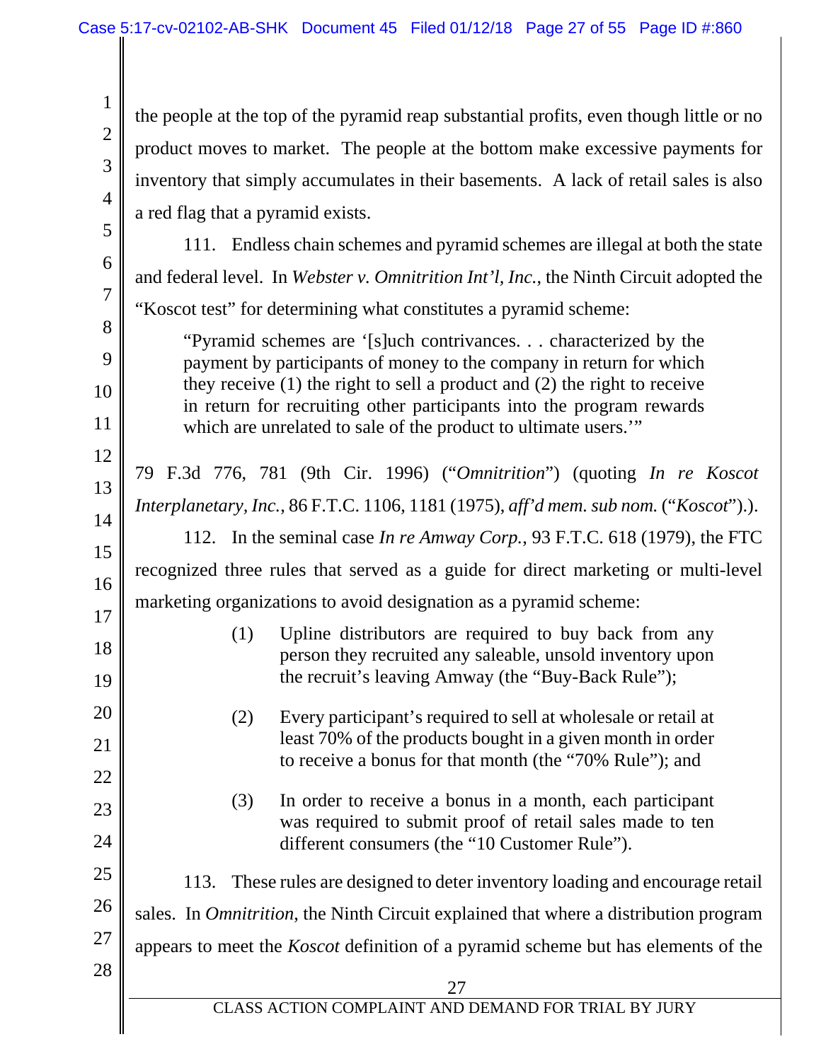the people at the top of the pyramid reap substantial profits, even though little or no product moves to market. The people at the bottom make excessive payments for inventory that simply accumulates in their basements. A lack of retail sales is also a red flag that a pyramid exists.

111. Endless chain schemes and pyramid schemes are illegal at both the state and federal level. In *Webster v. Omnitrition Int'l, Inc.*, the Ninth Circuit adopted the "Koscot test" for determining what constitutes a pyramid scheme:

> "Pyramid schemes are '[s]uch contrivances. . . characterized by the payment by participants of money to the company in return for which they receive (1) the right to sell a product and (2) the right to receive in return for recruiting other participants into the program rewards which are unrelated to sale of the product to ultimate users.'"

79 F.3d 776, 781 (9th Cir. 1996) ("*Omnitrition*") (quoting *In re Koscot Interplanetary, Inc.*, 86 F.T.C. 1106, 1181 (1975), *aff'd mem. sub nom.* ("*Koscot*").).

112. In the seminal case *In re Amway Corp.*, 93 F.T.C. 618 (1979), the FTC recognized three rules that served as a guide for direct marketing or multi-level marketing organizations to avoid designation as a pyramid scheme:

> (1) Upline distributors are required to buy back from any person they recruited any saleable, unsold inventory upon the recruit's leaving Amway (the "Buy-Back Rule");
>
> (2) Every participant's required to sell at wholesale or retail at least 70% of the products bought in a given month in order to receive a bonus for that month (the "70% Rule"); and
>
> (3) In order to receive a bonus in a month, each participant was required to submit proof of retail sales made to ten different consumers (the "10 Customer Rule").

113. These rules are designed to deter inventory loading and encourage retail sales. In *Omnitrition*, the Ninth Circuit explained that where a distribution program appears to meet the *Koscot* definition of a pyramid scheme but has elements of the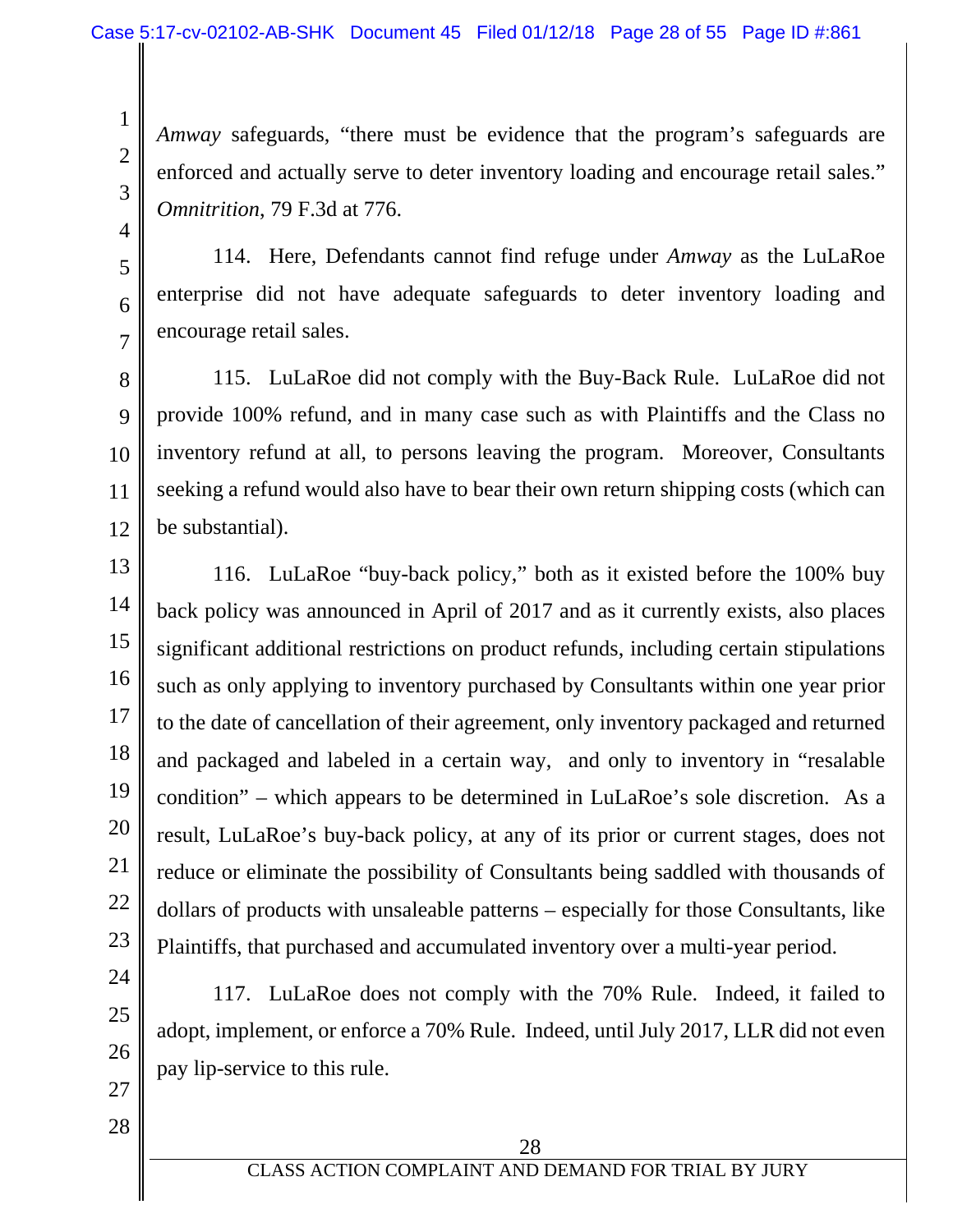*Amway* safeguards, "there must be evidence that the program's safeguards are enforced and actually serve to deter inventory loading and encourage retail sales." *Omnitrition*, 79 F.3d at 776.

114. Here, Defendants cannot find refuge under *Amway* as the LuLaRoe enterprise did not have adequate safeguards to deter inventory loading and encourage retail sales.

115. LuLaRoe did not comply with the Buy-Back Rule. LuLaRoe did not provide 100% refund, and in many case such as with Plaintiffs and the Class no inventory refund at all, to persons leaving the program. Moreover, Consultants seeking a refund would also have to bear their own return shipping costs (which can be substantial).

116. LuLaRoe "buy-back policy," both as it existed before the 100% buy back policy was announced in April of 2017 and as it currently exists, also places significant additional restrictions on product refunds, including certain stipulations such as only applying to inventory purchased by Consultants within one year prior to the date of cancellation of their agreement, only inventory packaged and returned and packaged and labeled in a certain way, and only to inventory in "resalable condition" – which appears to be determined in LuLaRoe's sole discretion. As a result, LuLaRoe's buy-back policy, at any of its prior or current stages, does not reduce or eliminate the possibility of Consultants being saddled with thousands of dollars of products with unsaleable patterns – especially for those Consultants, like Plaintiffs, that purchased and accumulated inventory over a multi-year period.

117. LuLaRoe does not comply with the 70% Rule. Indeed, it failed to adopt, implement, or enforce a 70% Rule. Indeed, until July 2017, LLR did not even pay lip-service to this rule.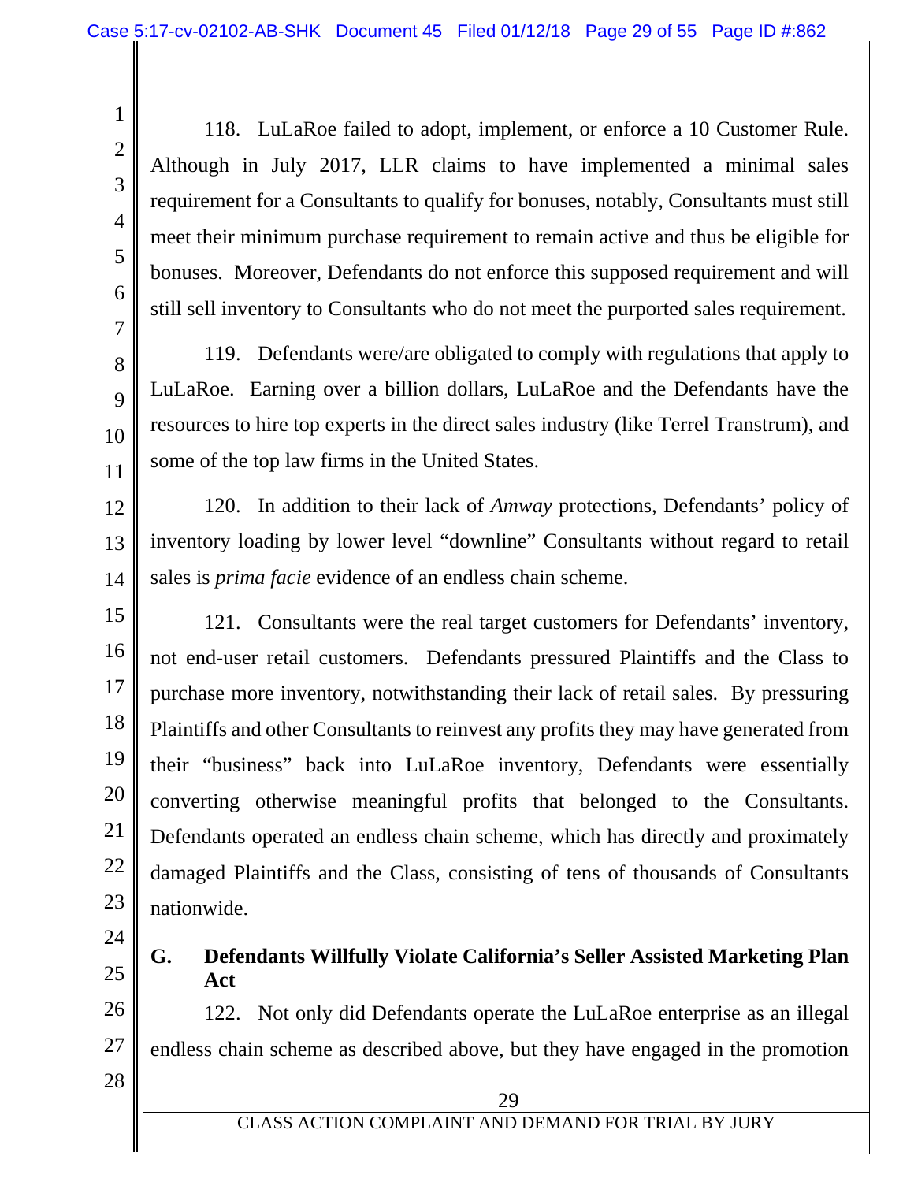118. LuLaRoe failed to adopt, implement, or enforce a 10 Customer Rule. Although in July 2017, LLR claims to have implemented a minimal sales requirement for a Consultants to qualify for bonuses, notably, Consultants must still meet their minimum purchase requirement to remain active and thus be eligible for bonuses. Moreover, Defendants do not enforce this supposed requirement and will still sell inventory to Consultants who do not meet the purported sales requirement.

119. Defendants were/are obligated to comply with regulations that apply to LuLaRoe. Earning over a billion dollars, LuLaRoe and the Defendants have the resources to hire top experts in the direct sales industry (like Terrel Transtrum), and some of the top law firms in the United States.

120. In addition to their lack of *Amway* protections, Defendants' policy of inventory loading by lower level "downline" Consultants without regard to retail sales is *prima facie* evidence of an endless chain scheme.

121. Consultants were the real target customers for Defendants' inventory, not end-user retail customers. Defendants pressured Plaintiffs and the Class to purchase more inventory, notwithstanding their lack of retail sales. By pressuring Plaintiffs and other Consultants to reinvest any profits they may have generated from their "business" back into LuLaRoe inventory, Defendants were essentially converting otherwise meaningful profits that belonged to the Consultants. Defendants operated an endless chain scheme, which has directly and proximately damaged Plaintiffs and the Class, consisting of tens of thousands of Consultants nationwide.

### G. Defendants Willfully Violate California's Seller Assisted Marketing Plan Act

122. Not only did Defendants operate the LuLaRoe enterprise as an illegal endless chain scheme as described above, but they have engaged in the promotion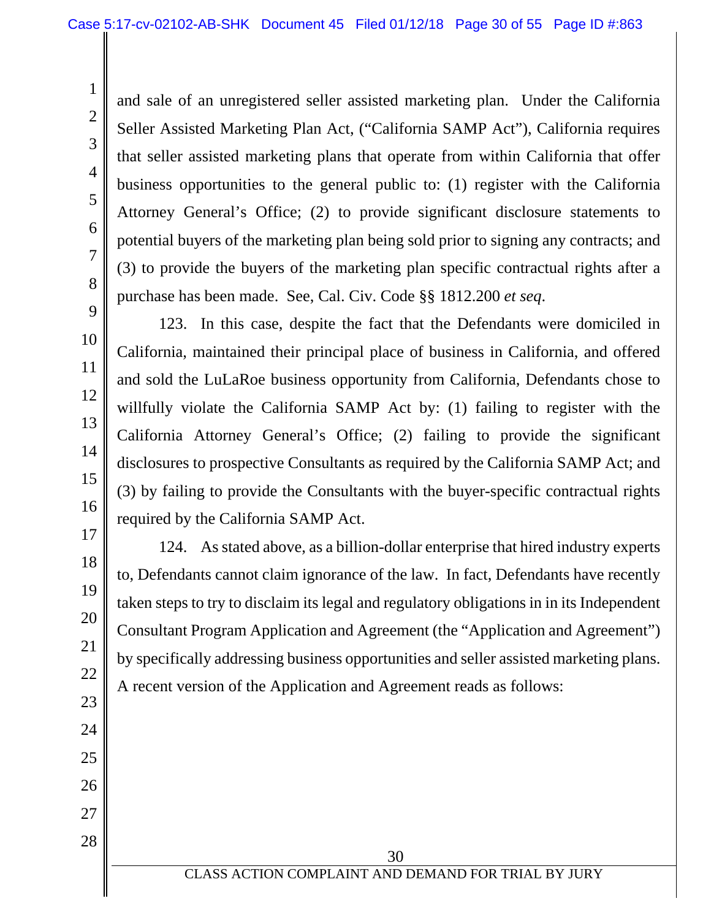and sale of an unregistered seller assisted marketing plan. Under the California Seller Assisted Marketing Plan Act, ("California SAMP Act"), California requires that seller assisted marketing plans that operate from within California that offer business opportunities to the general public to: (1) register with the California Attorney General's Office; (2) to provide significant disclosure statements to potential buyers of the marketing plan being sold prior to signing any contracts; and (3) to provide the buyers of the marketing plan specific contractual rights after a purchase has been made. See, Cal. Civ. Code §§ 1812.200 *et seq*.

123. In this case, despite the fact that the Defendants were domiciled in California, maintained their principal place of business in California, and offered and sold the LuLaRoe business opportunity from California, Defendants chose to willfully violate the California SAMP Act by: (1) failing to register with the California Attorney General's Office; (2) failing to provide the significant disclosures to prospective Consultants as required by the California SAMP Act; and (3) by failing to provide the Consultants with the buyer-specific contractual rights required by the California SAMP Act.

124. As stated above, as a billion-dollar enterprise that hired industry experts to, Defendants cannot claim ignorance of the law. In fact, Defendants have recently taken steps to try to disclaim its legal and regulatory obligations in in its Independent Consultant Program Application and Agreement (the "Application and Agreement") by specifically addressing business opportunities and seller assisted marketing plans. A recent version of the Application and Agreement reads as follows: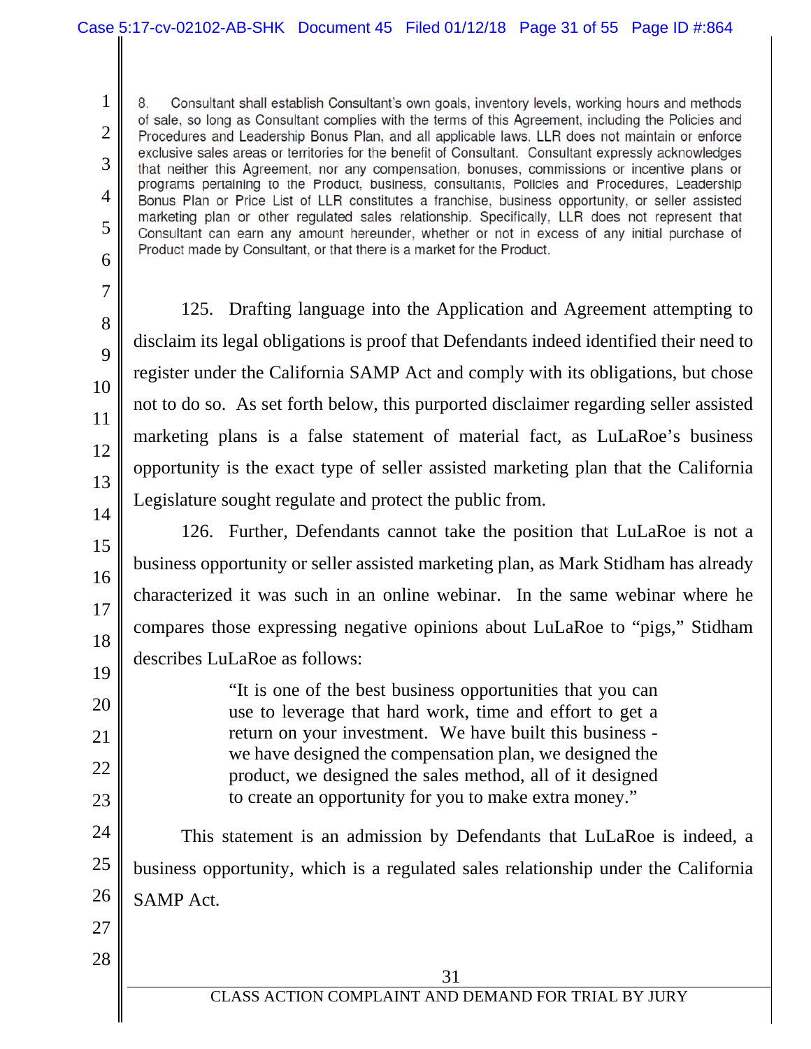8. Consultant shall establish Consultant's own goals, inventory levels, working hours and methods of sale, so long as Consultant complies with the terms of this Agreement, including the Policies and Procedures and Leadership Bonus Plan, and all applicable laws. LLR does not maintain or enforce exclusive sales areas or territories for the benefit of Consultant. Consultant expressly acknowledges that neither this Agreement, nor any compensation, bonuses, commissions or incentive plans or programs pertaining to the Product, business, consultants, Policies and Procedures, Leadership Bonus Plan or Price List of LLR constitutes a franchise, business opportunity, or seller assisted marketing plan or other regulated sales relationship. Specifically, LLR does not represent that Consultant can earn any amount hereunder, whether or not in excess of any initial purchase of Product made by Consultant, or that there is a market for the Product.

125. Drafting language into the Application and Agreement attempting to disclaim its legal obligations is proof that Defendants indeed identified their need to register under the California SAMP Act and comply with its obligations, but chose not to do so. As set forth below, this purported disclaimer regarding seller assisted marketing plans is a false statement of material fact, as LuLaRoe's business opportunity is the exact type of seller assisted marketing plan that the California Legislature sought regulate and protect the public from.

126. Further, Defendants cannot take the position that LuLaRoe is not a business opportunity or seller assisted marketing plan, as Mark Stidham has already characterized it was such in an online webinar. In the same webinar where he compares those expressing negative opinions about LuLaRoe to "pigs," Stidham describes LuLaRoe as follows:

> "It is one of the best business opportunities that you can use to leverage that hard work, time and effort to get a return on your investment. We have built this business - we have designed the compensation plan, we designed the product, we designed the sales method, all of it designed to create an opportunity for you to make extra money."

This statement is an admission by Defendants that LuLaRoe is indeed, a business opportunity, which is a regulated sales relationship under the California SAMP Act.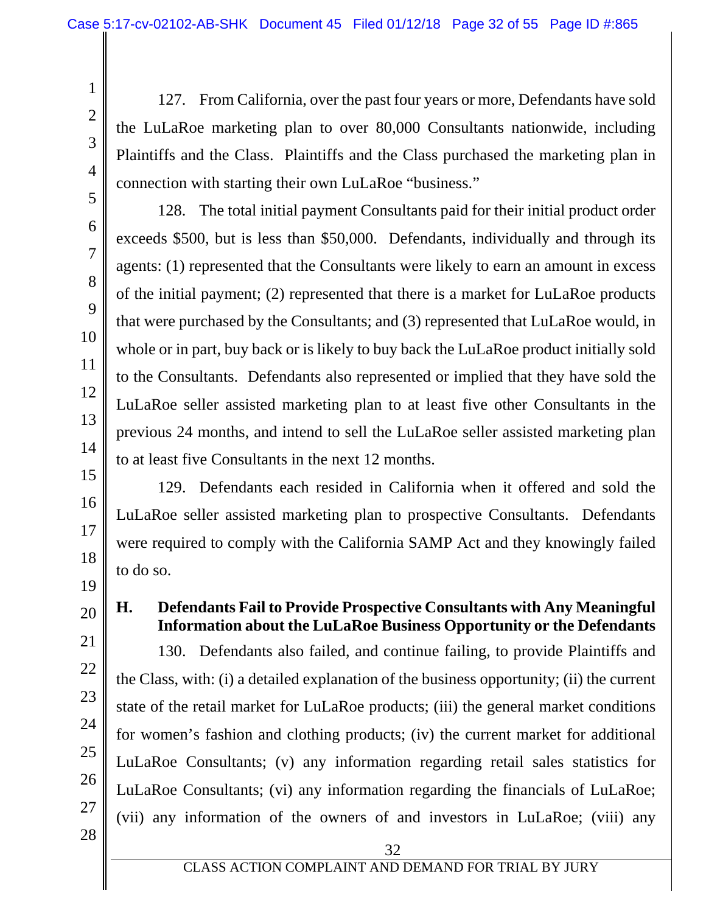127. From California, over the past four years or more, Defendants have sold the LuLaRoe marketing plan to over 80,000 Consultants nationwide, including Plaintiffs and the Class. Plaintiffs and the Class purchased the marketing plan in connection with starting their own LuLaRoe "business."

128. The total initial payment Consultants paid for their initial product order exceeds $500, but is less than $50,000. Defendants, individually and through its agents: (1) represented that the Consultants were likely to earn an amount in excess of the initial payment; (2) represented that there is a market for LuLaRoe products that were purchased by the Consultants; and (3) represented that LuLaRoe would, in whole or in part, buy back or is likely to buy back the LuLaRoe product initially sold to the Consultants. Defendants also represented or implied that they have sold the LuLaRoe seller assisted marketing plan to at least five other Consultants in the previous 24 months, and intend to sell the LuLaRoe seller assisted marketing plan to at least five Consultants in the next 12 months.

129. Defendants each resided in California when it offered and sold the LuLaRoe seller assisted marketing plan to prospective Consultants. Defendants were required to comply with the California SAMP Act and they knowingly failed to do so.

## H. Defendants Fail to Provide Prospective Consultants with Any Meaningful Information about the LuLaRoe Business Opportunity or the Defendants

130. Defendants also failed, and continue failing, to provide Plaintiffs and the Class, with: (i) a detailed explanation of the business opportunity; (ii) the current state of the retail market for LuLaRoe products; (iii) the general market conditions for women's fashion and clothing products; (iv) the current market for additional LuLaRoe Consultants; (v) any information regarding retail sales statistics for LuLaRoe Consultants; (vi) any information regarding the financials of LuLaRoe; (vii) any information of the owners of and investors in LuLaRoe; (viii) any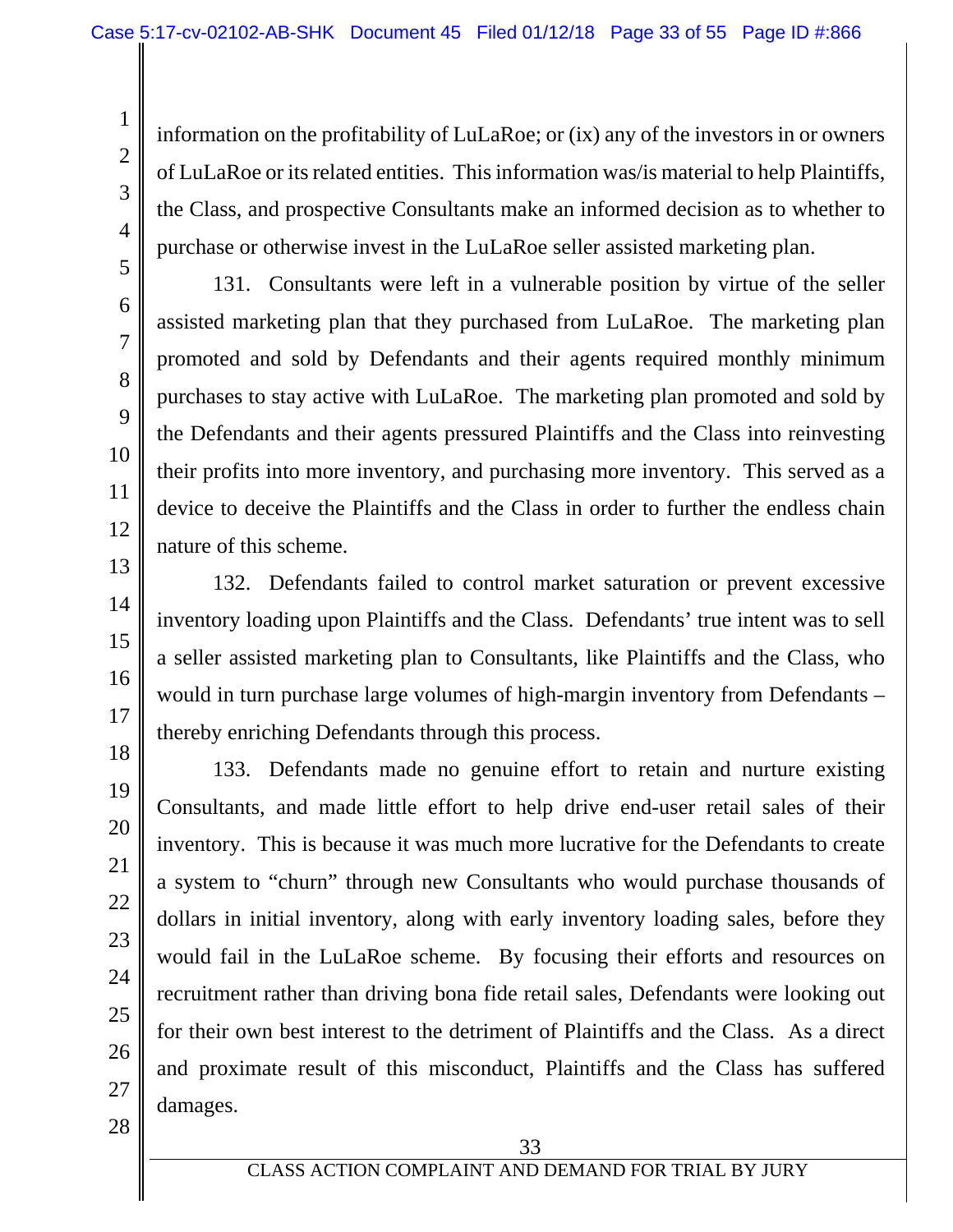information on the profitability of LuLaRoe; or (ix) any of the investors in or owners of LuLaRoe or its related entities. This information was/is material to help Plaintiffs, the Class, and prospective Consultants make an informed decision as to whether to purchase or otherwise invest in the LuLaRoe seller assisted marketing plan.

131. Consultants were left in a vulnerable position by virtue of the seller assisted marketing plan that they purchased from LuLaRoe. The marketing plan promoted and sold by Defendants and their agents required monthly minimum purchases to stay active with LuLaRoe. The marketing plan promoted and sold by the Defendants and their agents pressured Plaintiffs and the Class into reinvesting their profits into more inventory, and purchasing more inventory. This served as a device to deceive the Plaintiffs and the Class in order to further the endless chain nature of this scheme.

132. Defendants failed to control market saturation or prevent excessive inventory loading upon Plaintiffs and the Class. Defendants' true intent was to sell a seller assisted marketing plan to Consultants, like Plaintiffs and the Class, who would in turn purchase large volumes of high-margin inventory from Defendants – thereby enriching Defendants through this process.

133. Defendants made no genuine effort to retain and nurture existing Consultants, and made little effort to help drive end-user retail sales of their inventory. This is because it was much more lucrative for the Defendants to create a system to "churn" through new Consultants who would purchase thousands of dollars in initial inventory, along with early inventory loading sales, before they would fail in the LuLaRoe scheme. By focusing their efforts and resources on recruitment rather than driving bona fide retail sales, Defendants were looking out for their own best interest to the detriment of Plaintiffs and the Class. As a direct and proximate result of this misconduct, Plaintiffs and the Class has suffered damages.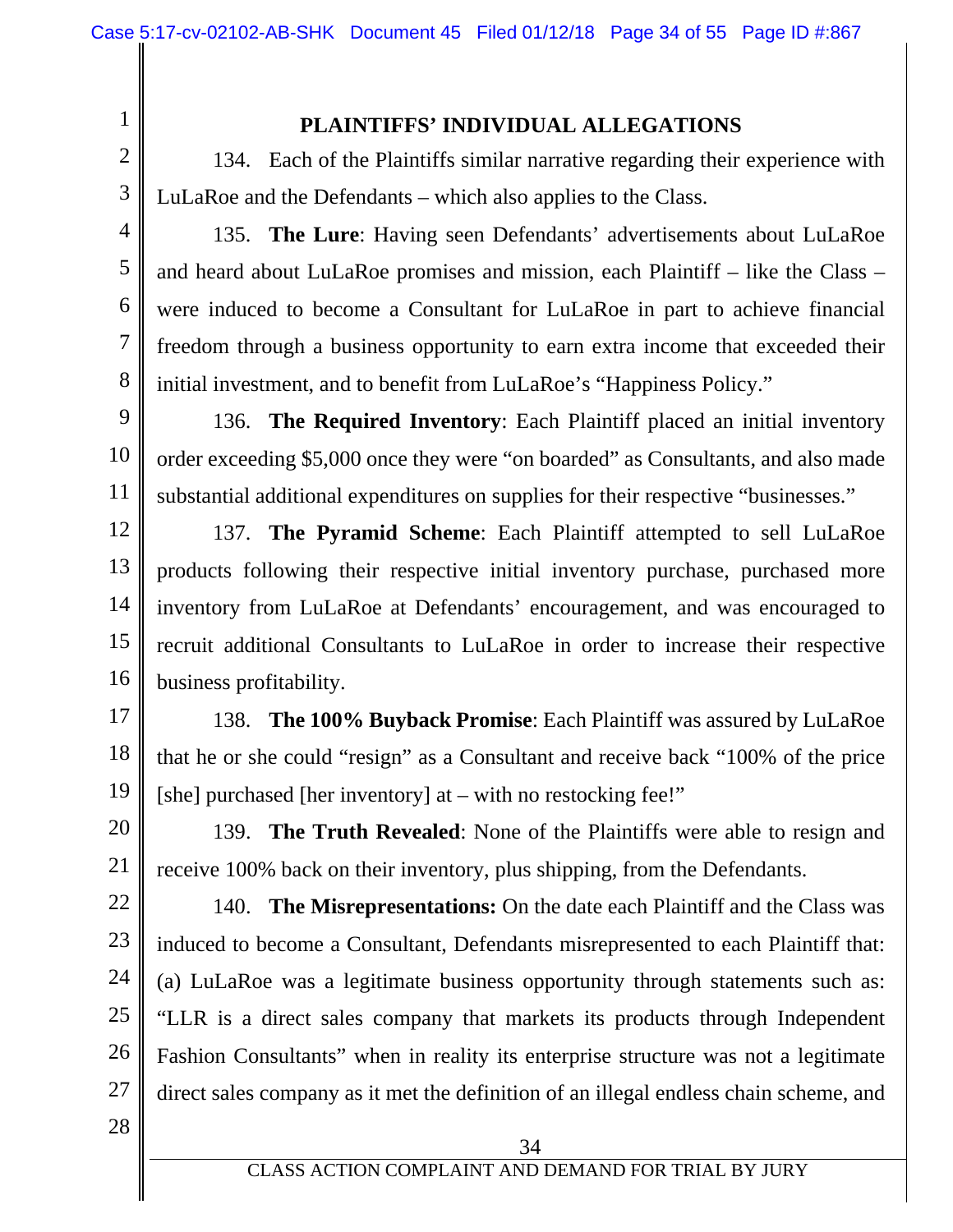## PLAINTIFFS' INDIVIDUAL ALLEGATIONS

134. Each of the Plaintiffs similar narrative regarding their experience with LuLaRoe and the Defendants – which also applies to the Class.

135. **The Lure**: Having seen Defendants' advertisements about LuLaRoe and heard about LuLaRoe promises and mission, each Plaintiff – like the Class – were induced to become a Consultant for LuLaRoe in part to achieve financial freedom through a business opportunity to earn extra income that exceeded their initial investment, and to benefit from LuLaRoe's "Happiness Policy."

136. **The Required Inventory**: Each Plaintiff placed an initial inventory order exceeding $5,000 once they were "on boarded" as Consultants, and also made substantial additional expenditures on supplies for their respective "businesses."

137. **The Pyramid Scheme**: Each Plaintiff attempted to sell LuLaRoe products following their respective initial inventory purchase, purchased more inventory from LuLaRoe at Defendants' encouragement, and was encouraged to recruit additional Consultants to LuLaRoe in order to increase their respective business profitability.

138. **The 100% Buyback Promise**: Each Plaintiff was assured by LuLaRoe that he or she could "resign" as a Consultant and receive back "100% of the price [she] purchased [her inventory] at – with no restocking fee!"

139. **The Truth Revealed**: None of the Plaintiffs were able to resign and receive 100% back on their inventory, plus shipping, from the Defendants.

140. **The Misrepresentations:** On the date each Plaintiff and the Class was induced to become a Consultant, Defendants misrepresented to each Plaintiff that: (a) LuLaRoe was a legitimate business opportunity through statements such as: "LLR is a direct sales company that markets its products through Independent Fashion Consultants" when in reality its enterprise structure was not a legitimate direct sales company as it met the definition of an illegal endless chain scheme, and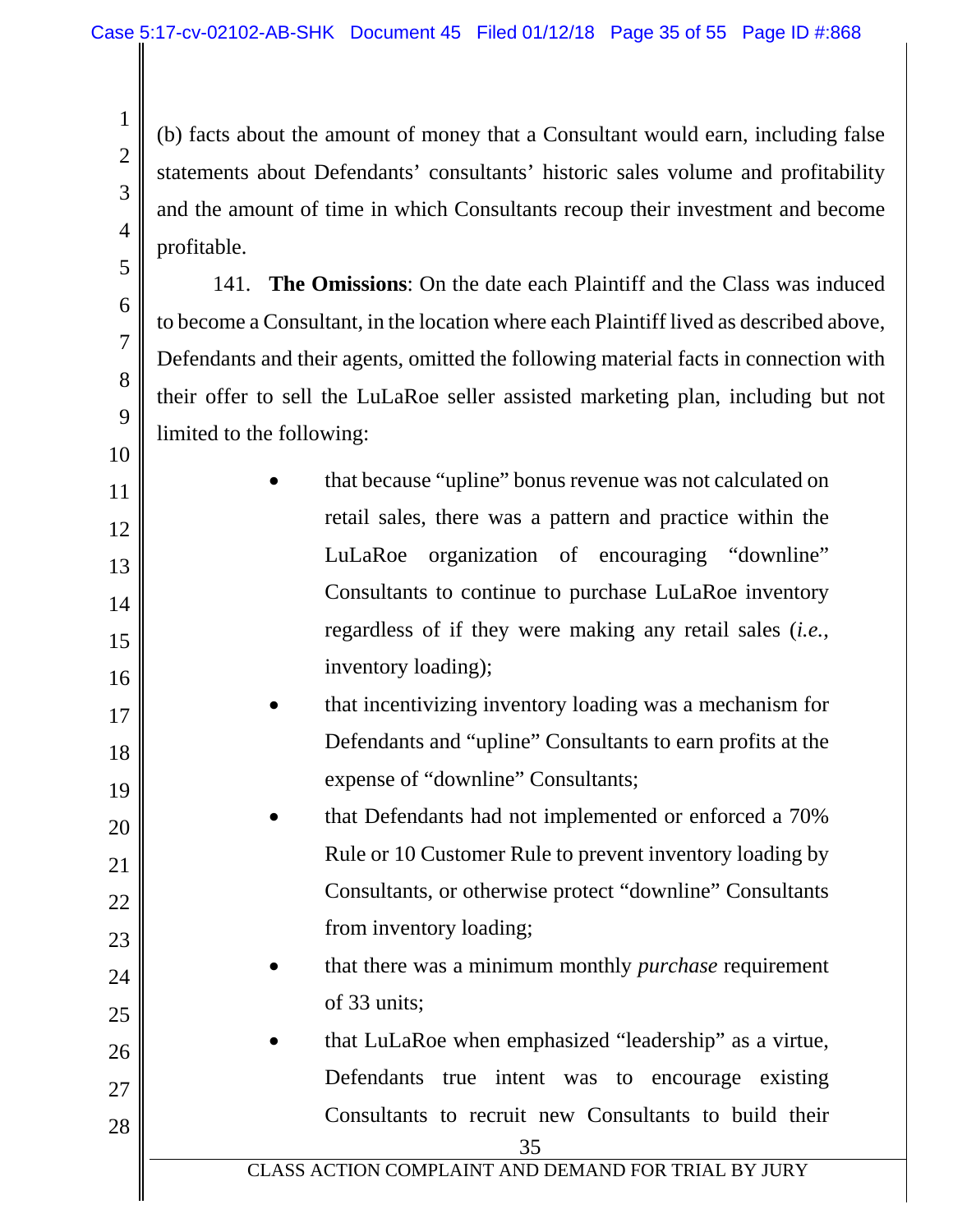(b) facts about the amount of money that a Consultant would earn, including false statements about Defendants' consultants' historic sales volume and profitability and the amount of time in which Consultants recoup their investment and become profitable.

141. **The Omissions**: On the date each Plaintiff and the Class was induced to become a Consultant, in the location where each Plaintiff lived as described above, Defendants and their agents, omitted the following material facts in connection with their offer to sell the LuLaRoe seller assisted marketing plan, including but not limited to the following:

- that because "upline" bonus revenue was not calculated on retail sales, there was a pattern and practice within the LuLaRoe organization of encouraging "downline" Consultants to continue to purchase LuLaRoe inventory regardless of if they were making any retail sales (*i.e.*, inventory loading);
- that incentivizing inventory loading was a mechanism for Defendants and "upline" Consultants to earn profits at the expense of "downline" Consultants;
- that Defendants had not implemented or enforced a 70% Rule or 10 Customer Rule to prevent inventory loading by Consultants, or otherwise protect "downline" Consultants from inventory loading;
- that there was a minimum monthly *purchase* requirement of 33 units;
- that LuLaRoe when emphasized "leadership" as a virtue, Defendants true intent was to encourage existing Consultants to recruit new Consultants to build their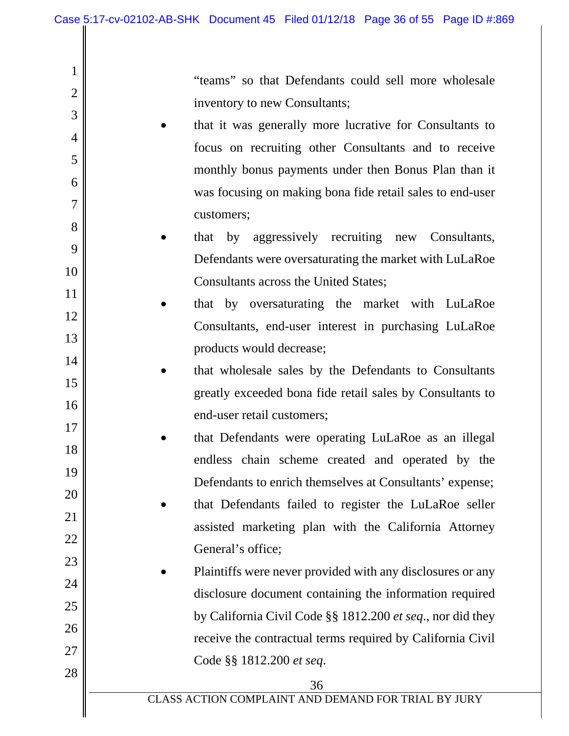"teams" so that Defendants could sell more wholesale inventory to new Consultants;

- that it was generally more lucrative for Consultants to focus on recruiting other Consultants and to receive monthly bonus payments under then Bonus Plan than it was focusing on making bona fide retail sales to end-user customers;
- that by aggressively recruiting new Consultants, Defendants were oversaturating the market with LuLaRoe Consultants across the United States;
- that by oversaturating the market with LuLaRoe Consultants, end-user interest in purchasing LuLaRoe products would decrease;
- that wholesale sales by the Defendants to Consultants greatly exceeded bona fide retail sales by Consultants to end-user retail customers;
- that Defendants were operating LuLaRoe as an illegal endless chain scheme created and operated by the Defendants to enrich themselves at Consultants' expense;
- that Defendants failed to register the LuLaRoe seller assisted marketing plan with the California Attorney General's office;
- Plaintiffs were never provided with any disclosures or any disclosure document containing the information required by California Civil Code §§ 1812.200 *et seq*., nor did they receive the contractual terms required by California Civil Code §§ 1812.200 *et seq*.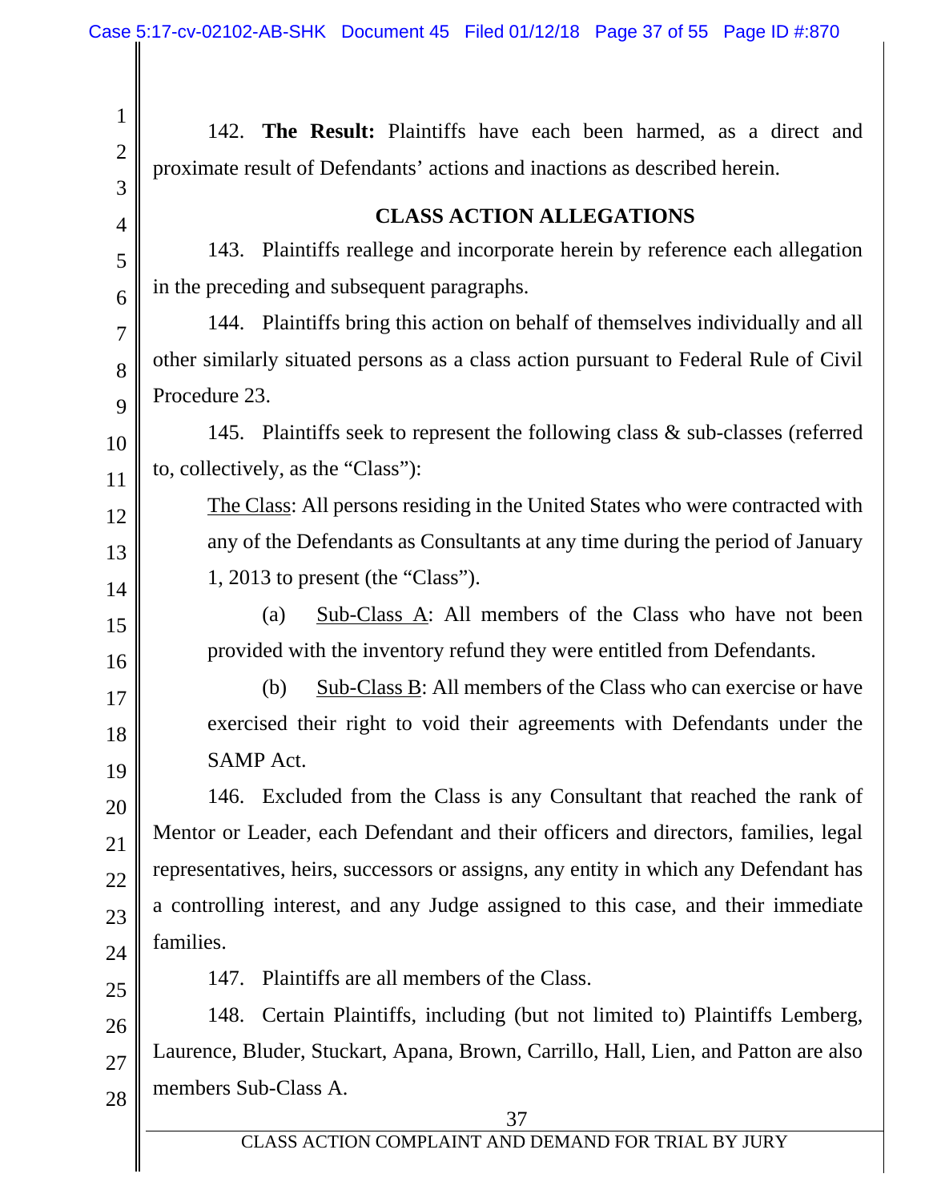142. **The Result:** Plaintiffs have each been harmed, as a direct and proximate result of Defendants' actions and inactions as described herein.

## CLASS ACTION ALLEGATIONS

143. Plaintiffs reallege and incorporate herein by reference each allegation in the preceding and subsequent paragraphs.

144. Plaintiffs bring this action on behalf of themselves individually and all other similarly situated persons as a class action pursuant to Federal Rule of Civil Procedure 23.

145. Plaintiffs seek to represent the following class & sub-classes (referred to, collectively, as the "Class"):

> The Class: All persons residing in the United States who were contracted with any of the Defendants as Consultants at any time during the period of January 1, 2013 to present (the "Class").
>
> (a) Sub-Class A: All members of the Class who have not been provided with the inventory refund they were entitled from Defendants.
>
> (b) Sub-Class B: All members of the Class who can exercise or have exercised their right to void their agreements with Defendants under the SAMP Act.

146. Excluded from the Class is any Consultant that reached the rank of Mentor or Leader, each Defendant and their officers and directors, families, legal representatives, heirs, successors or assigns, any entity in which any Defendant has a controlling interest, and any Judge assigned to this case, and their immediate families.

147. Plaintiffs are all members of the Class.

148. Certain Plaintiffs, including (but not limited to) Plaintiffs Lemberg, Laurence, Bluder, Stuckart, Apana, Brown, Carrillo, Hall, Lien, and Patton are also members Sub-Class A.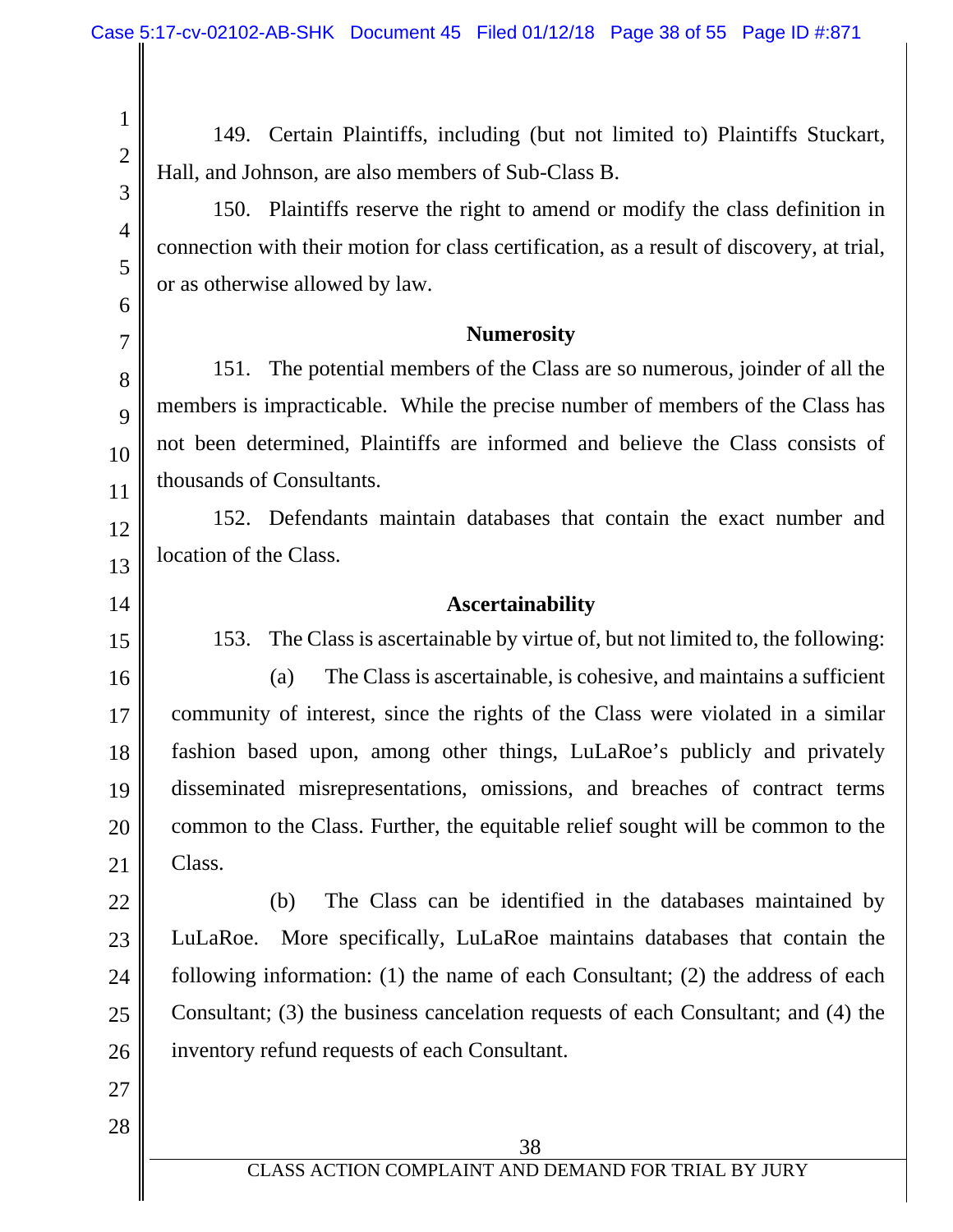149. Certain Plaintiffs, including (but not limited to) Plaintiffs Stuckart, Hall, and Johnson, are also members of Sub-Class B.

150. Plaintiffs reserve the right to amend or modify the class definition in connection with their motion for class certification, as a result of discovery, at trial, or as otherwise allowed by law.

**Numerosity**

151. The potential members of the Class are so numerous, joinder of all the members is impracticable. While the precise number of members of the Class has not been determined, Plaintiffs are informed and believe the Class consists of thousands of Consultants.

152. Defendants maintain databases that contain the exact number and location of the Class.

**Ascertainability**

153. The Class is ascertainable by virtue of, but not limited to, the following:

(a) The Class is ascertainable, is cohesive, and maintains a sufficient community of interest, since the rights of the Class were violated in a similar fashion based upon, among other things, LuLaRoe's publicly and privately disseminated misrepresentations, omissions, and breaches of contract terms common to the Class. Further, the equitable relief sought will be common to the Class.

(b) The Class can be identified in the databases maintained by LuLaRoe. More specifically, LuLaRoe maintains databases that contain the following information: (1) the name of each Consultant; (2) the address of each Consultant; (3) the business cancelation requests of each Consultant; and (4) the inventory refund requests of each Consultant.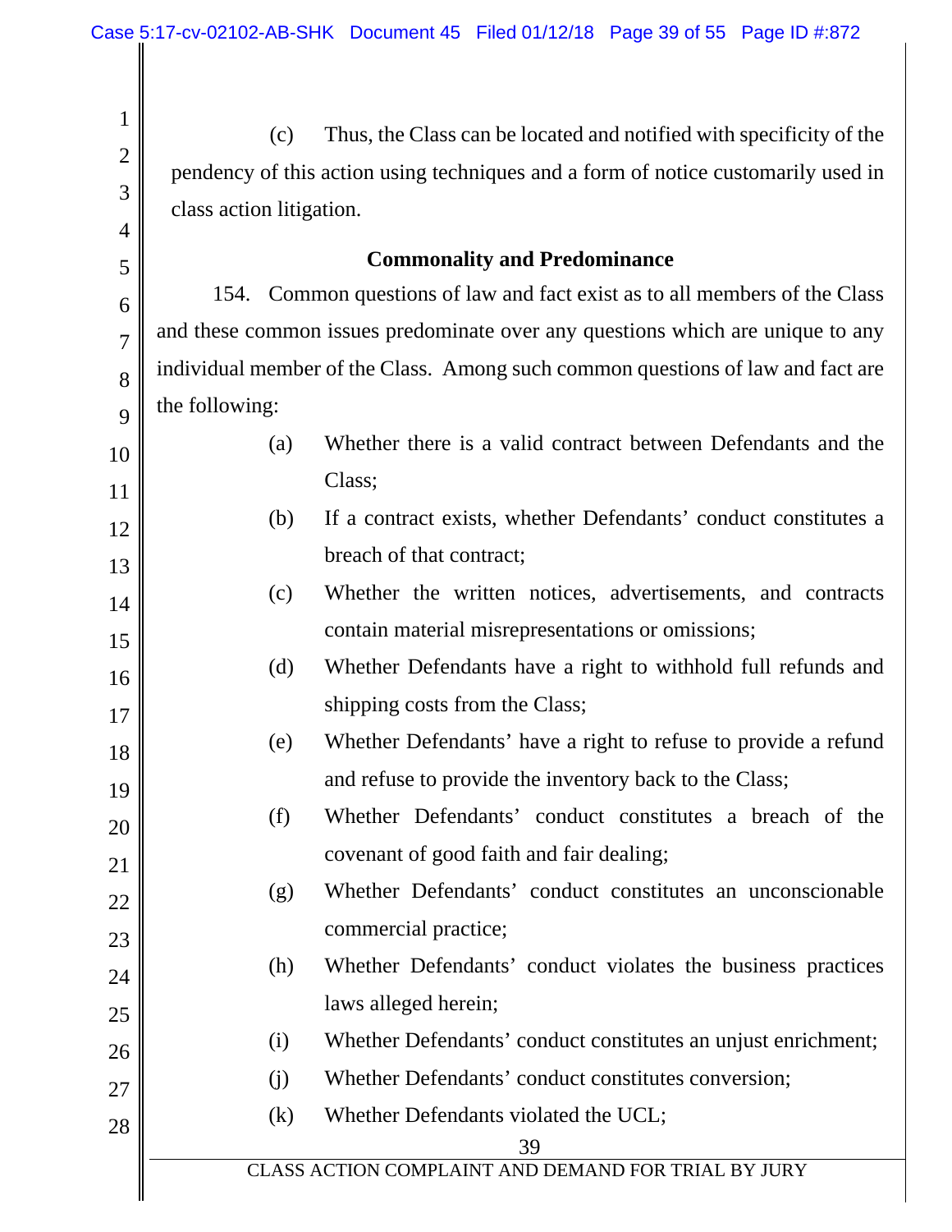(c) Thus, the Class can be located and notified with specificity of the pendency of this action using techniques and a form of notice customarily used in class action litigation.

**Commonality and Predominance**

154. Common questions of law and fact exist as to all members of the Class and these common issues predominate over any questions which are unique to any individual member of the Class. Among such common questions of law and fact are the following:

(a) Whether there is a valid contract between Defendants and the Class;

(b) If a contract exists, whether Defendants' conduct constitutes a breach of that contract;

(c) Whether the written notices, advertisements, and contracts contain material misrepresentations or omissions;

(d) Whether Defendants have a right to withhold full refunds and shipping costs from the Class;

(e) Whether Defendants' have a right to refuse to provide a refund and refuse to provide the inventory back to the Class;

(f) Whether Defendants' conduct constitutes a breach of the covenant of good faith and fair dealing;

(g) Whether Defendants' conduct constitutes an unconscionable commercial practice;

(h) Whether Defendants' conduct violates the business practices laws alleged herein;

(i) Whether Defendants' conduct constitutes an unjust enrichment;

(j) Whether Defendants' conduct constitutes conversion;

(k) Whether Defendants violated the UCL;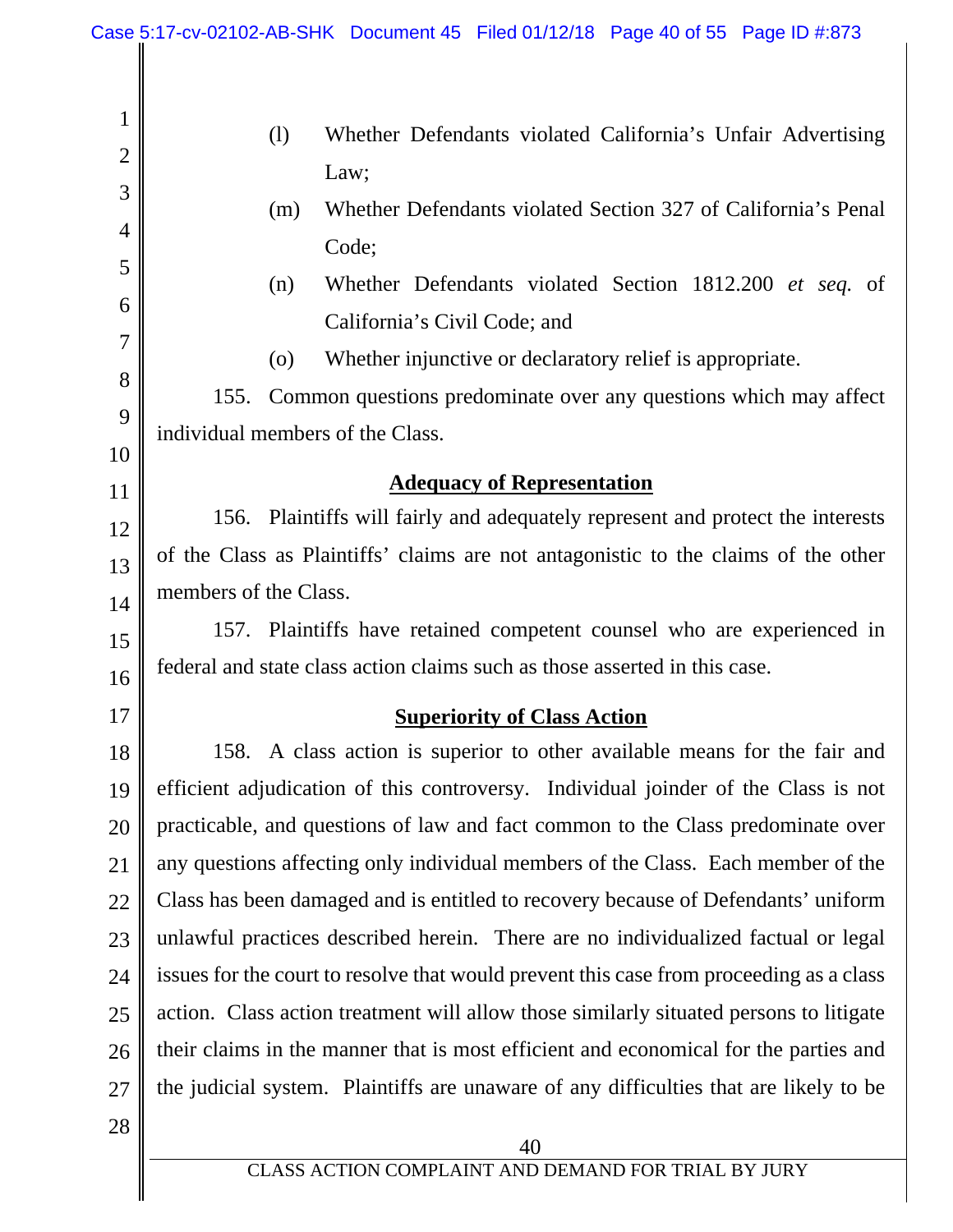(l) Whether Defendants violated California's Unfair Advertising Law;

(m) Whether Defendants violated Section 327 of California's Penal Code;

(n) Whether Defendants violated Section 1812.200 *et seq.* of California's Civil Code; and

(o) Whether injunctive or declaratory relief is appropriate.

155. Common questions predominate over any questions which may affect individual members of the Class.

**Adequacy of Representation**

156. Plaintiffs will fairly and adequately represent and protect the interests of the Class as Plaintiffs' claims are not antagonistic to the claims of the other members of the Class.

157. Plaintiffs have retained competent counsel who are experienced in federal and state class action claims such as those asserted in this case.

**Superiority of Class Action**

158. A class action is superior to other available means for the fair and efficient adjudication of this controversy. Individual joinder of the Class is not practicable, and questions of law and fact common to the Class predominate over any questions affecting only individual members of the Class. Each member of the Class has been damaged and is entitled to recovery because of Defendants' uniform unlawful practices described herein. There are no individualized factual or legal issues for the court to resolve that would prevent this case from proceeding as a class action. Class action treatment will allow those similarly situated persons to litigate their claims in the manner that is most efficient and economical for the parties and the judicial system. Plaintiffs are unaware of any difficulties that are likely to be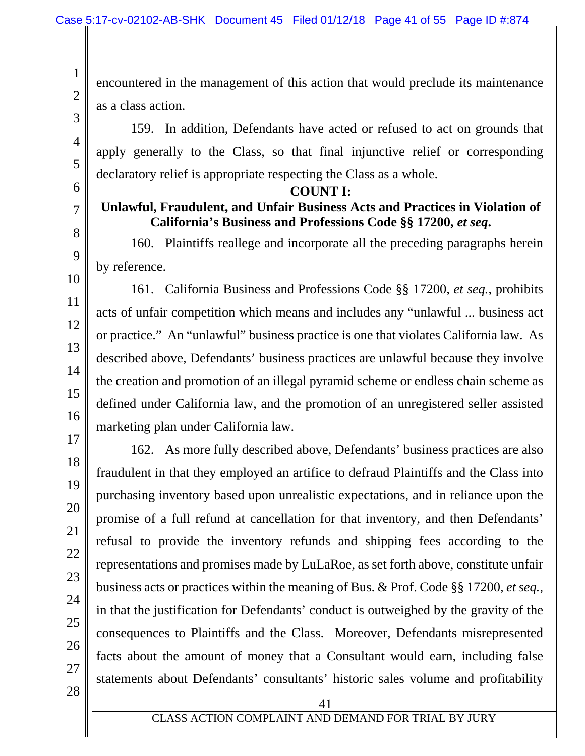encountered in the management of this action that would preclude its maintenance as a class action.

159. In addition, Defendants have acted or refused to act on grounds that apply generally to the Class, so that final injunctive relief or corresponding declaratory relief is appropriate respecting the Class as a whole.

**COUNT I:**

**Unlawful, Fraudulent, and Unfair Business Acts and Practices in Violation of California's Business and Professions Code §§ 17200, *et seq*.**

160. Plaintiffs reallege and incorporate all the preceding paragraphs herein by reference.

161. California Business and Professions Code §§ 17200, *et seq.*, prohibits acts of unfair competition which means and includes any "unlawful ... business act or practice." An "unlawful" business practice is one that violates California law. As described above, Defendants' business practices are unlawful because they involve the creation and promotion of an illegal pyramid scheme or endless chain scheme as defined under California law, and the promotion of an unregistered seller assisted marketing plan under California law.

162. As more fully described above, Defendants' business practices are also fraudulent in that they employed an artifice to defraud Plaintiffs and the Class into purchasing inventory based upon unrealistic expectations, and in reliance upon the promise of a full refund at cancellation for that inventory, and then Defendants' refusal to provide the inventory refunds and shipping fees according to the representations and promises made by LuLaRoe, as set forth above, constitute unfair business acts or practices within the meaning of Bus. & Prof. Code §§ 17200, *et seq.*, in that the justification for Defendants' conduct is outweighed by the gravity of the consequences to Plaintiffs and the Class. Moreover, Defendants misrepresented facts about the amount of money that a Consultant would earn, including false statements about Defendants' consultants' historic sales volume and profitability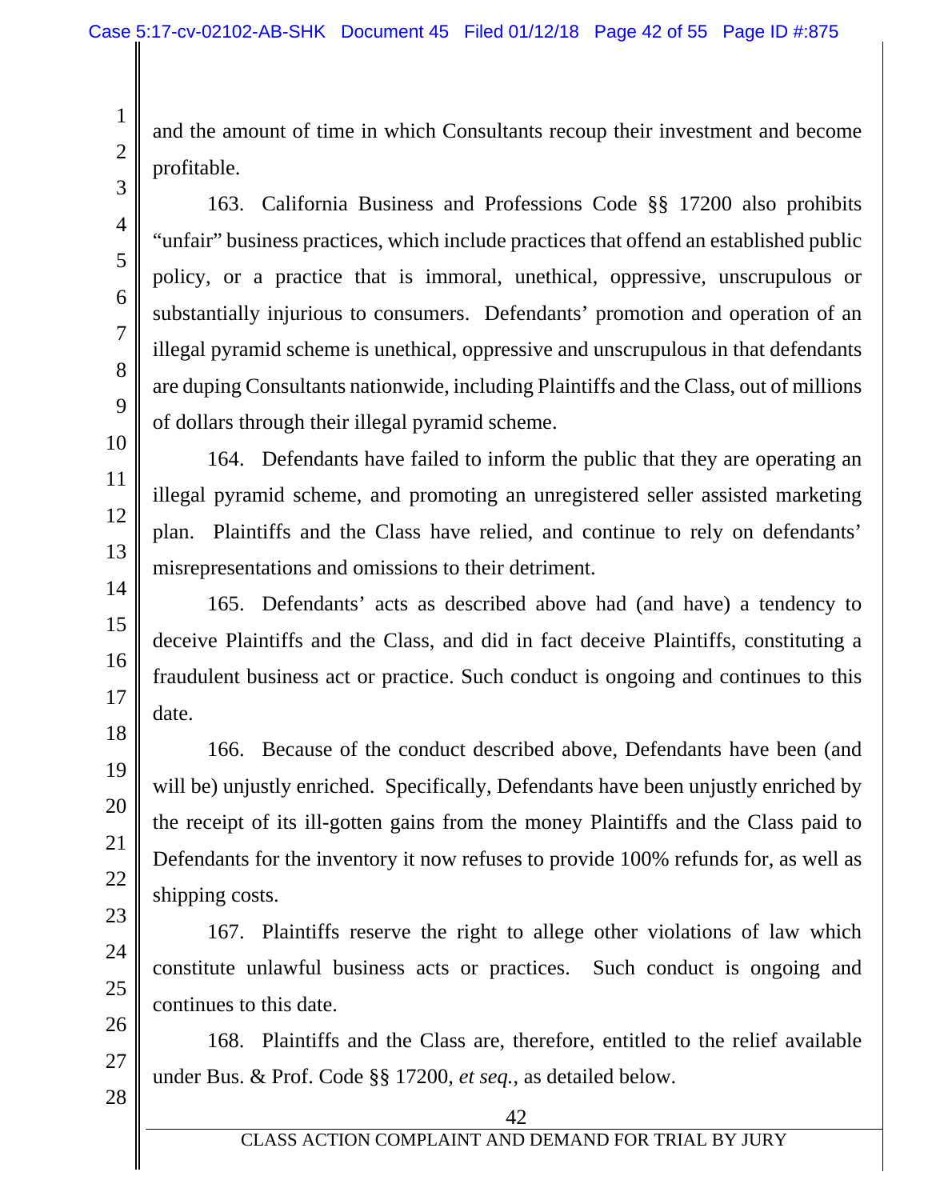and the amount of time in which Consultants recoup their investment and become profitable.

163. California Business and Professions Code §§ 17200 also prohibits "unfair" business practices, which include practices that offend an established public policy, or a practice that is immoral, unethical, oppressive, unscrupulous or substantially injurious to consumers. Defendants' promotion and operation of an illegal pyramid scheme is unethical, oppressive and unscrupulous in that defendants are duping Consultants nationwide, including Plaintiffs and the Class, out of millions of dollars through their illegal pyramid scheme.

164. Defendants have failed to inform the public that they are operating an illegal pyramid scheme, and promoting an unregistered seller assisted marketing plan. Plaintiffs and the Class have relied, and continue to rely on defendants' misrepresentations and omissions to their detriment.

165. Defendants' acts as described above had (and have) a tendency to deceive Plaintiffs and the Class, and did in fact deceive Plaintiffs, constituting a fraudulent business act or practice. Such conduct is ongoing and continues to this date.

166. Because of the conduct described above, Defendants have been (and will be) unjustly enriched. Specifically, Defendants have been unjustly enriched by the receipt of its ill-gotten gains from the money Plaintiffs and the Class paid to Defendants for the inventory it now refuses to provide 100% refunds for, as well as shipping costs.

167. Plaintiffs reserve the right to allege other violations of law which constitute unlawful business acts or practices. Such conduct is ongoing and continues to this date.

168. Plaintiffs and the Class are, therefore, entitled to the relief available under Bus. & Prof. Code §§ 17200, *et seq.*, as detailed below.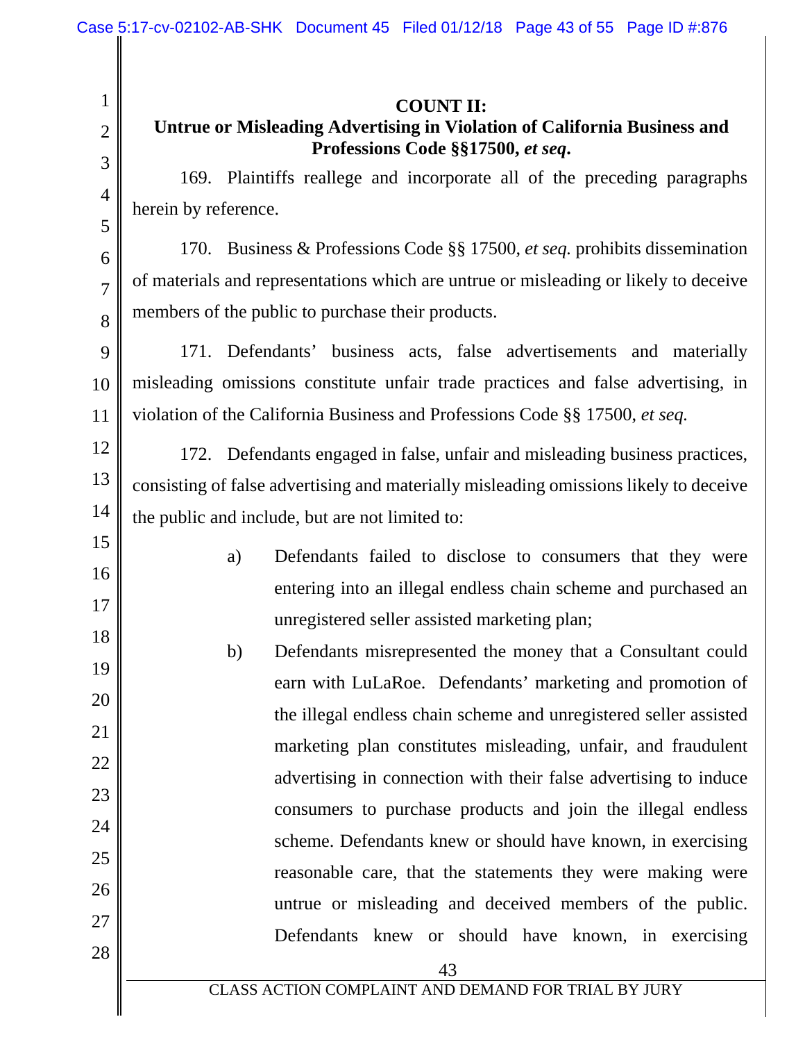**COUNT II:**
**Untrue or Misleading Advertising in Violation of California Business and Professions Code §§17500, *et seq*.**

169. Plaintiffs reallege and incorporate all of the preceding paragraphs herein by reference.

170. Business & Professions Code §§ 17500, *et seq.* prohibits dissemination of materials and representations which are untrue or misleading or likely to deceive members of the public to purchase their products.

171. Defendants' business acts, false advertisements and materially misleading omissions constitute unfair trade practices and false advertising, in violation of the California Business and Professions Code §§ 17500, *et seq.*

172. Defendants engaged in false, unfair and misleading business practices, consisting of false advertising and materially misleading omissions likely to deceive the public and include, but are not limited to:

a) Defendants failed to disclose to consumers that they were entering into an illegal endless chain scheme and purchased an unregistered seller assisted marketing plan;

b) Defendants misrepresented the money that a Consultant could earn with LuLaRoe. Defendants' marketing and promotion of the illegal endless chain scheme and unregistered seller assisted marketing plan constitutes misleading, unfair, and fraudulent advertising in connection with their false advertising to induce consumers to purchase products and join the illegal endless scheme. Defendants knew or should have known, in exercising reasonable care, that the statements they were making were untrue or misleading and deceived members of the public. Defendants knew or should have known, in exercising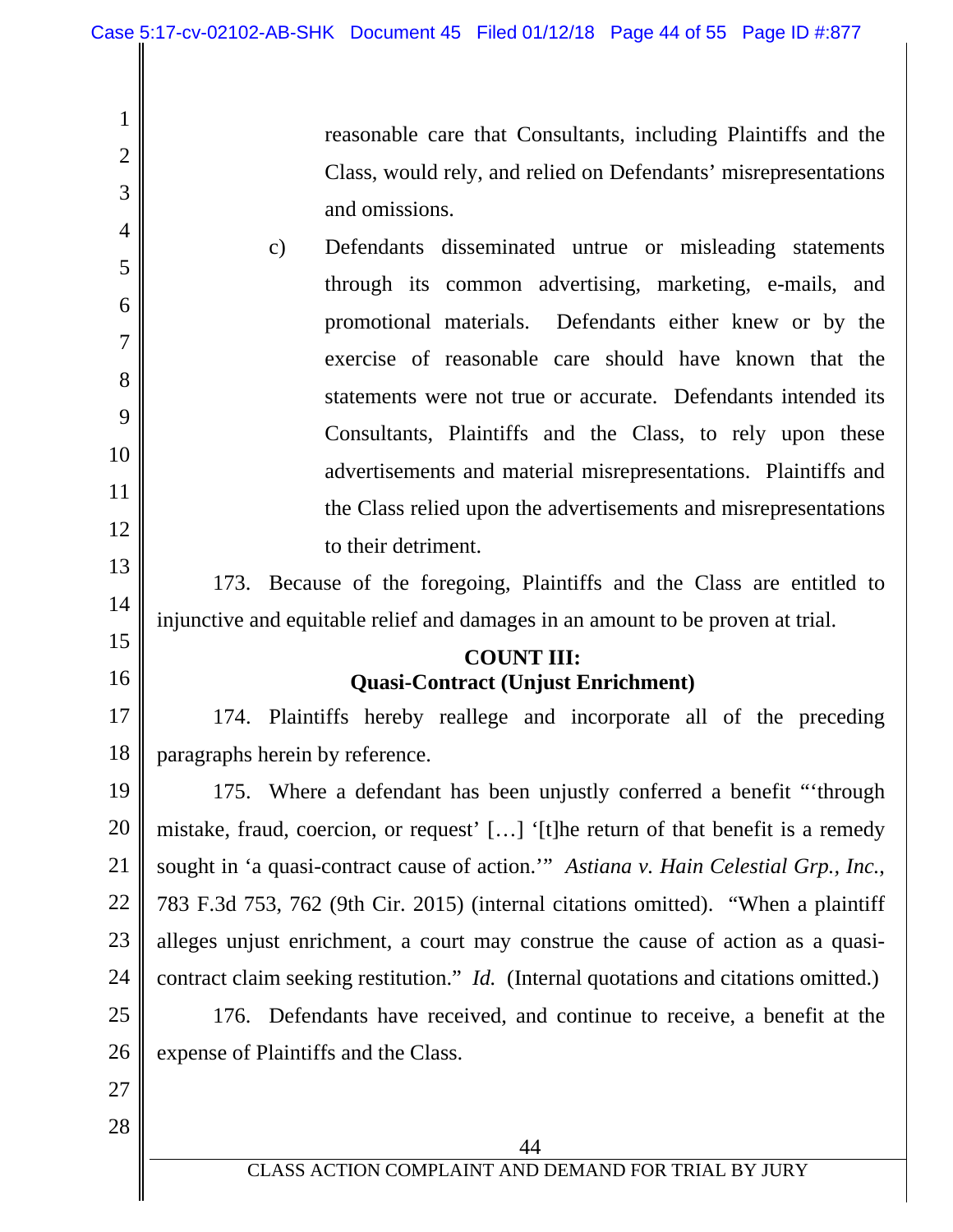reasonable care that Consultants, including Plaintiffs and the Class, would rely, and relied on Defendants' misrepresentations and omissions.

c) Defendants disseminated untrue or misleading statements through its common advertising, marketing, e-mails, and promotional materials. Defendants either knew or by the exercise of reasonable care should have known that the statements were not true or accurate. Defendants intended its Consultants, Plaintiffs and the Class, to rely upon these advertisements and material misrepresentations. Plaintiffs and the Class relied upon the advertisements and misrepresentations to their detriment.

173. Because of the foregoing, Plaintiffs and the Class are entitled to injunctive and equitable relief and damages in an amount to be proven at trial.

**COUNT III:**
**Quasi-Contract (Unjust Enrichment)**

174. Plaintiffs hereby reallege and incorporate all of the preceding paragraphs herein by reference.

175. Where a defendant has been unjustly conferred a benefit "'through mistake, fraud, coercion, or request' […] '[t]he return of that benefit is a remedy sought in 'a quasi-contract cause of action.'" *Astiana v. Hain Celestial Grp., Inc.*, 783 F.3d 753, 762 (9th Cir. 2015) (internal citations omitted). "When a plaintiff alleges unjust enrichment, a court may construe the cause of action as a quasi-contract claim seeking restitution." *Id.* (Internal quotations and citations omitted.)

176. Defendants have received, and continue to receive, a benefit at the expense of Plaintiffs and the Class.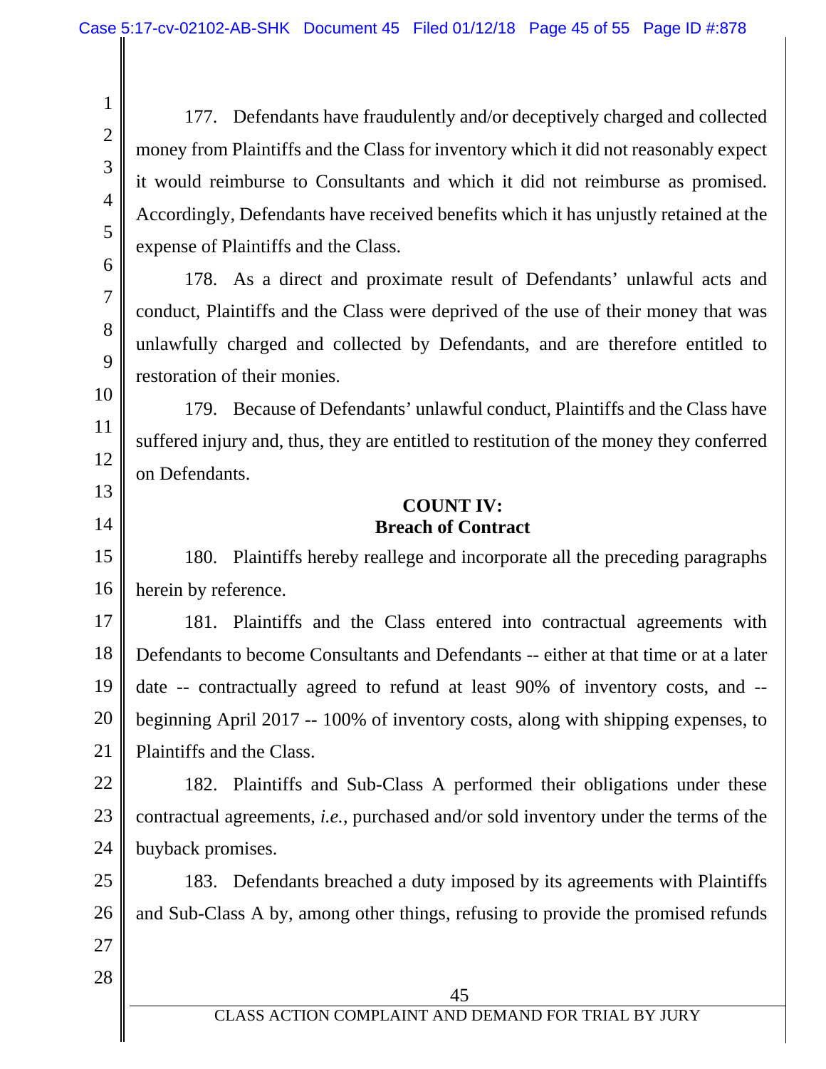177. Defendants have fraudulently and/or deceptively charged and collected money from Plaintiffs and the Class for inventory which it did not reasonably expect it would reimburse to Consultants and which it did not reimburse as promised. Accordingly, Defendants have received benefits which it has unjustly retained at the expense of Plaintiffs and the Class.

178. As a direct and proximate result of Defendants' unlawful acts and conduct, Plaintiffs and the Class were deprived of the use of their money that was unlawfully charged and collected by Defendants, and are therefore entitled to restoration of their monies.

179. Because of Defendants' unlawful conduct, Plaintiffs and the Class have suffered injury and, thus, they are entitled to restitution of the money they conferred on Defendants.

**COUNT IV:**
**Breach of Contract**

180. Plaintiffs hereby reallege and incorporate all the preceding paragraphs herein by reference.

181. Plaintiffs and the Class entered into contractual agreements with Defendants to become Consultants and Defendants -- either at that time or at a later date -- contractually agreed to refund at least 90% of inventory costs, and -- beginning April 2017 -- 100% of inventory costs, along with shipping expenses, to Plaintiffs and the Class.

182. Plaintiffs and Sub-Class A performed their obligations under these contractual agreements, *i.e.*, purchased and/or sold inventory under the terms of the buyback promises.

183. Defendants breached a duty imposed by its agreements with Plaintiffs and Sub-Class A by, among other things, refusing to provide the promised refunds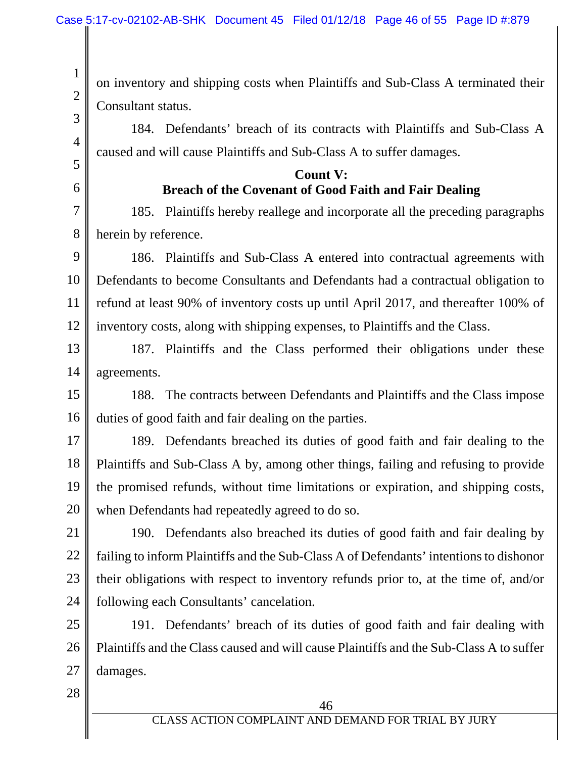on inventory and shipping costs when Plaintiffs and Sub-Class A terminated their Consultant status.

184. Defendants' breach of its contracts with Plaintiffs and Sub-Class A caused and will cause Plaintiffs and Sub-Class A to suffer damages.

**Count V:**
**Breach of the Covenant of Good Faith and Fair Dealing**

185. Plaintiffs hereby reallege and incorporate all the preceding paragraphs herein by reference.

186. Plaintiffs and Sub-Class A entered into contractual agreements with Defendants to become Consultants and Defendants had a contractual obligation to refund at least 90% of inventory costs up until April 2017, and thereafter 100% of inventory costs, along with shipping expenses, to Plaintiffs and the Class.

187. Plaintiffs and the Class performed their obligations under these agreements.

188. The contracts between Defendants and Plaintiffs and the Class impose duties of good faith and fair dealing on the parties.

189. Defendants breached its duties of good faith and fair dealing to the Plaintiffs and Sub-Class A by, among other things, failing and refusing to provide the promised refunds, without time limitations or expiration, and shipping costs, when Defendants had repeatedly agreed to do so.

190. Defendants also breached its duties of good faith and fair dealing by failing to inform Plaintiffs and the Sub-Class A of Defendants' intentions to dishonor their obligations with respect to inventory refunds prior to, at the time of, and/or following each Consultants' cancelation.

191. Defendants' breach of its duties of good faith and fair dealing with Plaintiffs and the Class caused and will cause Plaintiffs and the Sub-Class A to suffer damages.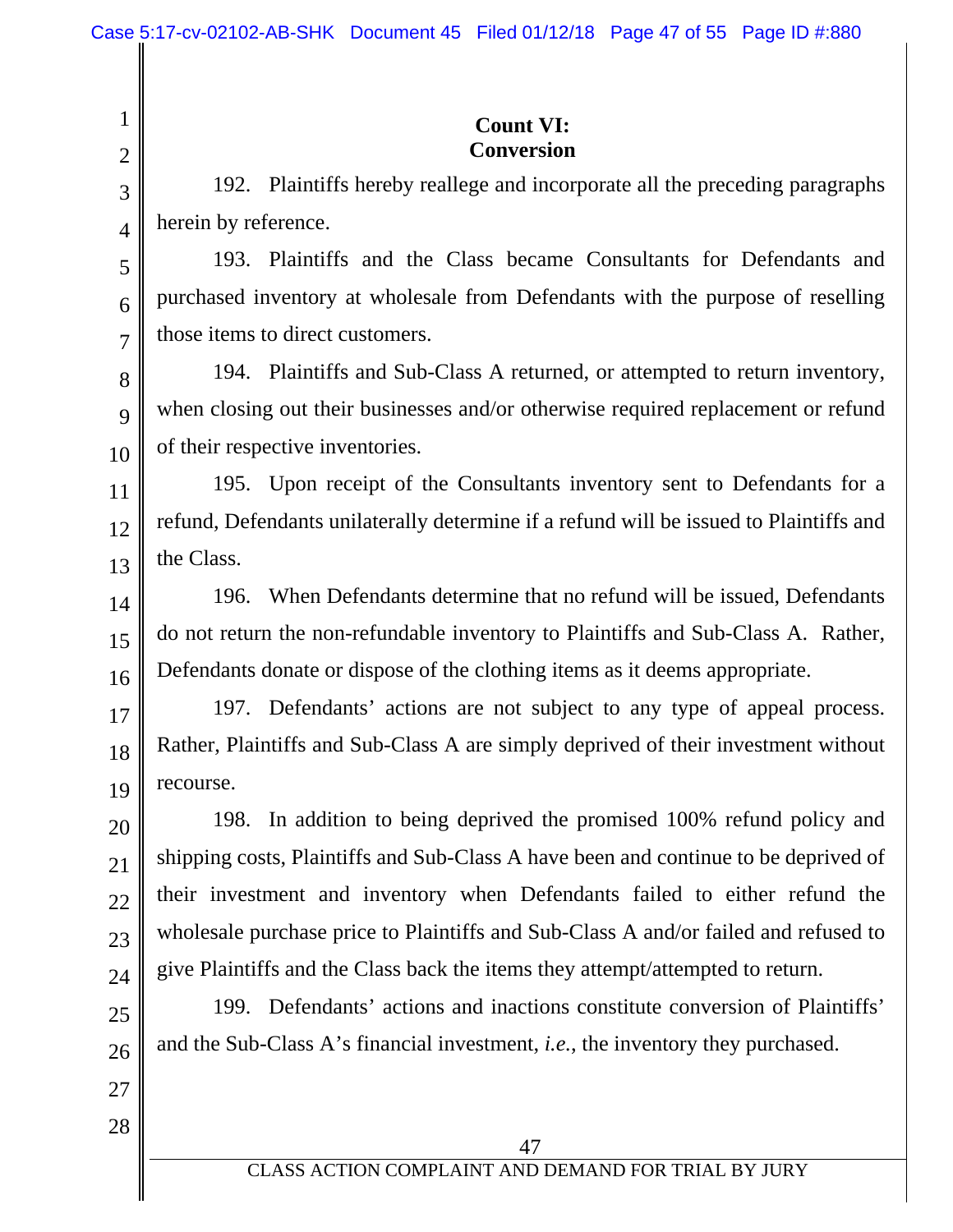**Count VI:**
**Conversion**

192. Plaintiffs hereby reallege and incorporate all the preceding paragraphs herein by reference.

193. Plaintiffs and the Class became Consultants for Defendants and purchased inventory at wholesale from Defendants with the purpose of reselling those items to direct customers.

194. Plaintiffs and Sub-Class A returned, or attempted to return inventory, when closing out their businesses and/or otherwise required replacement or refund of their respective inventories.

195. Upon receipt of the Consultants inventory sent to Defendants for a refund, Defendants unilaterally determine if a refund will be issued to Plaintiffs and the Class.

196. When Defendants determine that no refund will be issued, Defendants do not return the non-refundable inventory to Plaintiffs and Sub-Class A. Rather, Defendants donate or dispose of the clothing items as it deems appropriate.

197. Defendants' actions are not subject to any type of appeal process. Rather, Plaintiffs and Sub-Class A are simply deprived of their investment without recourse.

198. In addition to being deprived the promised 100% refund policy and shipping costs, Plaintiffs and Sub-Class A have been and continue to be deprived of their investment and inventory when Defendants failed to either refund the wholesale purchase price to Plaintiffs and Sub-Class A and/or failed and refused to give Plaintiffs and the Class back the items they attempt/attempted to return.

199. Defendants' actions and inactions constitute conversion of Plaintiffs' and the Sub-Class A's financial investment, *i.e.*, the inventory they purchased.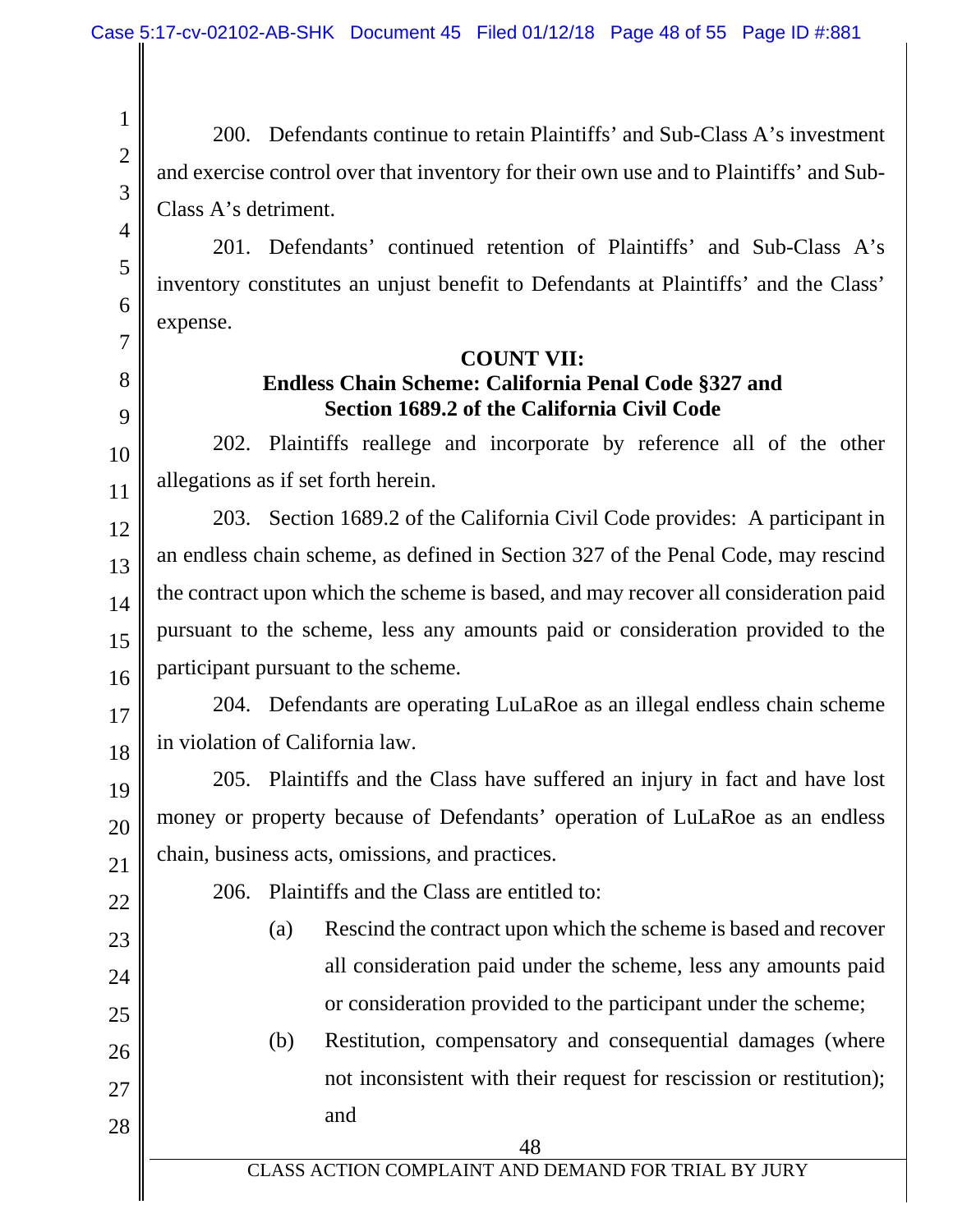200. Defendants continue to retain Plaintiffs' and Sub-Class A's investment and exercise control over that inventory for their own use and to Plaintiffs' and Sub-Class A's detriment.

201. Defendants' continued retention of Plaintiffs' and Sub-Class A's inventory constitutes an unjust benefit to Defendants at Plaintiffs' and the Class' expense.

**COUNT VII:**
**Endless Chain Scheme: California Penal Code §327 and Section 1689.2 of the California Civil Code**

202. Plaintiffs reallege and incorporate by reference all of the other allegations as if set forth herein.

203. Section 1689.2 of the California Civil Code provides: A participant in an endless chain scheme, as defined in Section 327 of the Penal Code, may rescind the contract upon which the scheme is based, and may recover all consideration paid pursuant to the scheme, less any amounts paid or consideration provided to the participant pursuant to the scheme.

204. Defendants are operating LuLaRoe as an illegal endless chain scheme in violation of California law.

205. Plaintiffs and the Class have suffered an injury in fact and have lost money or property because of Defendants' operation of LuLaRoe as an endless chain, business acts, omissions, and practices.

206. Plaintiffs and the Class are entitled to:

(a) Rescind the contract upon which the scheme is based and recover all consideration paid under the scheme, less any amounts paid or consideration provided to the participant under the scheme;

(b) Restitution, compensatory and consequential damages (where not inconsistent with their request for rescission or restitution); and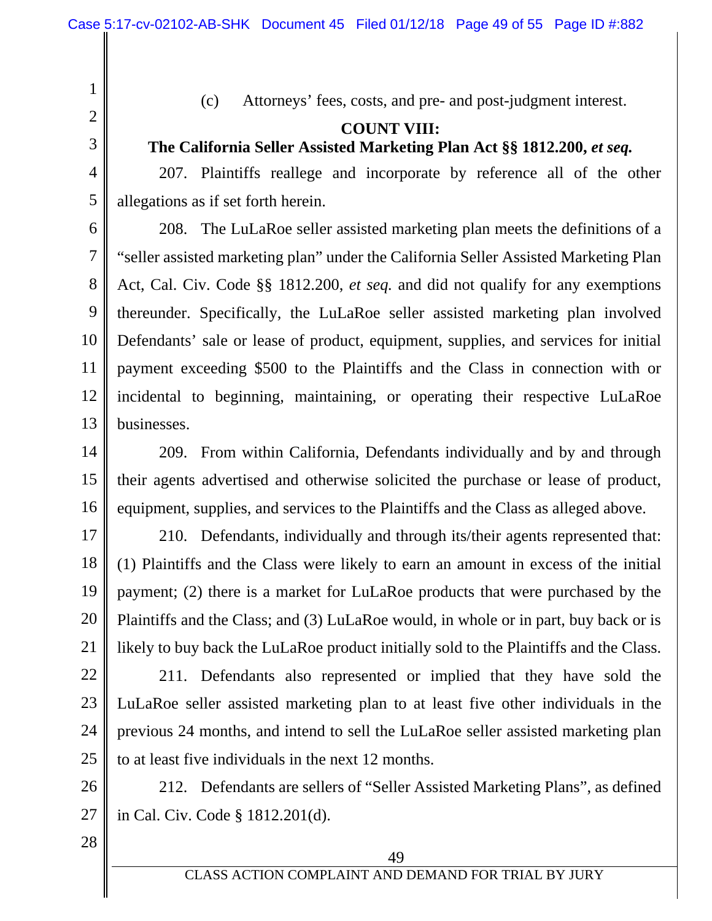(c) Attorneys' fees, costs, and pre- and post-judgment interest.

**COUNT VIII:**
**The California Seller Assisted Marketing Plan Act §§ 1812.200, *et seq.***

207. Plaintiffs reallege and incorporate by reference all of the other allegations as if set forth herein.

208. The LuLaRoe seller assisted marketing plan meets the definitions of a "seller assisted marketing plan" under the California Seller Assisted Marketing Plan Act, Cal. Civ. Code §§ 1812.200, *et seq.* and did not qualify for any exemptions thereunder. Specifically, the LuLaRoe seller assisted marketing plan involved Defendants' sale or lease of product, equipment, supplies, and services for initial payment exceeding $500 to the Plaintiffs and the Class in connection with or incidental to beginning, maintaining, or operating their respective LuLaRoe businesses.

209. From within California, Defendants individually and by and through their agents advertised and otherwise solicited the purchase or lease of product, equipment, supplies, and services to the Plaintiffs and the Class as alleged above.

210. Defendants, individually and through its/their agents represented that: (1) Plaintiffs and the Class were likely to earn an amount in excess of the initial payment; (2) there is a market for LuLaRoe products that were purchased by the Plaintiffs and the Class; and (3) LuLaRoe would, in whole or in part, buy back or is likely to buy back the LuLaRoe product initially sold to the Plaintiffs and the Class.

211. Defendants also represented or implied that they have sold the LuLaRoe seller assisted marketing plan to at least five other individuals in the previous 24 months, and intend to sell the LuLaRoe seller assisted marketing plan to at least five individuals in the next 12 months.

212. Defendants are sellers of "Seller Assisted Marketing Plans", as defined in Cal. Civ. Code § 1812.201(d).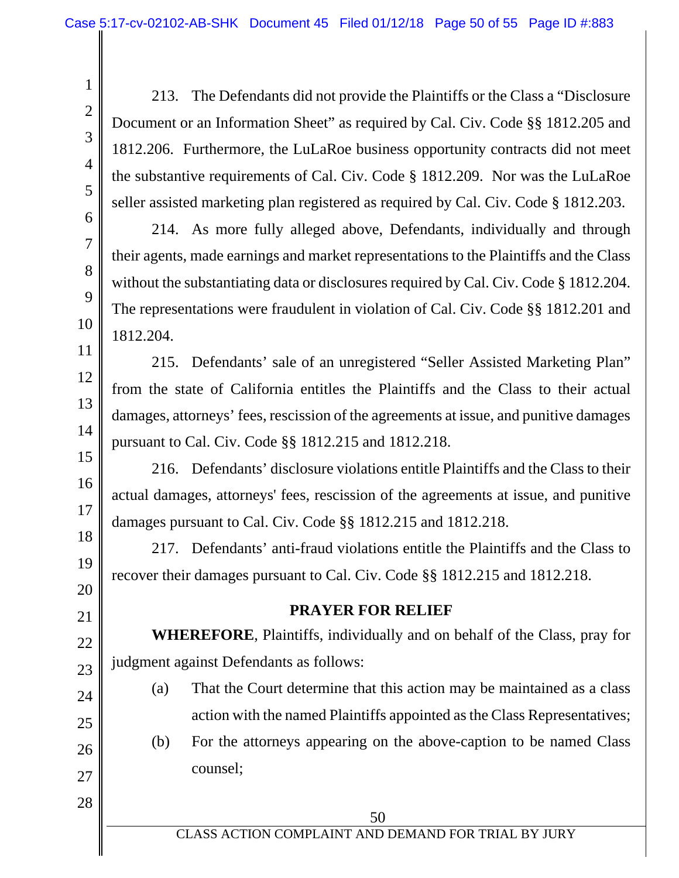213. The Defendants did not provide the Plaintiffs or the Class a "Disclosure Document or an Information Sheet" as required by Cal. Civ. Code §§ 1812.205 and 1812.206. Furthermore, the LuLaRoe business opportunity contracts did not meet the substantive requirements of Cal. Civ. Code § 1812.209. Nor was the LuLaRoe seller assisted marketing plan registered as required by Cal. Civ. Code § 1812.203.

214. As more fully alleged above, Defendants, individually and through their agents, made earnings and market representations to the Plaintiffs and the Class without the substantiating data or disclosures required by Cal. Civ. Code § 1812.204. The representations were fraudulent in violation of Cal. Civ. Code §§ 1812.201 and 1812.204.

215. Defendants' sale of an unregistered "Seller Assisted Marketing Plan" from the state of California entitles the Plaintiffs and the Class to their actual damages, attorneys' fees, rescission of the agreements at issue, and punitive damages pursuant to Cal. Civ. Code §§ 1812.215 and 1812.218.

216. Defendants' disclosure violations entitle Plaintiffs and the Class to their actual damages, attorneys' fees, rescission of the agreements at issue, and punitive damages pursuant to Cal. Civ. Code §§ 1812.215 and 1812.218.

217. Defendants' anti-fraud violations entitle the Plaintiffs and the Class to recover their damages pursuant to Cal. Civ. Code §§ 1812.215 and 1812.218.

## PRAYER FOR RELIEF

**WHEREFORE**, Plaintiffs, individually and on behalf of the Class, pray for judgment against Defendants as follows:

(a) That the Court determine that this action may be maintained as a class action with the named Plaintiffs appointed as the Class Representatives;

(b) For the attorneys appearing on the above-caption to be named Class counsel;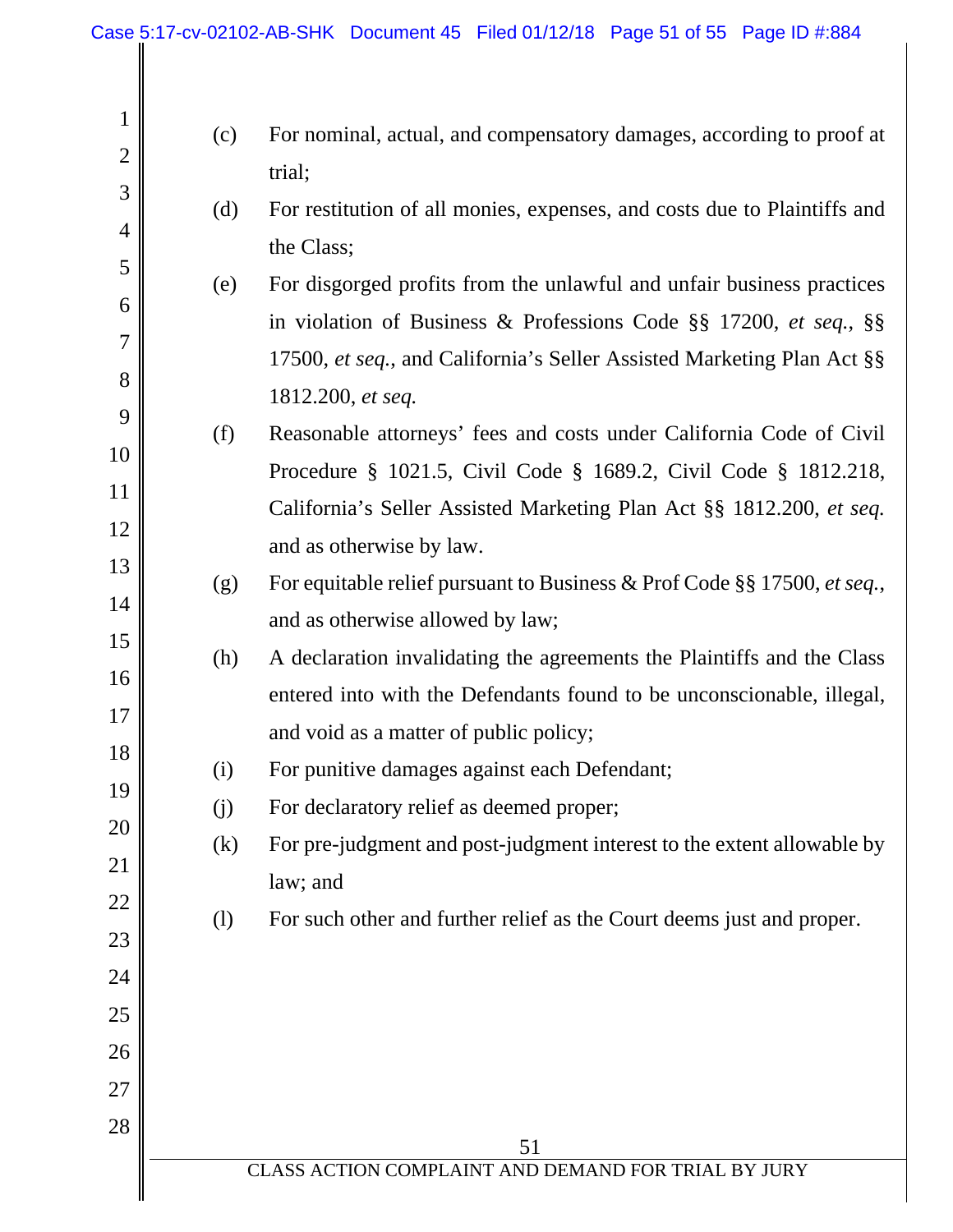(c) For nominal, actual, and compensatory damages, according to proof at trial;

(d) For restitution of all monies, expenses, and costs due to Plaintiffs and the Class;

(e) For disgorged profits from the unlawful and unfair business practices in violation of Business & Professions Code §§ 17200, *et seq.*, §§ 17500, *et seq.*, and California's Seller Assisted Marketing Plan Act §§ 1812.200, *et seq.*

(f) Reasonable attorneys' fees and costs under California Code of Civil Procedure § 1021.5, Civil Code § 1689.2, Civil Code § 1812.218, California's Seller Assisted Marketing Plan Act §§ 1812.200, *et seq.* and as otherwise by law.

(g) For equitable relief pursuant to Business & Prof Code §§ 17500, *et seq.*, and as otherwise allowed by law;

(h) A declaration invalidating the agreements the Plaintiffs and the Class entered into with the Defendants found to be unconscionable, illegal, and void as a matter of public policy;

(i) For punitive damages against each Defendant;

(j) For declaratory relief as deemed proper;

(k) For pre-judgment and post-judgment interest to the extent allowable by law; and

(l) For such other and further relief as the Court deems just and proper.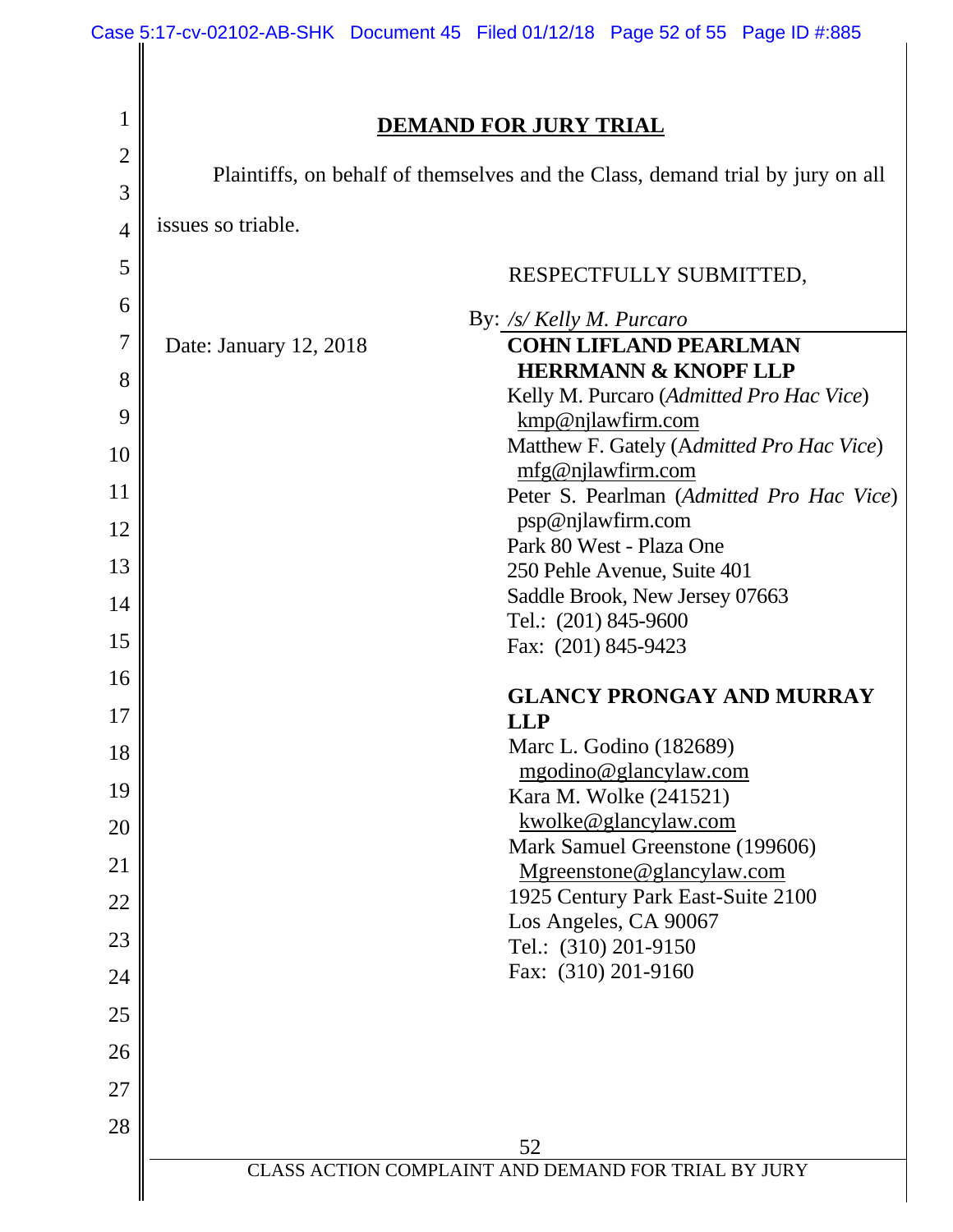## DEMAND FOR JURY TRIAL

Plaintiffs, on behalf of themselves and the Class, demand trial by jury on all issues so triable.

RESPECTFULLY SUBMITTED,

Date: January 12, 2018

By: */s/ Kelly M. Purcaro*

**COHN LIFLAND PEARLMAN HERRMANN & KNOPF LLP**
Kelly M. Purcaro (*Admitted Pro Hac Vice*)
kmp@njlawfirm.com
Matthew F. Gately (*Admitted Pro Hac Vice*)
mfg@njlawfirm.com
Peter S. Pearlman (*Admitted Pro Hac Vice*)
psp@njlawfirm.com
Park 80 West - Plaza One
250 Pehle Avenue, Suite 401
Saddle Brook, New Jersey 07663
Tel.: (201) 845-9600
Fax: (201) 845-9423

**GLANCY PRONGAY AND MURRAY LLP**
Marc L. Godino (182689)
mgodino@glancylaw.com
Kara M. Wolke (241521)
kwolke@glancylaw.com
Mark Samuel Greenstone (199606)
Mgreenstone@glancylaw.com
1925 Century Park East-Suite 2100
Los Angeles, CA 90067
Tel.: (310) 201-9150
Fax: (310) 201-9160

CLASS ACTION COMPLAINT AND DEMAND FOR TRIAL BY JURY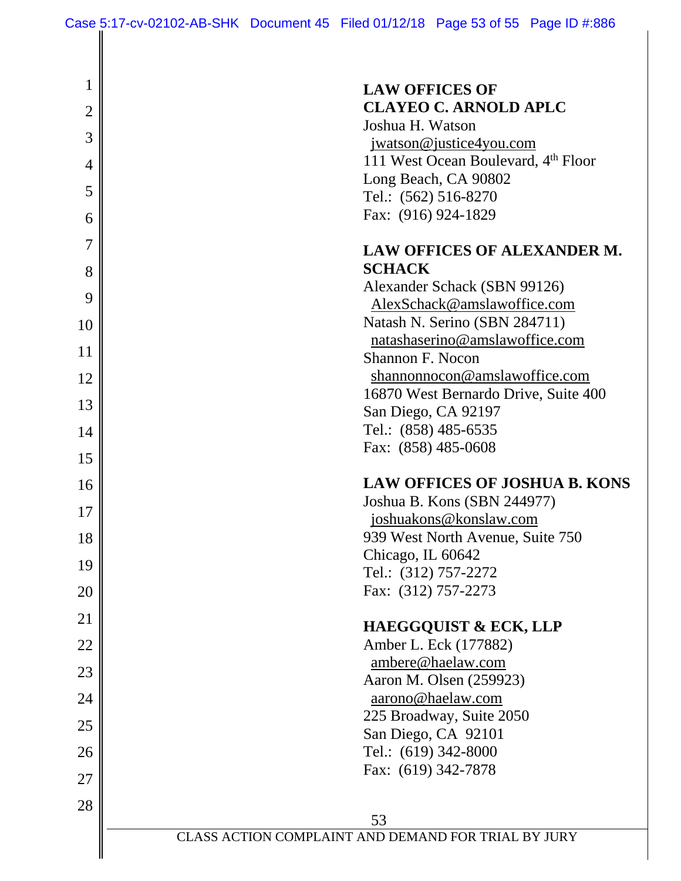**LAW OFFICES OF**
**CLAYEO C. ARNOLD APLC**
Joshua H. Watson
jwatson@justice4you.com
111 West Ocean Boulevard, 4th Floor
Long Beach, CA 90802
Tel.: (562) 516-8270
Fax: (916) 924-1829

**LAW OFFICES OF ALEXANDER M. SCHACK**
Alexander Schack (SBN 99126)
AlexSchack@amslawoffice.com
Natash N. Serino (SBN 284711)
natashaserino@amslawoffice.com
Shannon F. Nocon
shannonnocon@amslawoffice.com
16870 West Bernardo Drive, Suite 400
San Diego, CA 92197
Tel.: (858) 485-6535
Fax: (858) 485-0608

**LAW OFFICES OF JOSHUA B. KONS**
Joshua B. Kons (SBN 244977)
joshuakons@konslaw.com
939 West North Avenue, Suite 750
Chicago, IL 60642
Tel.: (312) 757-2272
Fax: (312) 757-2273

**HAEGGQUIST & ECK, LLP**
Amber L. Eck (177882)
ambere@haelaw.com
Aaron M. Olsen (259923)
aarono@haelaw.com
225 Broadway, Suite 2050
San Diego, CA 92101
Tel.: (619) 342-8000
Fax: (619) 342-7878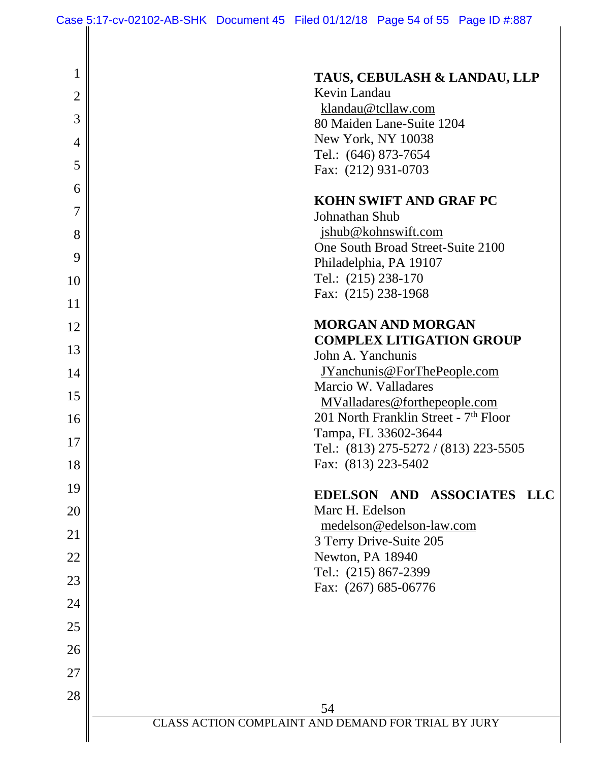**TAUS, CEBULASH & LANDAU, LLP**
Kevin Landau
klandau@tcllaw.com
80 Maiden Lane-Suite 1204
New York, NY 10038
Tel.: (646) 873-7654
Fax: (212) 931-0703

**KOHN SWIFT AND GRAF PC**
Johnathan Shub
jshub@kohnswift.com
One South Broad Street-Suite 2100
Philadelphia, PA 19107
Tel.: (215) 238-170
Fax: (215) 238-1968

**MORGAN AND MORGAN COMPLEX LITIGATION GROUP**
John A. Yanchunis
JYanchunis@ForThePeople.com
Marcio W. Valladares
MValladares@forthepeople.com
201 North Franklin Street - 7th Floor
Tampa, FL 33602-3644
Tel.: (813) 275-5272 / (813) 223-5505
Fax: (813) 223-5402

**EDELSON AND ASSOCIATES LLC**
Marc H. Edelson
medelson@edelson-law.com
3 Terry Drive-Suite 205
Newton, PA 18940
Tel.: (215) 867-2399
Fax: (267) 685-06776

CLASS ACTION COMPLAINT AND DEMAND FOR TRIAL BY JURY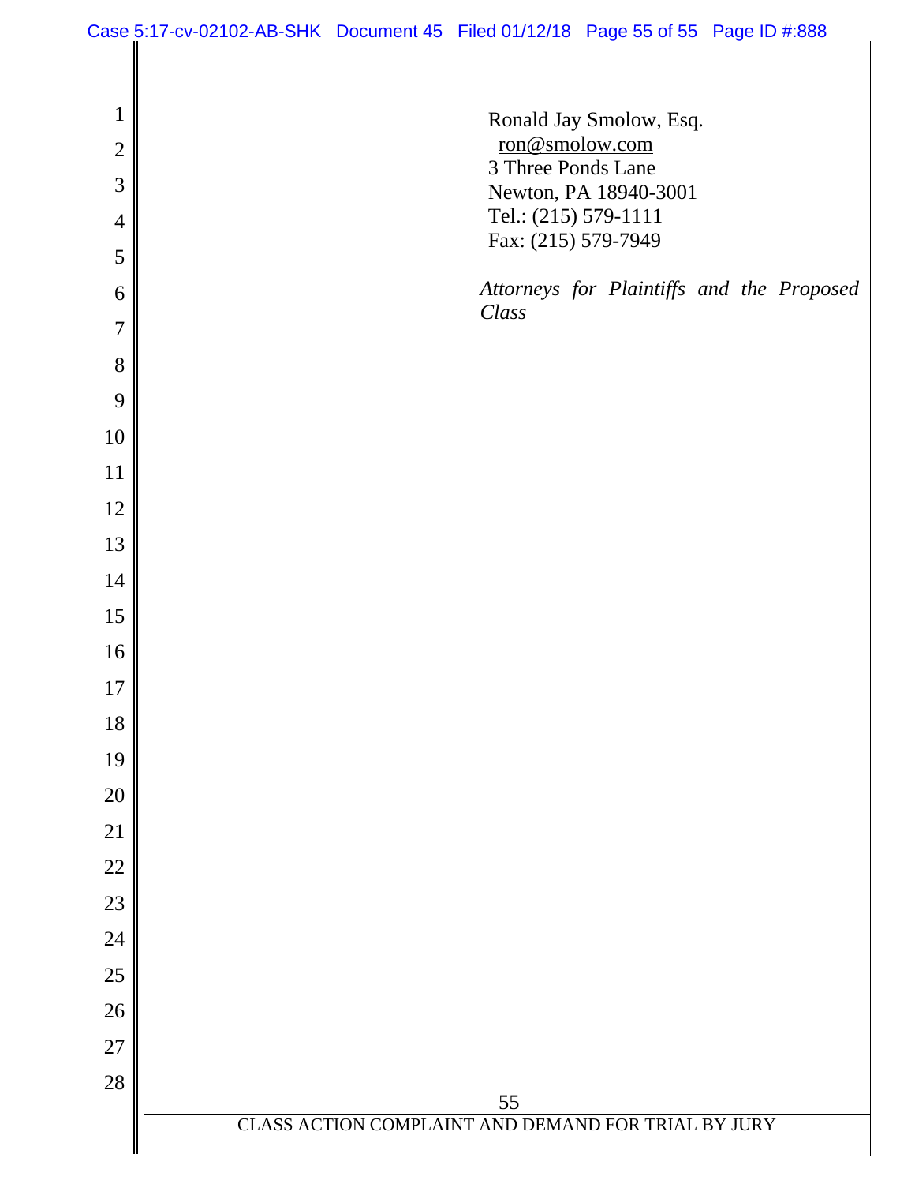Ronald Jay Smolow, Esq.
ron@smolow.com
3 Three Ponds Lane
Newton, PA 18940-3001
Tel.: (215) 579-1111
Fax: (215) 579-7949

*Attorneys for Plaintiffs and the Proposed Class*